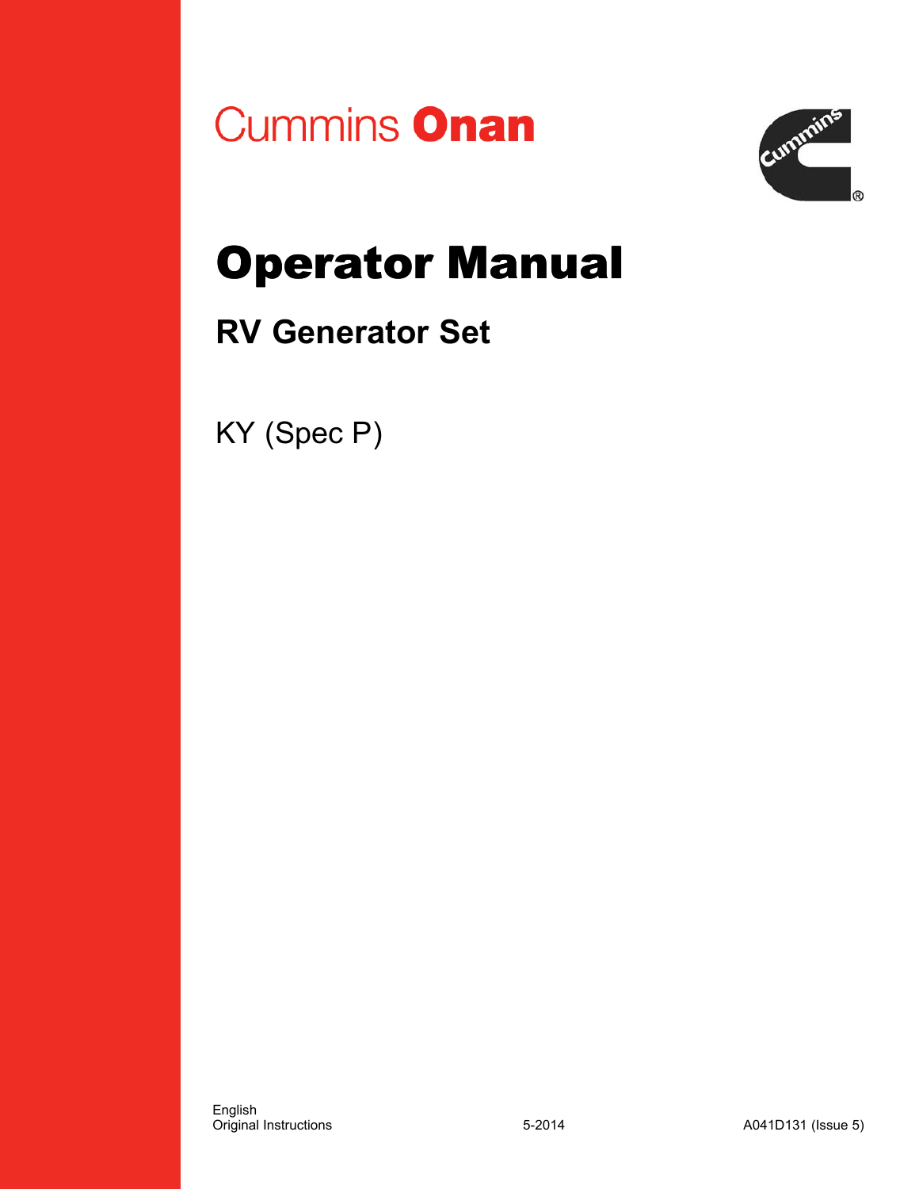Cummins **Onan**

# Operator Manual

## RV Generator Set

KY (Spec P)

English
Original Instructions

5-2014

A041D131 (Issue 5)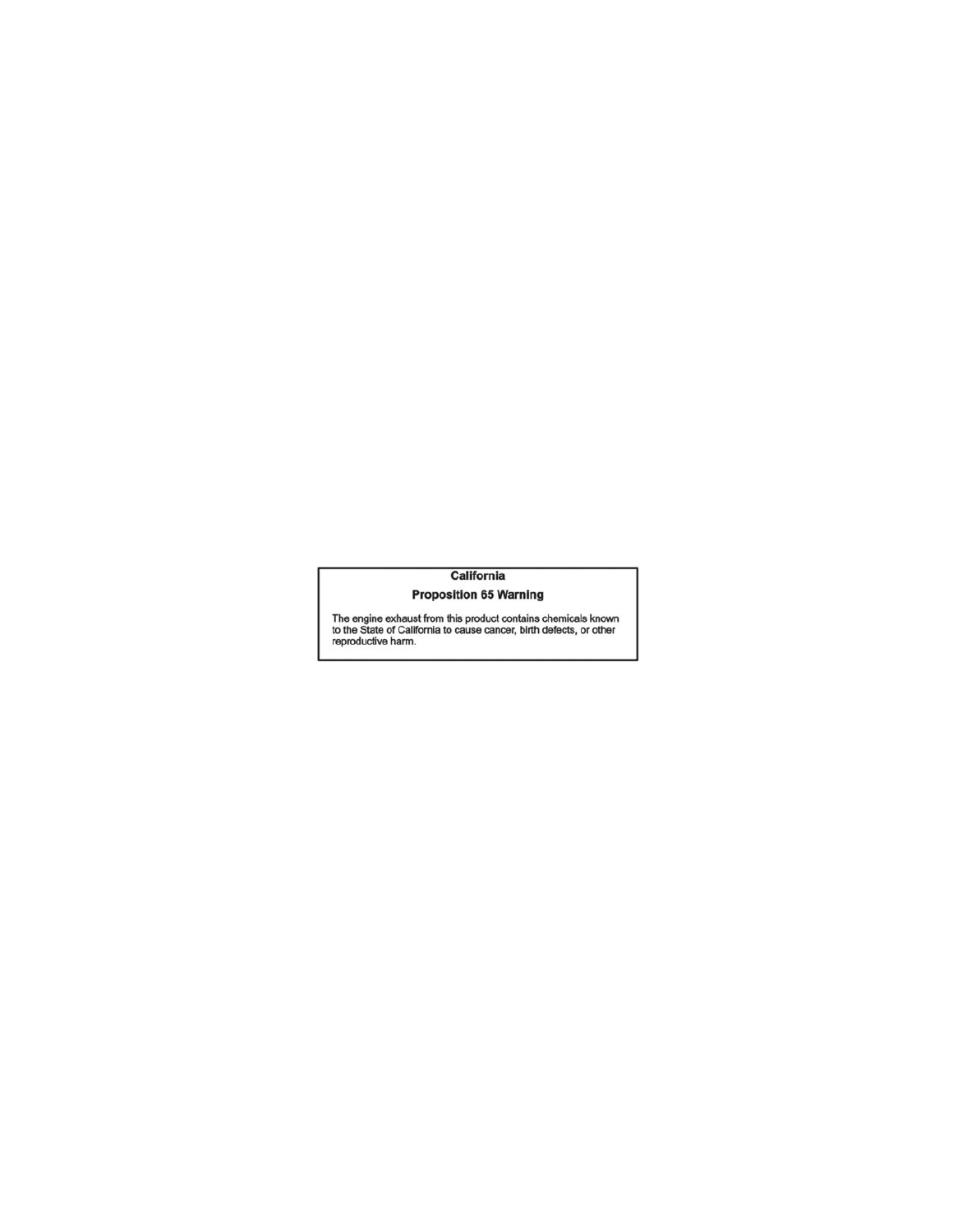**California**

**Proposition 65 Warning**

The engine exhaust from this product contains chemicals known to the State of California to cause cancer, birth defects, or other reproductive harm.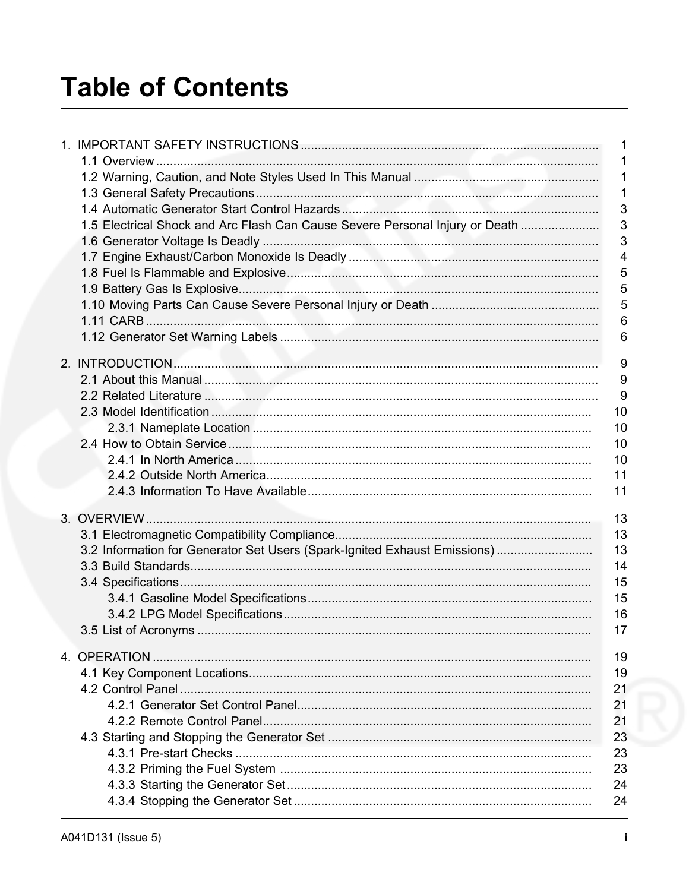# Table of Contents

1. IMPORTANT SAFETY INSTRUCTIONS ..... 1
   - 1.1 Overview ..... 1
   - 1.2 Warning, Caution, and Note Styles Used In This Manual ..... 1
   - 1.3 General Safety Precautions ..... 1
   - 1.4 Automatic Generator Start Control Hazards ..... 3
   - 1.5 Electrical Shock and Arc Flash Can Cause Severe Personal Injury or Death ..... 3
   - 1.6 Generator Voltage Is Deadly ..... 3
   - 1.7 Engine Exhaust/Carbon Monoxide Is Deadly ..... 4
   - 1.8 Fuel Is Flammable and Explosive ..... 5
   - 1.9 Battery Gas Is Explosive ..... 5
   - 1.10 Moving Parts Can Cause Severe Personal Injury or Death ..... 5
   - 1.11 CARB ..... 6
   - 1.12 Generator Set Warning Labels ..... 6

2. INTRODUCTION ..... 9
   - 2.1 About this Manual ..... 9
   - 2.2 Related Literature ..... 9
   - 2.3 Model Identification ..... 10
     - 2.3.1 Nameplate Location ..... 10
   - 2.4 How to Obtain Service ..... 10
     - 2.4.1 In North America ..... 10
     - 2.4.2 Outside North America ..... 11
     - 2.4.3 Information To Have Available ..... 11

3. OVERVIEW ..... 13
   - 3.1 Electromagnetic Compatibility Compliance ..... 13
   - 3.2 Information for Generator Set Users (Spark-Ignited Exhaust Emissions) ..... 13
   - 3.3 Build Standards ..... 14
   - 3.4 Specifications ..... 15
     - 3.4.1 Gasoline Model Specifications ..... 15
     - 3.4.2 LPG Model Specifications ..... 16
   - 3.5 List of Acronyms ..... 17

4. OPERATION ..... 19
   - 4.1 Key Component Locations ..... 19
   - 4.2 Control Panel ..... 21
     - 4.2.1 Generator Set Control Panel ..... 21
     - 4.2.2 Remote Control Panel ..... 21
   - 4.3 Starting and Stopping the Generator Set ..... 23
     - 4.3.1 Pre-start Checks ..... 23
     - 4.3.2 Priming the Fuel System ..... 23
     - 4.3.3 Starting the Generator Set ..... 24
     - 4.3.4 Stopping the Generator Set ..... 24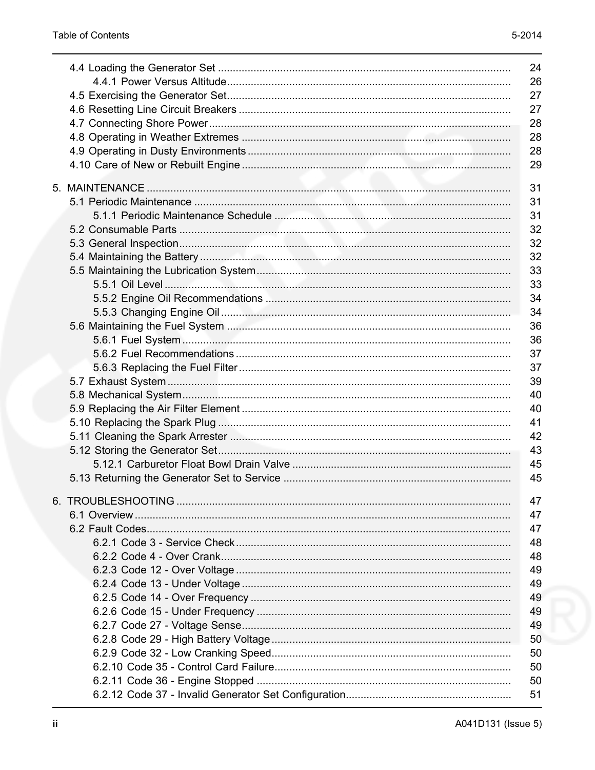| | |
|---|---|
| 4.4 Loading the Generator Set | 24 |
| 4.4.1 Power Versus Altitude | 26 |
| 4.5 Exercising the Generator Set | 27 |
| 4.6 Resetting Line Circuit Breakers | 27 |
| 4.7 Connecting Shore Power | 28 |
| 4.8 Operating in Weather Extremes | 28 |
| 4.9 Operating in Dusty Environments | 28 |
| 4.10 Care of New or Rebuilt Engine | 29 |
| 5. MAINTENANCE | 31 |
| 5.1 Periodic Maintenance | 31 |
| 5.1.1 Periodic Maintenance Schedule | 31 |
| 5.2 Consumable Parts | 32 |
| 5.3 General Inspection | 32 |
| 5.4 Maintaining the Battery | 32 |
| 5.5 Maintaining the Lubrication System | 33 |
| 5.5.1 Oil Level | 33 |
| 5.5.2 Engine Oil Recommendations | 34 |
| 5.5.3 Changing Engine Oil | 34 |
| 5.6 Maintaining the Fuel System | 36 |
| 5.6.1 Fuel System | 36 |
| 5.6.2 Fuel Recommendations | 37 |
| 5.6.3 Replacing the Fuel Filter | 37 |
| 5.7 Exhaust System | 39 |
| 5.8 Mechanical System | 40 |
| 5.9 Replacing the Air Filter Element | 40 |
| 5.10 Replacing the Spark Plug | 41 |
| 5.11 Cleaning the Spark Arrester | 42 |
| 5.12 Storing the Generator Set | 43 |
| 5.12.1 Carburetor Float Bowl Drain Valve | 45 |
| 5.13 Returning the Generator Set to Service | 45 |
| 6. TROUBLESHOOTING | 47 |
| 6.1 Overview | 47 |
| 6.2 Fault Codes | 47 |
| 6.2.1 Code 3 - Service Check | 48 |
| 6.2.2 Code 4 - Over Crank | 48 |
| 6.2.3 Code 12 - Over Voltage | 49 |
| 6.2.4 Code 13 - Under Voltage | 49 |
| 6.2.5 Code 14 - Over Frequency | 49 |
| 6.2.6 Code 15 - Under Frequency | 49 |
| 6.2.7 Code 27 - Voltage Sense | 49 |
| 6.2.8 Code 29 - High Battery Voltage | 50 |
| 6.2.9 Code 32 - Low Cranking Speed | 50 |
| 6.2.10 Code 35 - Control Card Failure | 50 |
| 6.2.11 Code 36 - Engine Stopped | 50 |
| 6.2.12 Code 37 - Invalid Generator Set Configuration | 51 |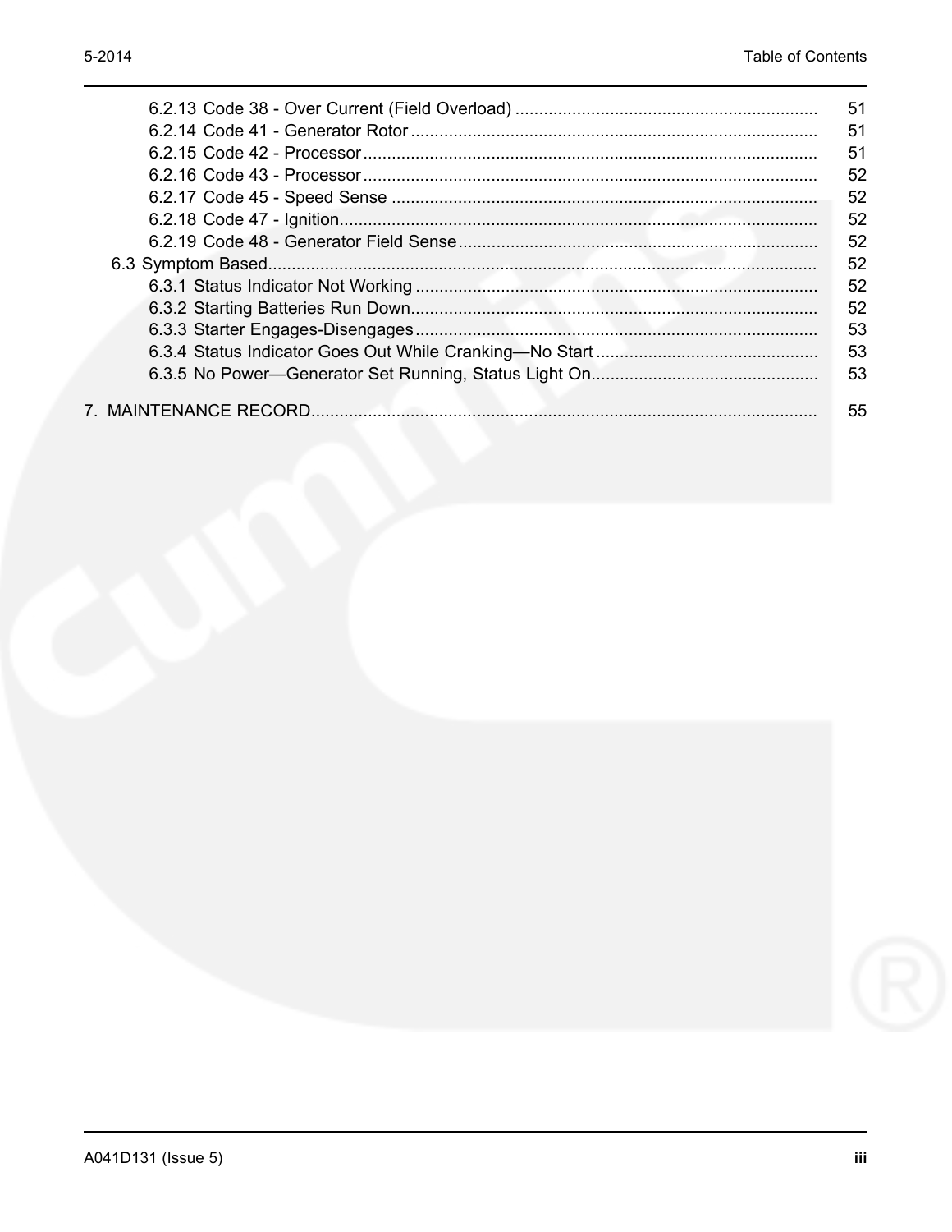6.2.13 Code 38 - Over Current (Field Overload) ........ 51
6.2.14 Code 41 - Generator Rotor ........ 51
6.2.15 Code 42 - Processor ........ 51
6.2.16 Code 43 - Processor ........ 52
6.2.17 Code 45 - Speed Sense ........ 52
6.2.18 Code 47 - Ignition ........ 52
6.2.19 Code 48 - Generator Field Sense ........ 52

6.3 Symptom Based ........ 52
6.3.1 Status Indicator Not Working ........ 52
6.3.2 Starting Batteries Run Down ........ 52
6.3.3 Starter Engages-Disengages ........ 53
6.3.4 Status Indicator Goes Out While Cranking—No Start ........ 53
6.3.5 No Power—Generator Set Running, Status Light On ........ 53

7. MAINTENANCE RECORD ........ 55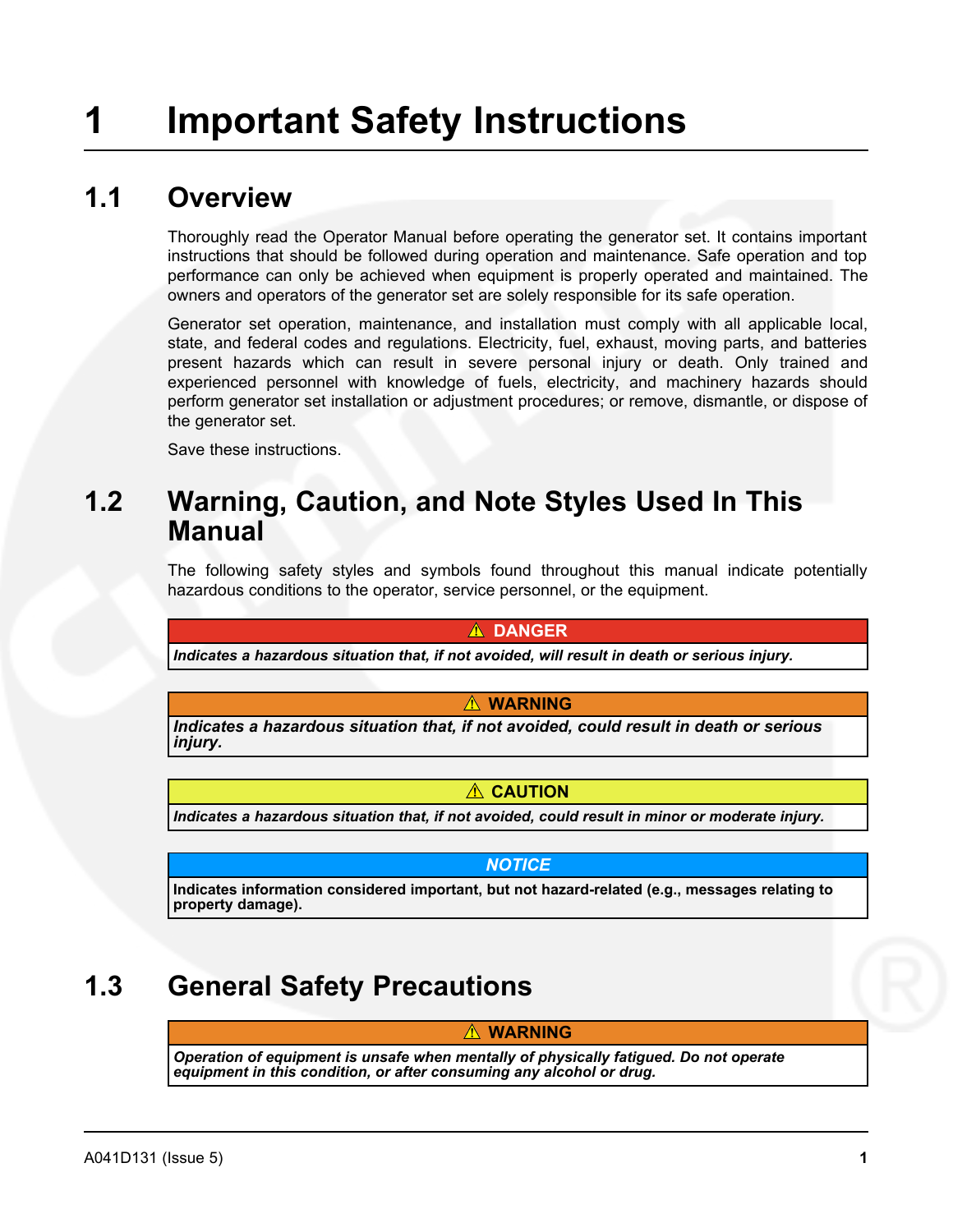# 1 Important Safety Instructions

## 1.1 Overview

Thoroughly read the Operator Manual before operating the generator set. It contains important instructions that should be followed during operation and maintenance. Safe operation and top performance can only be achieved when equipment is properly operated and maintained. The owners and operators of the generator set are solely responsible for its safe operation.

Generator set operation, maintenance, and installation must comply with all applicable local, state, and federal codes and regulations. Electricity, fuel, exhaust, moving parts, and batteries present hazards which can result in severe personal injury or death. Only trained and experienced personnel with knowledge of fuels, electricity, and machinery hazards should perform generator set installation or adjustment procedures; or remove, dismantle, or dispose of the generator set.

Save these instructions.

## 1.2 Warning, Caution, and Note Styles Used In This Manual

The following safety styles and symbols found throughout this manual indicate potentially hazardous conditions to the operator, service personnel, or the equipment.

**⚠ DANGER**

***Indicates a hazardous situation that, if not avoided, will result in death or serious injury.***

**⚠ WARNING**

***Indicates a hazardous situation that, if not avoided, could result in death or serious injury.***

**⚠ CAUTION**

***Indicates a hazardous situation that, if not avoided, could result in minor or moderate injury.***

***NOTICE***

**Indicates information considered important, but not hazard-related (e.g., messages relating to property damage).**

## 1.3 General Safety Precautions

**⚠ WARNING**

***Operation of equipment is unsafe when mentally of physically fatigued. Do not operate equipment in this condition, or after consuming any alcohol or drug.***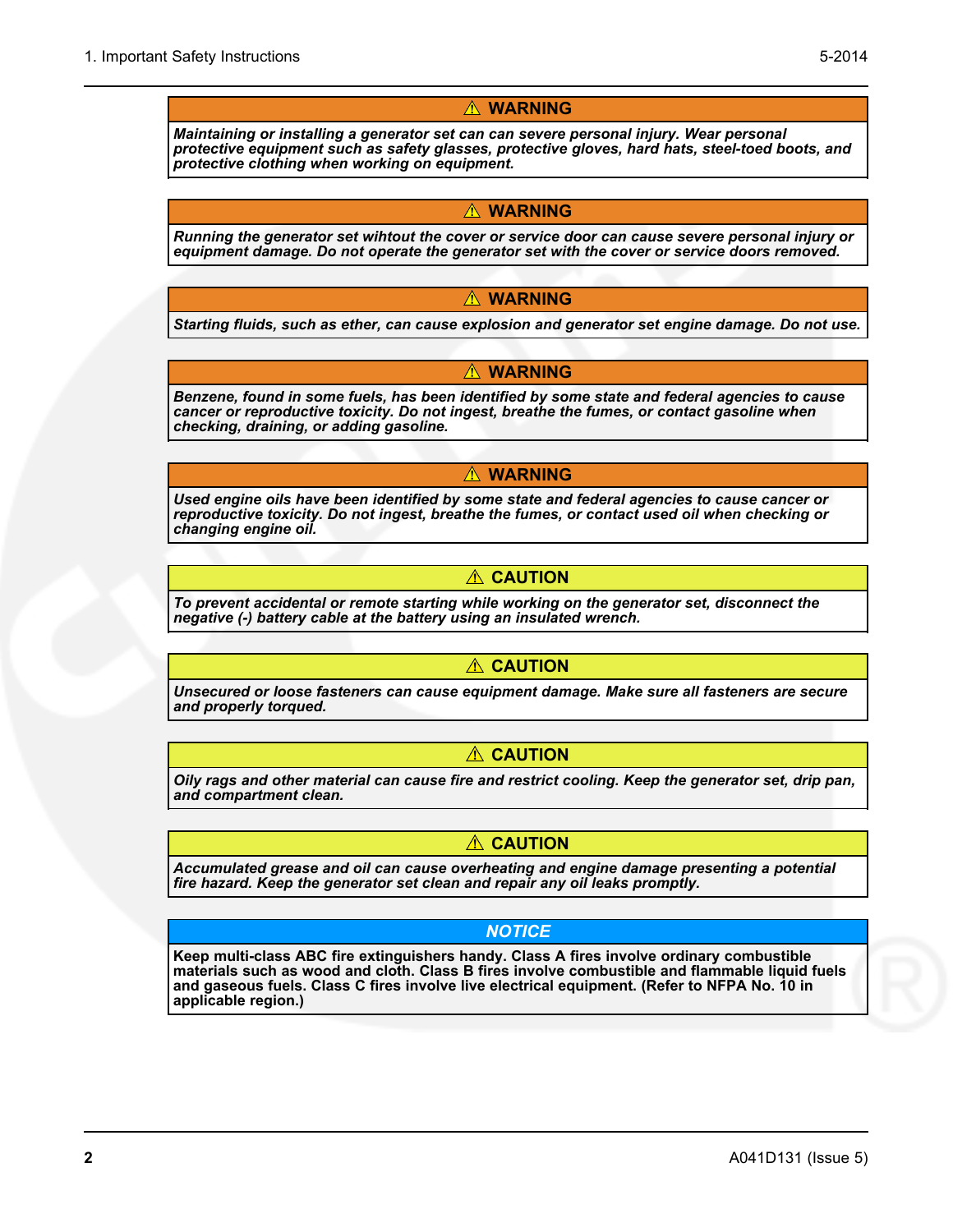**⚠ WARNING**

***Maintaining or installing a generator set can can severe personal injury. Wear personal protective equipment such as safety glasses, protective gloves, hard hats, steel-toed boots, and protective clothing when working on equipment.***

**⚠ WARNING**

***Running the generator set wihtout the cover or service door can cause severe personal injury or equipment damage. Do not operate the generator set with the cover or service doors removed.***

**⚠ WARNING**

***Starting fluids, such as ether, can cause explosion and generator set engine damage. Do not use.***

**⚠ WARNING**

***Benzene, found in some fuels, has been identified by some state and federal agencies to cause cancer or reproductive toxicity. Do not ingest, breathe the fumes, or contact gasoline when checking, draining, or adding gasoline.***

**⚠ WARNING**

***Used engine oils have been identified by some state and federal agencies to cause cancer or reproductive toxicity. Do not ingest, breathe the fumes, or contact used oil when checking or changing engine oil.***

**⚠ CAUTION**

***To prevent accidental or remote starting while working on the generator set, disconnect the negative (-) battery cable at the battery using an insulated wrench.***

**⚠ CAUTION**

***Unsecured or loose fasteners can cause equipment damage. Make sure all fasteners are secure and properly torqued.***

**⚠ CAUTION**

***Oily rags and other material can cause fire and restrict cooling. Keep the generator set, drip pan, and compartment clean.***

**⚠ CAUTION**

***Accumulated grease and oil can cause overheating and engine damage presenting a potential fire hazard. Keep the generator set clean and repair any oil leaks promptly.***

***NOTICE***

**Keep multi-class ABC fire extinguishers handy. Class A fires involve ordinary combustible materials such as wood and cloth. Class B fires involve combustible and flammable liquid fuels and gaseous fuels. Class C fires involve live electrical equipment. (Refer to NFPA No. 10 in applicable region.)**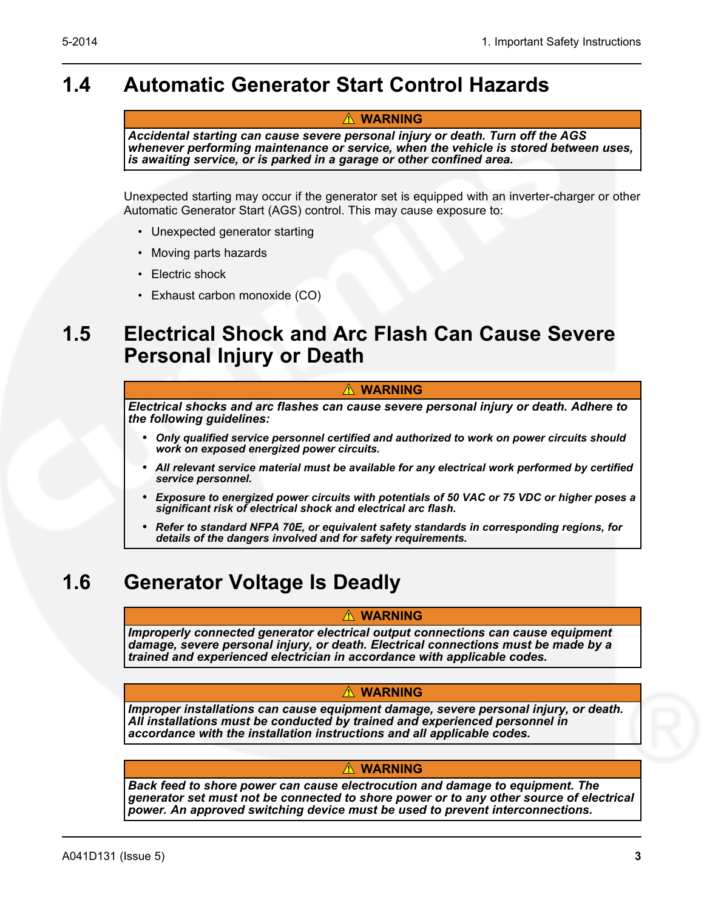## 1.4 Automatic Generator Start Control Hazards

> ⚠ **WARNING**
>
> ***Accidental starting can cause severe personal injury or death. Turn off the AGS whenever performing maintenance or service, when the vehicle is stored between uses, is awaiting service, or is parked in a garage or other confined area.***

Unexpected starting may occur if the generator set is equipped with an inverter-charger or other Automatic Generator Start (AGS) control. This may cause exposure to:

- Unexpected generator starting
- Moving parts hazards
- Electric shock
- Exhaust carbon monoxide (CO)

## 1.5 Electrical Shock and Arc Flash Can Cause Severe Personal Injury or Death

> ⚠ **WARNING**
>
> ***Electrical shocks and arc flashes can cause severe personal injury or death. Adhere to the following guidelines:***
>
> - ***Only qualified service personnel certified and authorized to work on power circuits should work on exposed energized power circuits.***
> - ***All relevant service material must be available for any electrical work performed by certified service personnel.***
> - ***Exposure to energized power circuits with potentials of 50 VAC or 75 VDC or higher poses a significant risk of electrical shock and electrical arc flash.***
> - ***Refer to standard NFPA 70E, or equivalent safety standards in corresponding regions, for details of the dangers involved and for safety requirements.***

## 1.6 Generator Voltage Is Deadly

> ⚠ **WARNING**
>
> ***Improperly connected generator electrical output connections can cause equipment damage, severe personal injury, or death. Electrical connections must be made by a trained and experienced electrician in accordance with applicable codes.***

> ⚠ **WARNING**
>
> ***Improper installations can cause equipment damage, severe personal injury, or death. All installations must be conducted by trained and experienced personnel in accordance with the installation instructions and all applicable codes.***

> ⚠ **WARNING**
>
> ***Back feed to shore power can cause electrocution and damage to equipment. The generator set must not be connected to shore power or to any other source of electrical power. An approved switching device must be used to prevent interconnections.***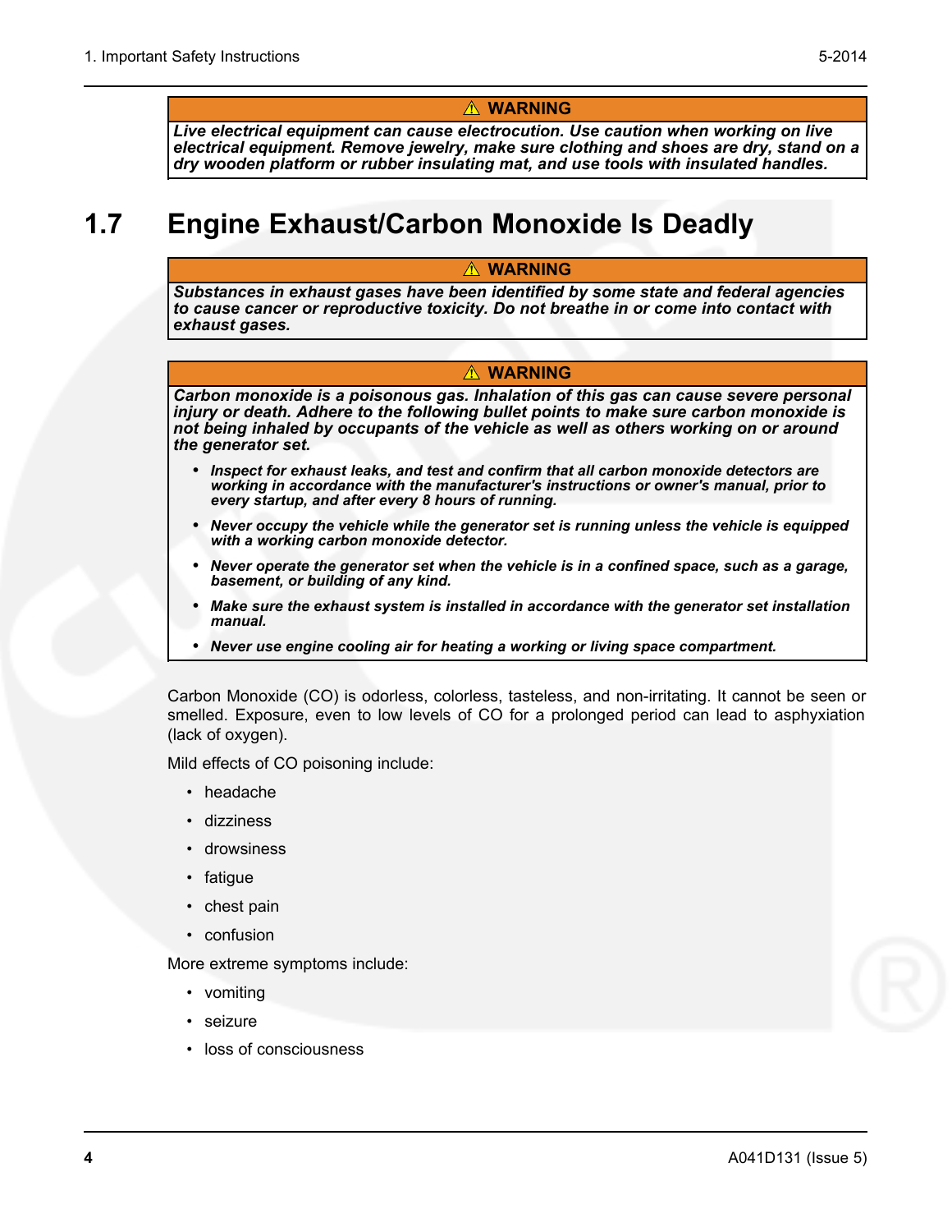**⚠ WARNING**

***Live electrical equipment can cause electrocution. Use caution when working on live electrical equipment. Remove jewelry, make sure clothing and shoes are dry, stand on a dry wooden platform or rubber insulating mat, and use tools with insulated handles.***

## 1.7 Engine Exhaust/Carbon Monoxide Is Deadly

**⚠ WARNING**

***Substances in exhaust gases have been identified by some state and federal agencies to cause cancer or reproductive toxicity. Do not breathe in or come into contact with exhaust gases.***

**⚠ WARNING**

***Carbon monoxide is a poisonous gas. Inhalation of this gas can cause severe personal injury or death. Adhere to the following bullet points to make sure carbon monoxide is not being inhaled by occupants of the vehicle as well as others working on or around the generator set.***

- ***Inspect for exhaust leaks, and test and confirm that all carbon monoxide detectors are working in accordance with the manufacturer's instructions or owner's manual, prior to every startup, and after every 8 hours of running.***
- ***Never occupy the vehicle while the generator set is running unless the vehicle is equipped with a working carbon monoxide detector.***
- ***Never operate the generator set when the vehicle is in a confined space, such as a garage, basement, or building of any kind.***
- ***Make sure the exhaust system is installed in accordance with the generator set installation manual.***
- ***Never use engine cooling air for heating a working or living space compartment.***

Carbon Monoxide (CO) is odorless, colorless, tasteless, and non-irritating. It cannot be seen or smelled. Exposure, even to low levels of CO for a prolonged period can lead to asphyxiation (lack of oxygen).

Mild effects of CO poisoning include:

- headache
- dizziness
- drowsiness
- fatigue
- chest pain
- confusion

More extreme symptoms include:

- vomiting
- seizure
- loss of consciousness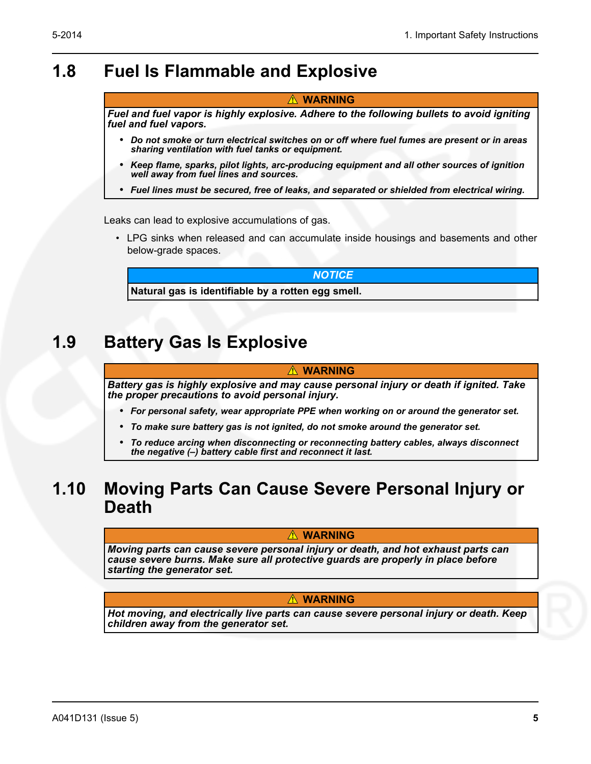## 1.8 Fuel Is Flammable and Explosive

**⚠ WARNING**

***Fuel and fuel vapor is highly explosive. Adhere to the following bullets to avoid igniting fuel and fuel vapors.***

- ***Do not smoke or turn electrical switches on or off where fuel fumes are present or in areas sharing ventilation with fuel tanks or equipment.***
- ***Keep flame, sparks, pilot lights, arc-producing equipment and all other sources of ignition well away from fuel lines and sources.***
- ***Fuel lines must be secured, free of leaks, and separated or shielded from electrical wiring.***

Leaks can lead to explosive accumulations of gas.

- LPG sinks when released and can accumulate inside housings and basements and other below-grade spaces.

***NOTICE***

**Natural gas is identifiable by a rotten egg smell.**

## 1.9 Battery Gas Is Explosive

**⚠ WARNING**

***Battery gas is highly explosive and may cause personal injury or death if ignited. Take the proper precautions to avoid personal injury.***

- ***For personal safety, wear appropriate PPE when working on or around the generator set.***
- ***To make sure battery gas is not ignited, do not smoke around the generator set.***
- ***To reduce arcing when disconnecting or reconnecting battery cables, always disconnect the negative (–) battery cable first and reconnect it last.***

## 1.10 Moving Parts Can Cause Severe Personal Injury or Death

**⚠ WARNING**

***Moving parts can cause severe personal injury or death, and hot exhaust parts can cause severe burns. Make sure all protective guards are properly in place before starting the generator set.***

**⚠ WARNING**

***Hot moving, and electrically live parts can cause severe personal injury or death. Keep children away from the generator set.***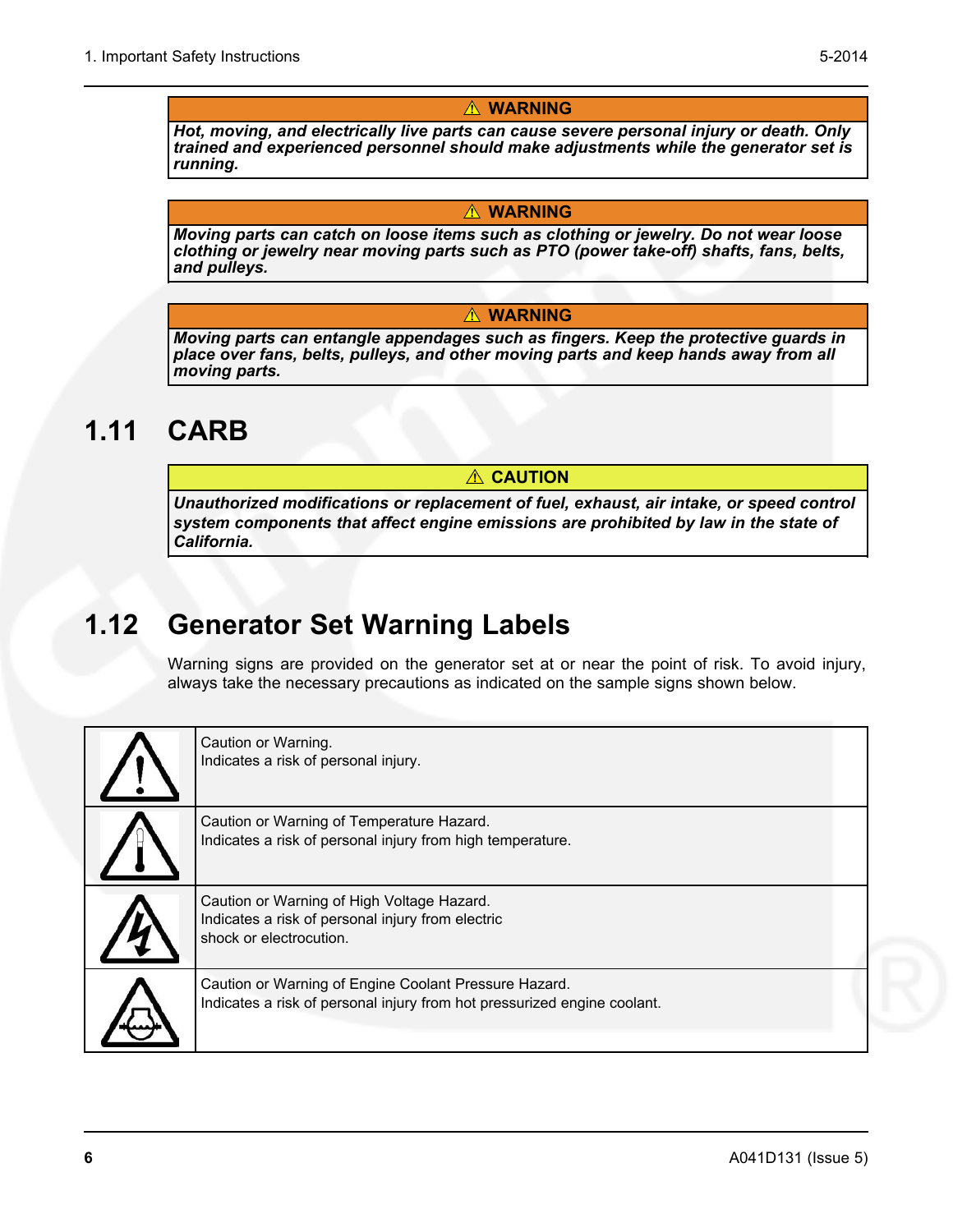**⚠ WARNING**

***Hot, moving, and electrically live parts can cause severe personal injury or death. Only trained and experienced personnel should make adjustments while the generator set is running.***

**⚠ WARNING**

***Moving parts can catch on loose items such as clothing or jewelry. Do not wear loose clothing or jewelry near moving parts such as PTO (power take-off) shafts, fans, belts, and pulleys.***

**⚠ WARNING**

***Moving parts can entangle appendages such as fingers. Keep the protective guards in place over fans, belts, pulleys, and other moving parts and keep hands away from all moving parts.***

## 1.11 CARB

**⚠ CAUTION**

***Unauthorized modifications or replacement of fuel, exhaust, air intake, or speed control system components that affect engine emissions are prohibited by law in the state of California.***

## 1.12 Generator Set Warning Labels

Warning signs are provided on the generator set at or near the point of risk. To avoid injury, always take the necessary precautions as indicated on the sample signs shown below.

| | |
|---|---|
| | Caution or Warning.<br>Indicates a risk of personal injury. |
| | Caution or Warning of Temperature Hazard.<br>Indicates a risk of personal injury from high temperature. |
| | Caution or Warning of High Voltage Hazard.<br>Indicates a risk of personal injury from electric shock or electrocution. |
| | Caution or Warning of Engine Coolant Pressure Hazard.<br>Indicates a risk of personal injury from hot pressurized engine coolant. |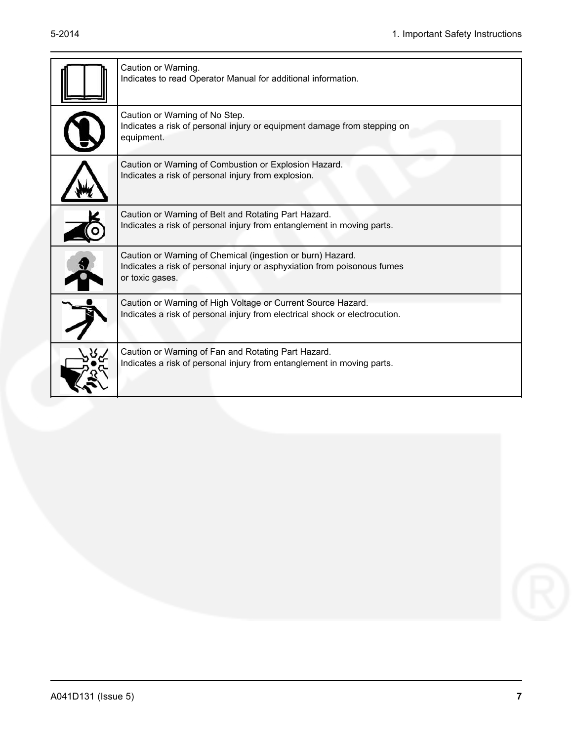| | |
|---|---|
| | Caution or Warning.<br>Indicates to read Operator Manual for additional information. |
| | Caution or Warning of No Step.<br>Indicates a risk of personal injury or equipment damage from stepping on equipment. |
| | Caution or Warning of Combustion or Explosion Hazard.<br>Indicates a risk of personal injury from explosion. |
| | Caution or Warning of Belt and Rotating Part Hazard.<br>Indicates a risk of personal injury from entanglement in moving parts. |
| | Caution or Warning of Chemical (ingestion or burn) Hazard.<br>Indicates a risk of personal injury or asphyxiation from poisonous fumes or toxic gases. |
| | Caution or Warning of High Voltage or Current Source Hazard.<br>Indicates a risk of personal injury from electrical shock or electrocution. |
| | Caution or Warning of Fan and Rotating Part Hazard.<br>Indicates a risk of personal injury from entanglement in moving parts. |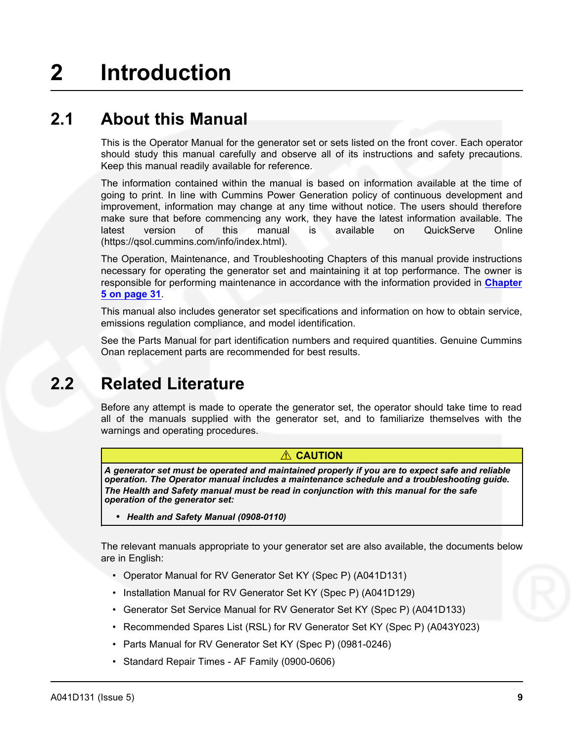# 2 Introduction

## 2.1 About this Manual

This is the Operator Manual for the generator set or sets listed on the front cover. Each operator should study this manual carefully and observe all of its instructions and safety precautions. Keep this manual readily available for reference.

The information contained within the manual is based on information available at the time of going to print. In line with Cummins Power Generation policy of continuous development and improvement, information may change at any time without notice. The users should therefore make sure that before commencing any work, they have the latest information available. The latest version of this manual is available on QuickServe Online (https://qsol.cummins.com/info/index.html).

The Operation, Maintenance, and Troubleshooting Chapters of this manual provide instructions necessary for operating the generator set and maintaining it at top performance. The owner is responsible for performing maintenance in accordance with the information provided in **Chapter 5 on page 31**.

This manual also includes generator set specifications and information on how to obtain service, emissions regulation compliance, and model identification.

See the Parts Manual for part identification numbers and required quantities. Genuine Cummins Onan replacement parts are recommended for best results.

## 2.2 Related Literature

Before any attempt is made to operate the generator set, the operator should take time to read all of the manuals supplied with the generator set, and to familiarize themselves with the warnings and operating procedures.

> ⚠ **CAUTION**
>
> ***A generator set must be operated and maintained properly if you are to expect safe and reliable operation. The Operator manual includes a maintenance schedule and a troubleshooting guide.***
>
> ***The Health and Safety manual must be read in conjunction with this manual for the safe operation of the generator set:***
>
> - ***Health and Safety Manual (0908-0110)***

The relevant manuals appropriate to your generator set are also available, the documents below are in English:

- Operator Manual for RV Generator Set KY (Spec P) (A041D131)
- Installation Manual for RV Generator Set KY (Spec P) (A041D129)
- Generator Set Service Manual for RV Generator Set KY (Spec P) (A041D133)
- Recommended Spares List (RSL) for RV Generator Set KY (Spec P) (A043Y023)
- Parts Manual for RV Generator Set KY (Spec P) (0981-0246)
- Standard Repair Times - AF Family (0900-0606)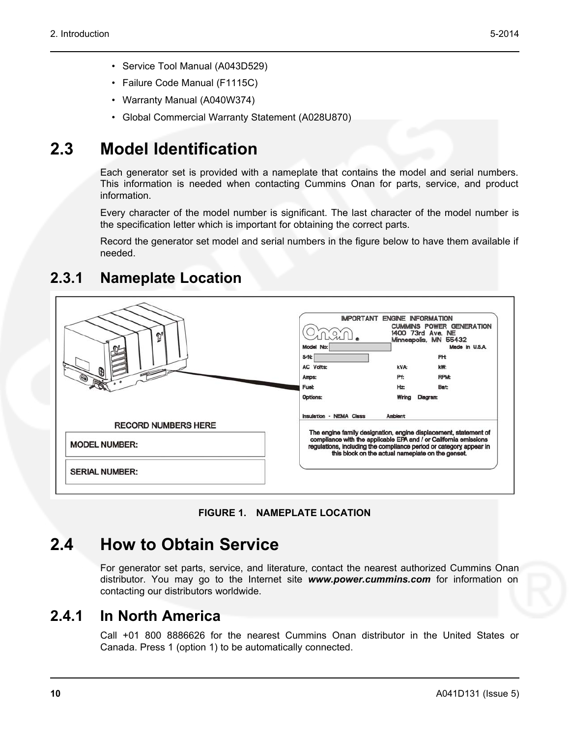- Service Tool Manual (A043D529)
- Failure Code Manual (F1115C)
- Warranty Manual (A040W374)
- Global Commercial Warranty Statement (A028U870)

## 2.3 Model Identification

Each generator set is provided with a nameplate that contains the model and serial numbers. This information is needed when contacting Cummins Onan for parts, service, and product information.

Every character of the model number is significant. The last character of the model number is the specification letter which is important for obtaining the correct parts.

Record the generator set model and serial numbers in the figure below to have them available if needed.

### 2.3.1 Nameplate Location

FIGURE 1. NAMEPLATE LOCATION

## 2.4 How to Obtain Service

For generator set parts, service, and literature, contact the nearest authorized Cummins Onan distributor. You may go to the Internet site ***www.power.cummins.com*** for information on contacting our distributors worldwide.

### 2.4.1 In North America

Call +01 800 8886626 for the nearest Cummins Onan distributor in the United States or Canada. Press 1 (option 1) to be automatically connected.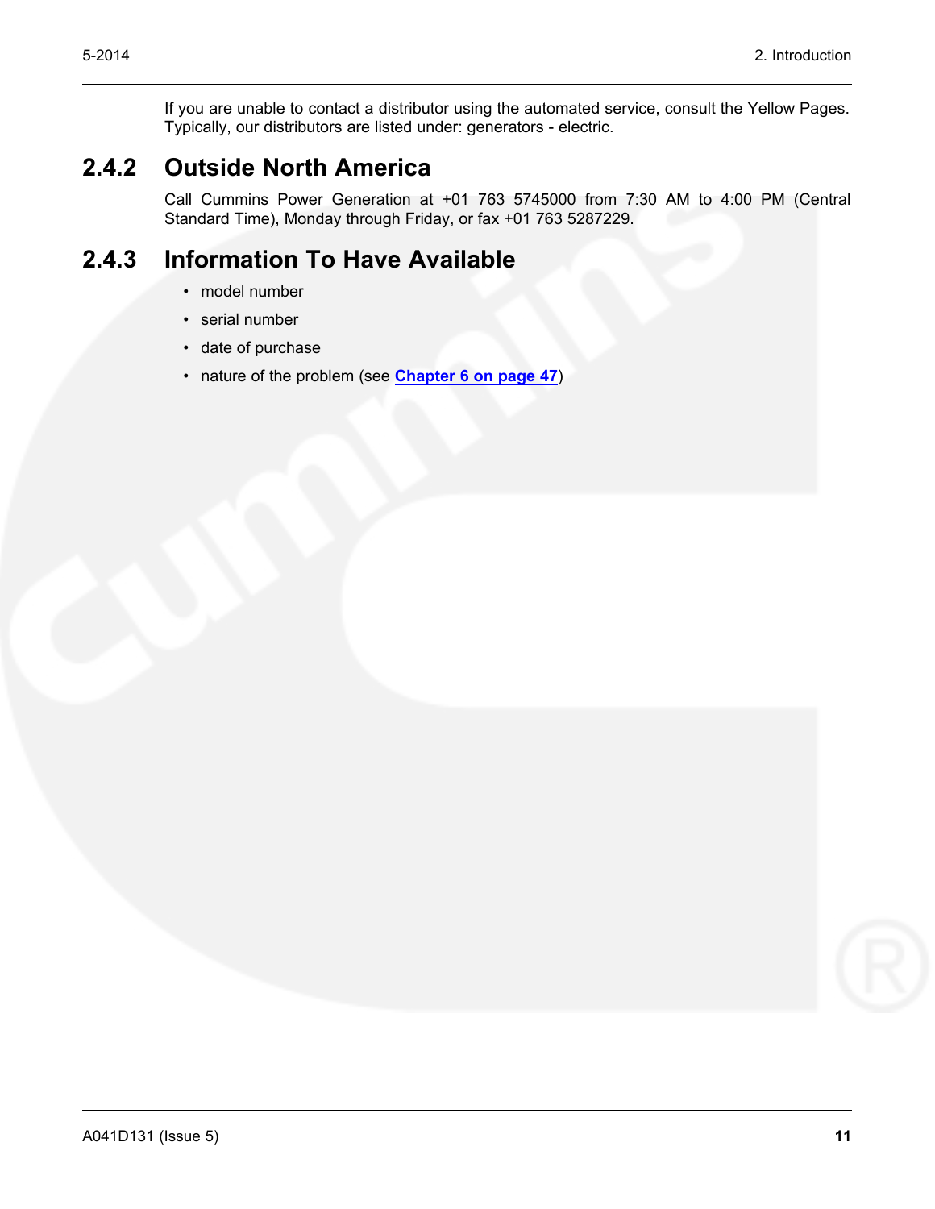If you are unable to contact a distributor using the automated service, consult the Yellow Pages. Typically, our distributors are listed under: generators - electric.

## 2.4.2 Outside North America

Call Cummins Power Generation at +01 763 5745000 from 7:30 AM to 4:00 PM (Central Standard Time), Monday through Friday, or fax +01 763 5287229.

## 2.4.3 Information To Have Available

- model number
- serial number
- date of purchase
- nature of the problem (see **Chapter 6 on page 47**)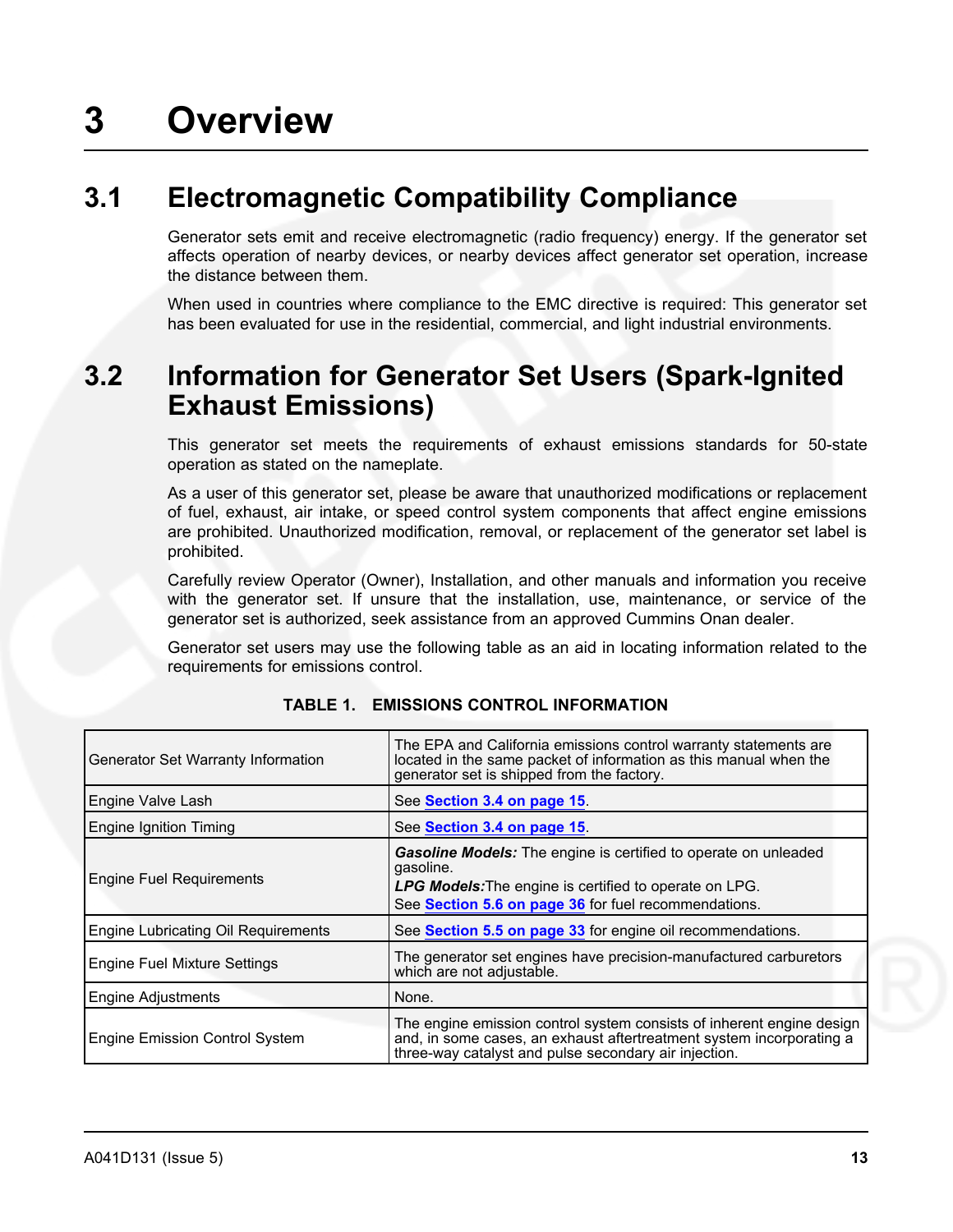# 3 Overview

## 3.1 Electromagnetic Compatibility Compliance

Generator sets emit and receive electromagnetic (radio frequency) energy. If the generator set affects operation of nearby devices, or nearby devices affect generator set operation, increase the distance between them.

When used in countries where compliance to the EMC directive is required: This generator set has been evaluated for use in the residential, commercial, and light industrial environments.

## 3.2 Information for Generator Set Users (Spark-Ignited Exhaust Emissions)

This generator set meets the requirements of exhaust emissions standards for 50-state operation as stated on the nameplate.

As a user of this generator set, please be aware that unauthorized modifications or replacement of fuel, exhaust, air intake, or speed control system components that affect engine emissions are prohibited. Unauthorized modification, removal, or replacement of the generator set label is prohibited.

Carefully review Operator (Owner), Installation, and other manuals and information you receive with the generator set. If unsure that the installation, use, maintenance, or service of the generator set is authorized, seek assistance from an approved Cummins Onan dealer.

Generator set users may use the following table as an aid in locating information related to the requirements for emissions control.

**TABLE 1. EMISSIONS CONTROL INFORMATION**

| | |
|---|---|
| Generator Set Warranty Information | The EPA and California emissions control warranty statements are located in the same packet of information as this manual when the generator set is shipped from the factory. |
| Engine Valve Lash | See Section 3.4 on page 15. |
| Engine Ignition Timing | See Section 3.4 on page 15. |
| Engine Fuel Requirements | ***Gasoline Models:*** The engine is certified to operate on unleaded gasoline.<br>***LPG Models:*** The engine is certified to operate on LPG.<br>See Section 5.6 on page 36 for fuel recommendations. |
| Engine Lubricating Oil Requirements | See Section 5.5 on page 33 for engine oil recommendations. |
| Engine Fuel Mixture Settings | The generator set engines have precision-manufactured carburetors which are not adjustable. |
| Engine Adjustments | None. |
| Engine Emission Control System | The engine emission control system consists of inherent engine design and, in some cases, an exhaust aftertreatment system incorporating a three-way catalyst and pulse secondary air injection. |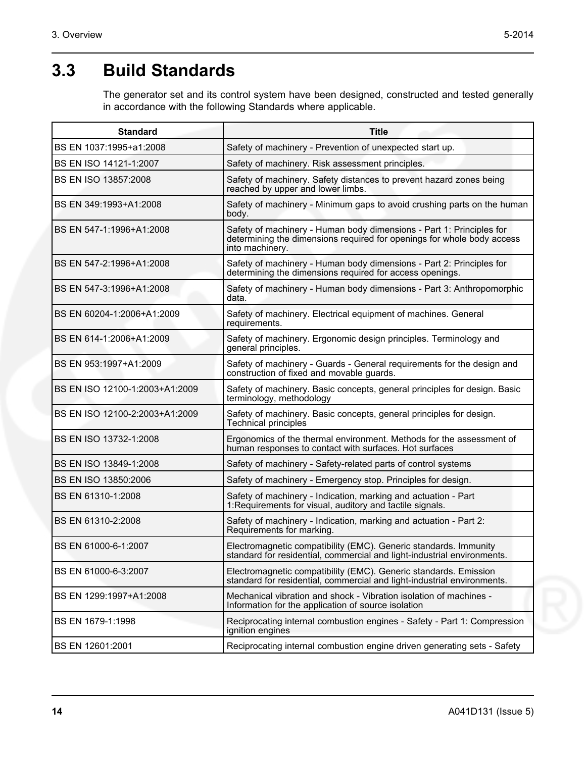## 3.3 Build Standards

The generator set and its control system have been designed, constructed and tested generally in accordance with the following Standards where applicable.

| Standard | Title |
| --- | --- |
| BS EN 1037:1995+a1:2008 | Safety of machinery - Prevention of unexpected start up. |
| BS EN ISO 14121-1:2007 | Safety of machinery. Risk assessment principles. |
| BS EN ISO 13857:2008 | Safety of machinery. Safety distances to prevent hazard zones being reached by upper and lower limbs. |
| BS EN 349:1993+A1:2008 | Safety of machinery - Minimum gaps to avoid crushing parts on the human body. |
| BS EN 547-1:1996+A1:2008 | Safety of machinery - Human body dimensions - Part 1: Principles for determining the dimensions required for openings for whole body access into machinery. |
| BS EN 547-2:1996+A1:2008 | Safety of machinery - Human body dimensions - Part 2: Principles for determining the dimensions required for access openings. |
| BS EN 547-3:1996+A1:2008 | Safety of machinery - Human body dimensions - Part 3: Anthropomorphic data. |
| BS EN 60204-1:2006+A1:2009 | Safety of machinery. Electrical equipment of machines. General requirements. |
| BS EN 614-1:2006+A1:2009 | Safety of machinery. Ergonomic design principles. Terminology and general principles. |
| BS EN 953:1997+A1:2009 | Safety of machinery - Guards - General requirements for the design and construction of fixed and movable guards. |
| BS EN ISO 12100-1:2003+A1:2009 | Safety of machinery. Basic concepts, general principles for design. Basic terminology, methodology |
| BS EN ISO 12100-2:2003+A1:2009 | Safety of machinery. Basic concepts, general principles for design. Technical principles |
| BS EN ISO 13732-1:2008 | Ergonomics of the thermal environment. Methods for the assessment of human responses to contact with surfaces. Hot surfaces |
| BS EN ISO 13849-1:2008 | Safety of machinery - Safety-related parts of control systems |
| BS EN ISO 13850:2006 | Safety of machinery - Emergency stop. Principles for design. |
| BS EN 61310-1:2008 | Safety of machinery - Indication, marking and actuation - Part 1:Requirements for visual, auditory and tactile signals. |
| BS EN 61310-2:2008 | Safety of machinery - Indication, marking and actuation - Part 2: Requirements for marking. |
| BS EN 61000-6-1:2007 | Electromagnetic compatibility (EMC). Generic standards. Immunity standard for residential, commercial and light-industrial environments. |
| BS EN 61000-6-3:2007 | Electromagnetic compatibility (EMC). Generic standards. Emission standard for residential, commercial and light-industrial environments. |
| BS EN 1299:1997+A1:2008 | Mechanical vibration and shock - Vibration isolation of machines - Information for the application of source isolation |
| BS EN 1679-1:1998 | Reciprocating internal combustion engines - Safety - Part 1: Compression ignition engines |
| BS EN 12601:2001 | Reciprocating internal combustion engine driven generating sets - Safety |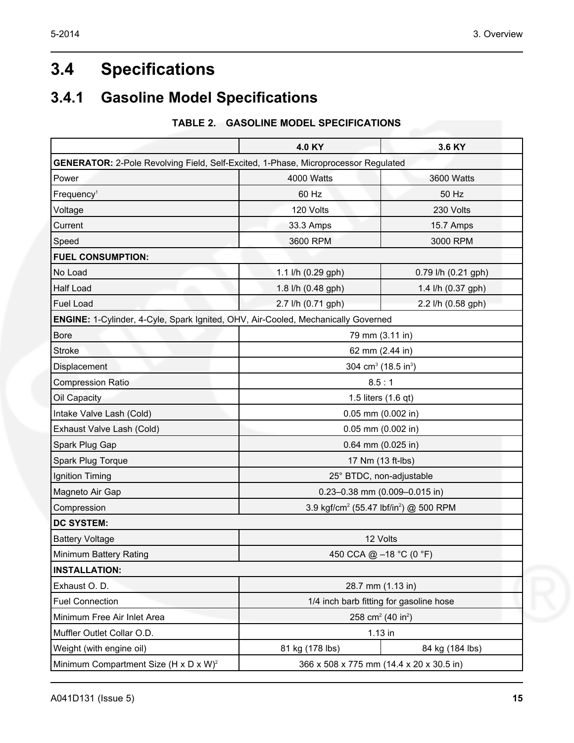## 3.4 Specifications

### 3.4.1 Gasoline Model Specifications

**TABLE 2. GASOLINE MODEL SPECIFICATIONS**

| | 4.0 KY | 3.6 KY |
|---|---|---|
| **GENERATOR:** 2-Pole Revolving Field, Self-Excited, 1-Phase, Microprocessor Regulated | | |
| Power | 4000 Watts | 3600 Watts |
| Frequency[1] | 60 Hz | 50 Hz |
| Voltage | 120 Volts | 230 Volts |
| Current | 33.3 Amps | 15.7 Amps |
| Speed | 3600 RPM | 3000 RPM |
| **FUEL CONSUMPTION:** | | |
| No Load | 1.1 l/h (0.29 gph) | 0.79 l/h (0.21 gph) |
| Half Load | 1.8 l/h (0.48 gph) | 1.4 l/h (0.37 gph) |
| Fuel Load | 2.7 l/h (0.71 gph) | 2.2 l/h (0.58 gph) |
| **ENGINE:** 1-Cylinder, 4-Cyle, Spark Ignited, OHV, Air-Cooled, Mechanically Governed | | |
| Bore | 79 mm (3.11 in) | |
| Stroke | 62 mm (2.44 in) | |
| Displacement | 304 $cm^3$ (18.5 $in^3$) | |
| Compression Ratio | 8.5 : 1 | |
| Oil Capacity | 1.5 liters (1.6 qt) | |
| Intake Valve Lash (Cold) | 0.05 mm (0.002 in) | |
| Exhaust Valve Lash (Cold) | 0.05 mm (0.002 in) | |
| Spark Plug Gap | 0.64 mm (0.025 in) | |
| Spark Plug Torque | 17 Nm (13 ft-lbs) | |
| Ignition Timing | 25° BTDC, non-adjustable | |
| Magneto Air Gap | 0.23–0.38 mm (0.009–0.015 in) | |
| Compression | 3.9 kgf/$cm^2$ (55.47 lbf/$in^2$) @ 500 RPM | |
| **DC SYSTEM:** | | |
| Battery Voltage | 12 Volts | |
| Minimum Battery Rating | 450 CCA @ –18 °C (0 °F) | |
| **INSTALLATION:** | | |
| Exhaust O. D. | 28.7 mm (1.13 in) | |
| Fuel Connection | 1/4 inch barb fitting for gasoline hose | |
| Minimum Free Air Inlet Area | 258 $cm^2$ (40 $in^2$) | |
| Muffler Outlet Collar O.D. | 1.13 in | |
| Weight (with engine oil) | 81 kg (178 lbs) | 84 kg (184 lbs) |
| Minimum Compartment Size (H x D x W)[2] | 366 x 508 x 775 mm (14.4 x 20 x 30.5 in) | |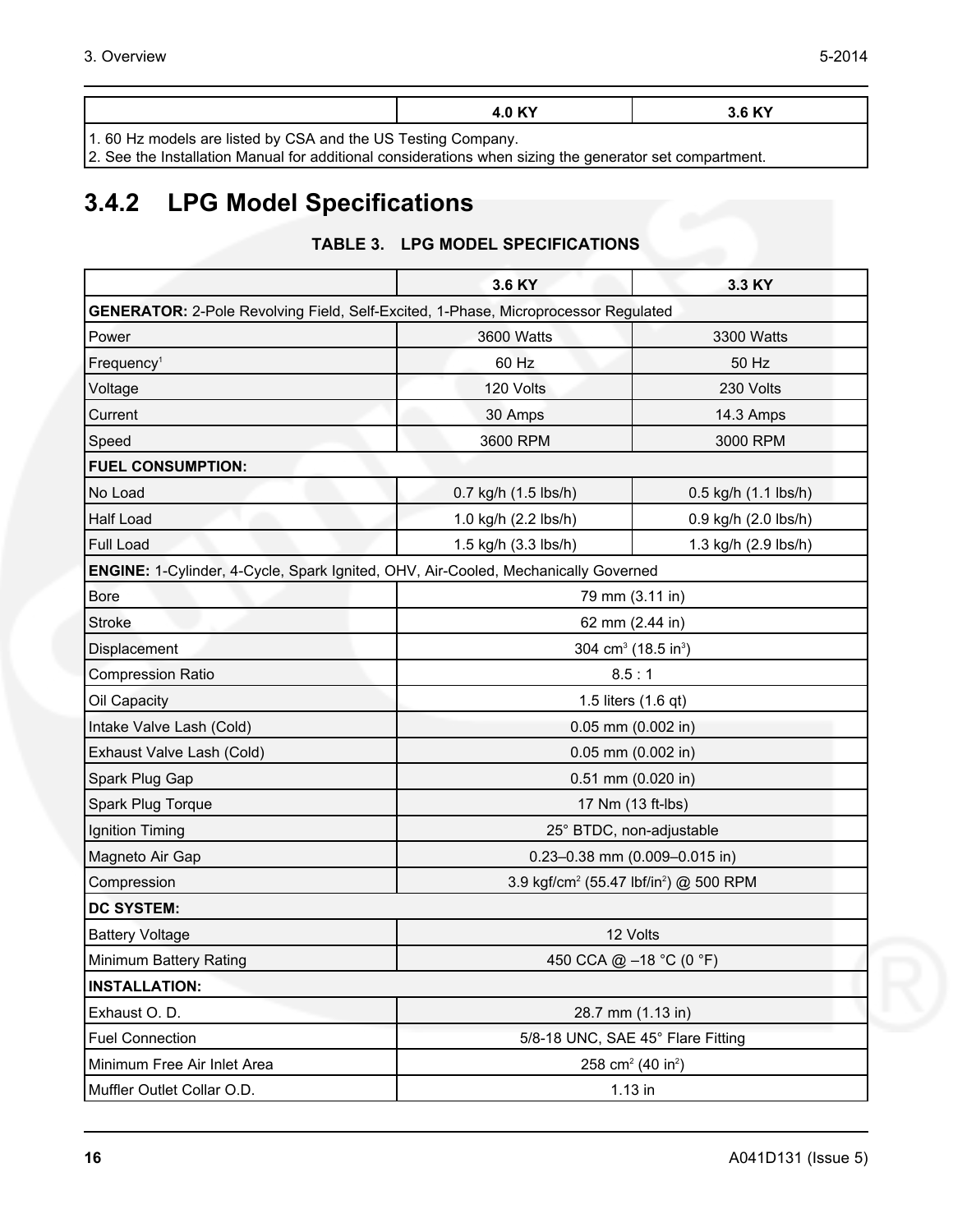| | 4.0 KY | 3.6 KY |
|---|---|---|
| 1. 60 Hz models are listed by CSA and the US Testing Company.<br>2. See the Installation Manual for additional considerations when sizing the generator set compartment. | | |

## 3.4.2 LPG Model Specifications

**TABLE 3. LPG MODEL SPECIFICATIONS**

| | 3.6 KY | 3.3 KY |
|---|---|---|
| **GENERATOR:** 2-Pole Revolving Field, Self-Excited, 1-Phase, Microprocessor Regulated | | |
| Power | 3600 Watts | 3300 Watts |
| Frequency[1] | 60 Hz | 50 Hz |
| Voltage | 120 Volts | 230 Volts |
| Current | 30 Amps | 14.3 Amps |
| Speed | 3600 RPM | 3000 RPM |
| **FUEL CONSUMPTION:** | | |
| No Load | 0.7 kg/h (1.5 lbs/h) | 0.5 kg/h (1.1 lbs/h) |
| Half Load | 1.0 kg/h (2.2 lbs/h) | 0.9 kg/h (2.0 lbs/h) |
| Full Load | 1.5 kg/h (3.3 lbs/h) | 1.3 kg/h (2.9 lbs/h) |
| **ENGINE:** 1-Cylinder, 4-Cycle, Spark Ignited, OHV, Air-Cooled, Mechanically Governed | | |
| Bore | 79 mm (3.11 in) | |
| Stroke | 62 mm (2.44 in) | |
| Displacement | 304 $cm^3$ (18.5 $in^3$) | |
| Compression Ratio | 8.5 : 1 | |
| Oil Capacity | 1.5 liters (1.6 qt) | |
| Intake Valve Lash (Cold) | 0.05 mm (0.002 in) | |
| Exhaust Valve Lash (Cold) | 0.05 mm (0.002 in) | |
| Spark Plug Gap | 0.51 mm (0.020 in) | |
| Spark Plug Torque | 17 Nm (13 ft-lbs) | |
| Ignition Timing | 25° BTDC, non-adjustable | |
| Magneto Air Gap | 0.23–0.38 mm (0.009–0.015 in) | |
| Compression | 3.9 $kgf/cm^2$ (55.47 $lbf/in^2$) @ 500 RPM | |
| **DC SYSTEM:** | | |
| Battery Voltage | 12 Volts | |
| Minimum Battery Rating | 450 CCA @ –18 °C (0 °F) | |
| **INSTALLATION:** | | |
| Exhaust O. D. | 28.7 mm (1.13 in) | |
| Fuel Connection | 5/8-18 UNC, SAE 45° Flare Fitting | |
| Minimum Free Air Inlet Area | 258 $cm^2$ (40 $in^2$) | |
| Muffler Outlet Collar O.D. | 1.13 in | |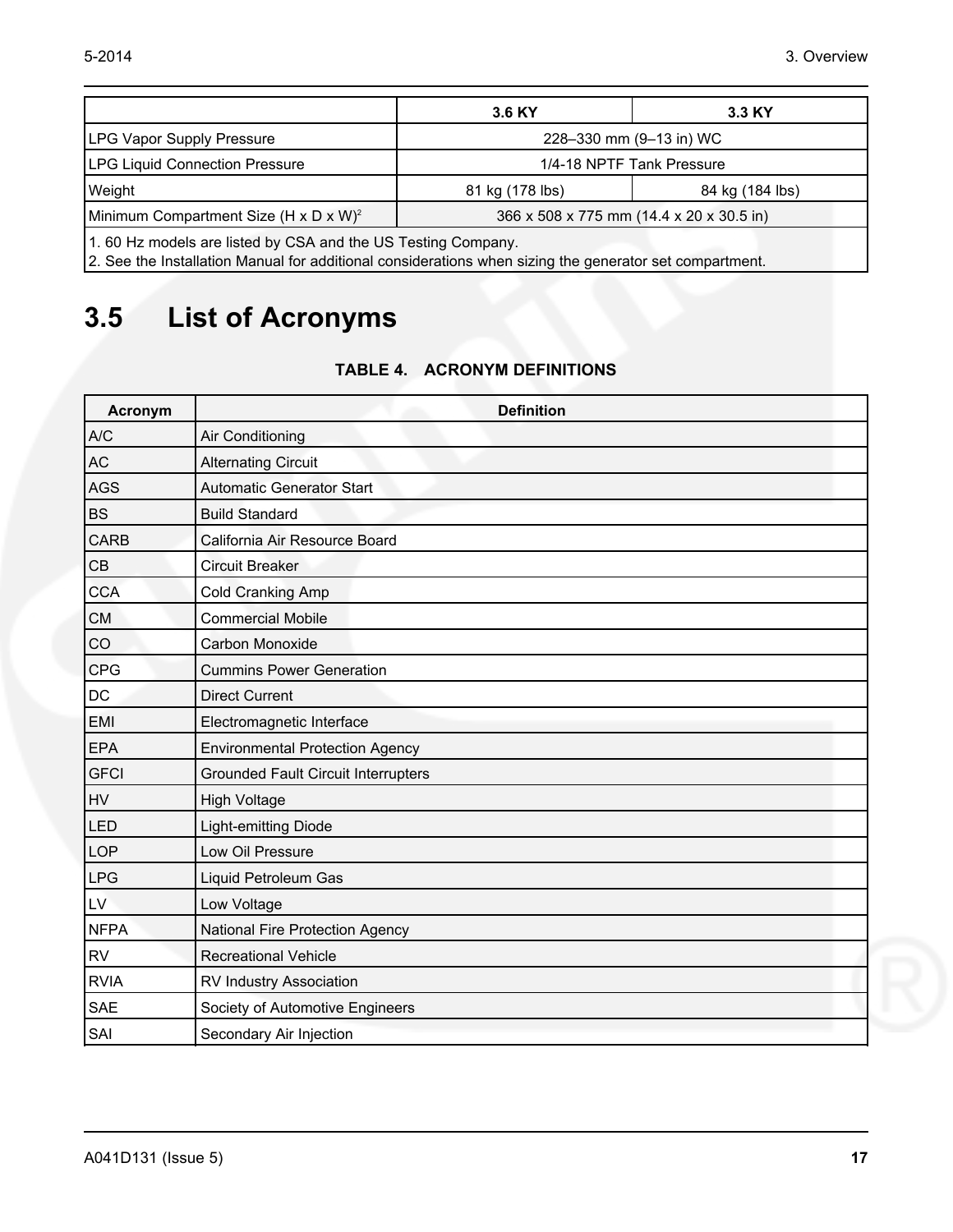| | 3.6 KY | 3.3 KY |
|---|---|---|
| LPG Vapor Supply Pressure | 228–330 mm (9–13 in) WC | |
| LPG Liquid Connection Pressure | 1/4-18 NPTF Tank Pressure | |
| Weight | 81 kg (178 lbs) | 84 kg (184 lbs) |
| Minimum Compartment Size (H x D x W)[2] | 366 x 508 x 775 mm (14.4 x 20 x 30.5 in) | |
| 1. 60 Hz models are listed by CSA and the US Testing Company.<br>2. See the Installation Manual for additional considerations when sizing the generator set compartment. | | |

## 3.5 List of Acronyms

**TABLE 4. ACRONYM DEFINITIONS**

| Acronym | Definition |
|---|---|
| A/C | Air Conditioning |
| AC | Alternating Circuit |
| AGS | Automatic Generator Start |
| BS | Build Standard |
| CARB | California Air Resource Board |
| CB | Circuit Breaker |
| CCA | Cold Cranking Amp |
| CM | Commercial Mobile |
| CO | Carbon Monoxide |
| CPG | Cummins Power Generation |
| DC | Direct Current |
| EMI | Electromagnetic Interface |
| EPA | Environmental Protection Agency |
| GFCI | Grounded Fault Circuit Interrupters |
| HV | High Voltage |
| LED | Light-emitting Diode |
| LOP | Low Oil Pressure |
| LPG | Liquid Petroleum Gas |
| LV | Low Voltage |
| NFPA | National Fire Protection Agency |
| RV | Recreational Vehicle |
| RVIA | RV Industry Association |
| SAE | Society of Automotive Engineers |
| SAI | Secondary Air Injection |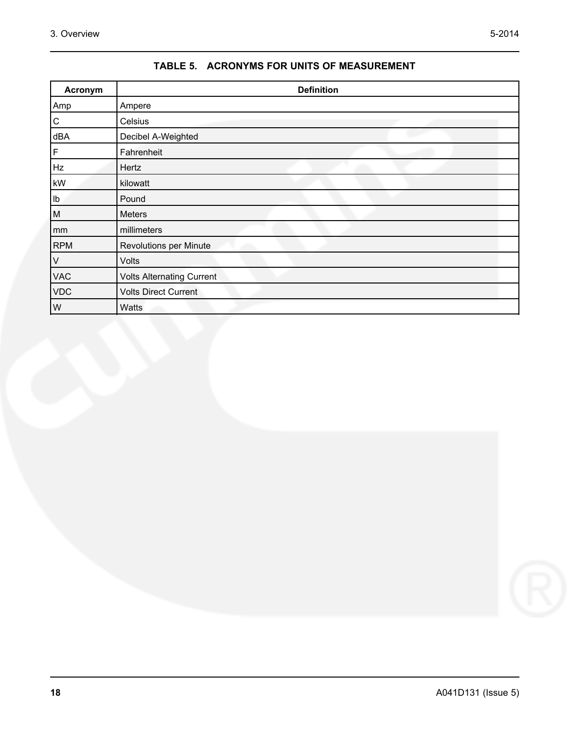**TABLE 5. ACRONYMS FOR UNITS OF MEASUREMENT**

| Acronym | Definition |
|---|---|
| Amp | Ampere |
| C | Celsius |
| dBA | Decibel A-Weighted |
| F | Fahrenheit |
| Hz | Hertz |
| kW | kilowatt |
| lb | Pound |
| M | Meters |
| mm | millimeters |
| RPM | Revolutions per Minute |
| V | Volts |
| VAC | Volts Alternating Current |
| VDC | Volts Direct Current |
| W | Watts |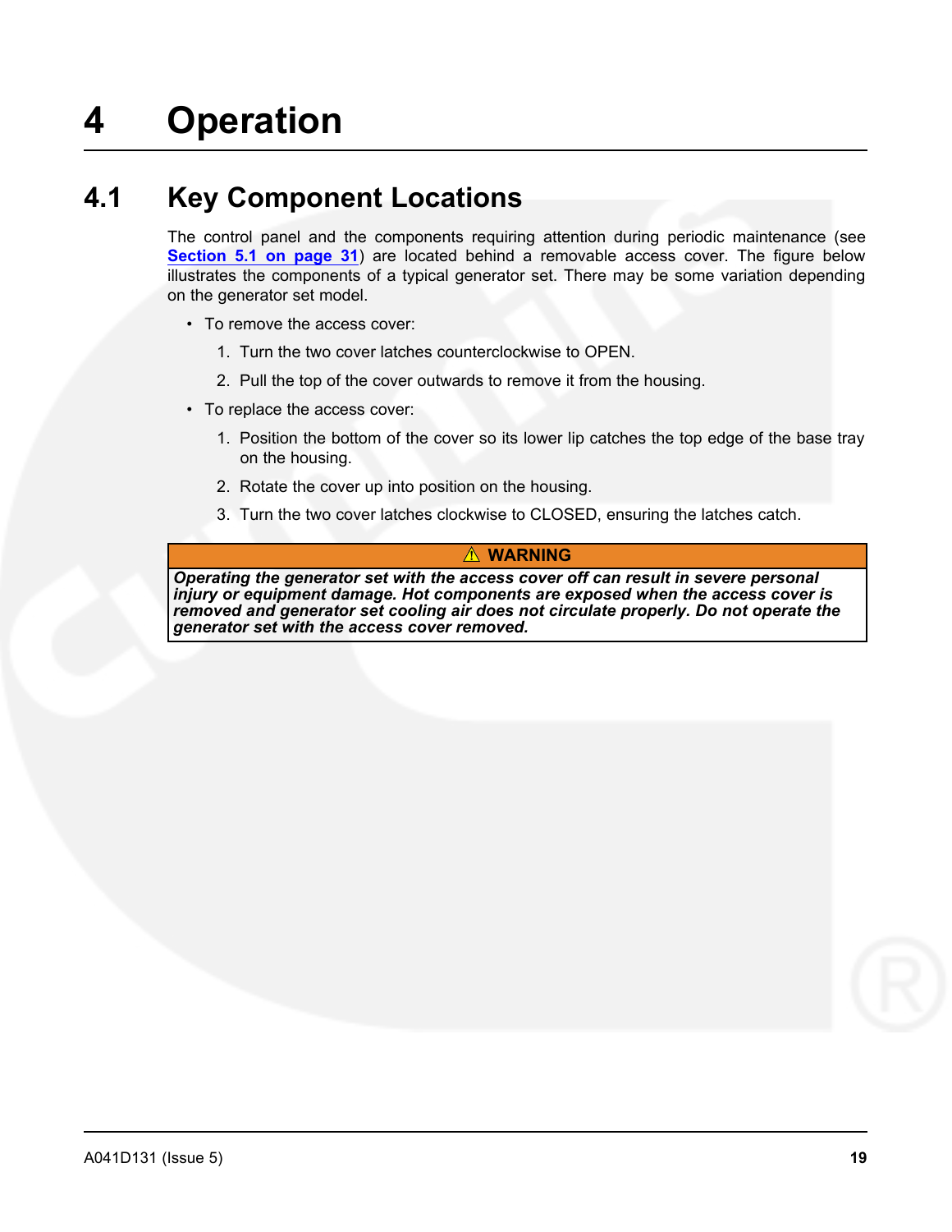# 4 Operation

## 4.1 Key Component Locations

The control panel and the components requiring attention during periodic maintenance (see **Section 5.1 on page 31**) are located behind a removable access cover. The figure below illustrates the components of a typical generator set. There may be some variation depending on the generator set model.

- To remove the access cover:
  1. Turn the two cover latches counterclockwise to OPEN.
  2. Pull the top of the cover outwards to remove it from the housing.
- To replace the access cover:
  1. Position the bottom of the cover so its lower lip catches the top edge of the base tray on the housing.
  2. Rotate the cover up into position on the housing.
  3. Turn the two cover latches clockwise to CLOSED, ensuring the latches catch.

| ⚠ WARNING |
|---|
| ***Operating the generator set with the access cover off can result in severe personal injury or equipment damage. Hot components are exposed when the access cover is removed and generator set cooling air does not circulate properly. Do not operate the generator set with the access cover removed.*** |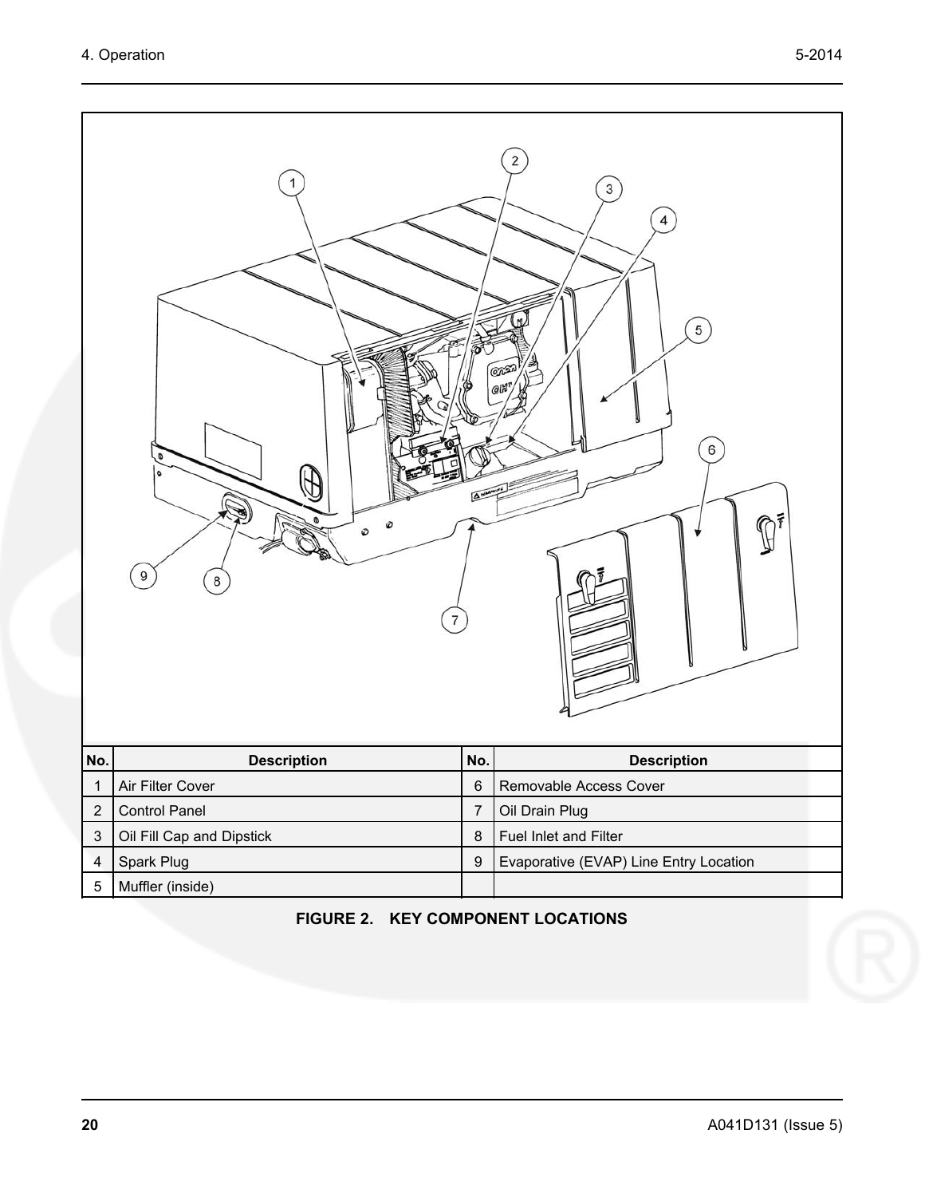| No. | Description | No. | Description |
| --- | --- | --- | --- |
| 1 | Air Filter Cover | 6 | Removable Access Cover |
| 2 | Control Panel | 7 | Oil Drain Plug |
| 3 | Oil Fill Cap and Dipstick | 8 | Fuel Inlet and Filter |
| 4 | Spark Plug | 9 | Evaporative (EVAP) Line Entry Location |
| 5 | Muffler (inside) | | |

**FIGURE 2. KEY COMPONENT LOCATIONS**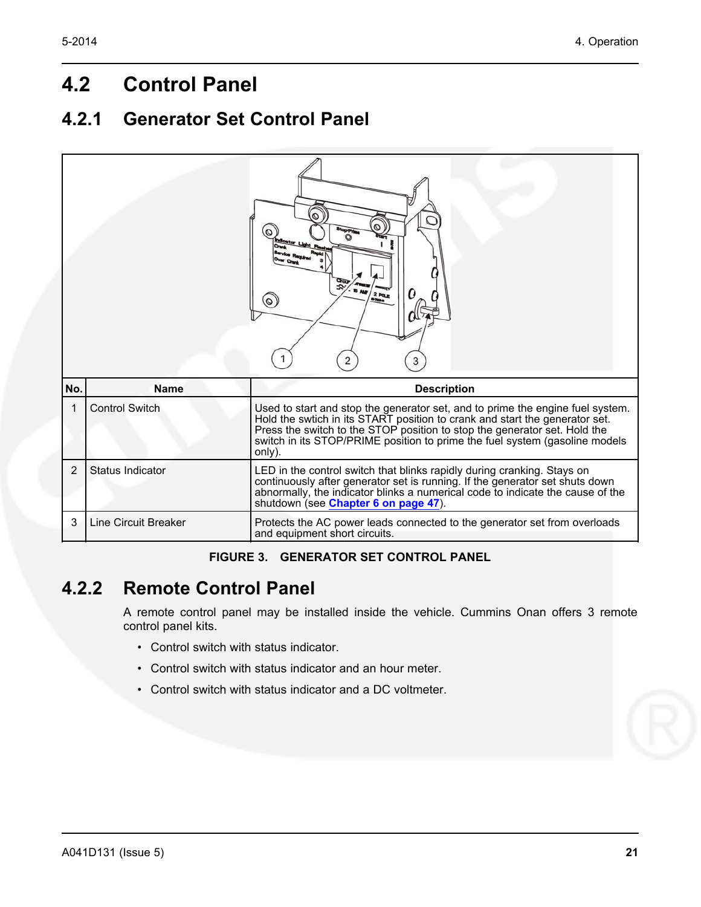# 4.2 Control Panel

## 4.2.1 Generator Set Control Panel

| No. | Name | Description |
|---|---|---|
| 1 | Control Switch | Used to start and stop the generator set, and to prime the engine fuel system. Hold the swtich in its START position to crank and start the generator set. Press the switch to the STOP position to stop the generator set. Hold the switch in its STOP/PRIME position to prime the fuel system (gasoline models only). |
| 2 | Status Indicator | LED in the control switch that blinks rapidly during cranking. Stays on continuously after generator set is running. If the generator set shuts down abnormally, the indicator blinks a numerical code to indicate the cause of the shutdown (see **Chapter 6 on page 47**). |
| 3 | Line Circuit Breaker | Protects the AC power leads connected to the generator set from overloads and equipment short circuits. |

**FIGURE 3. GENERATOR SET CONTROL PANEL**

## 4.2.2 Remote Control Panel

A remote control panel may be installed inside the vehicle. Cummins Onan offers 3 remote control panel kits.

- Control switch with status indicator.
- Control switch with status indicator and an hour meter.
- Control switch with status indicator and a DC voltmeter.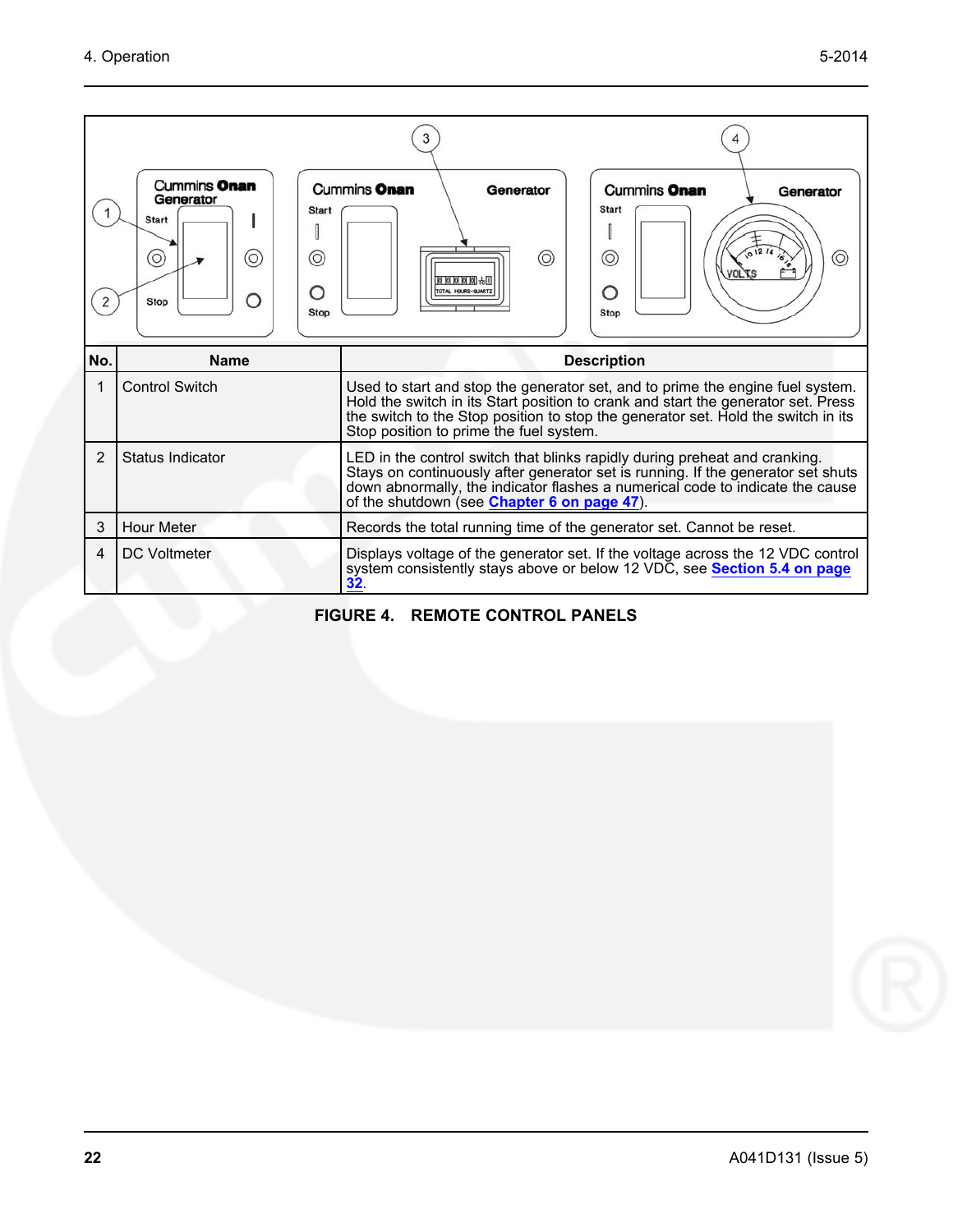| No. | Name | Description |
| --- | --- | --- |
| 1 | Control Switch | Used to start and stop the generator set, and to prime the engine fuel system. Hold the switch in its Start position to crank and start the generator set. Press the switch to the Stop position to stop the generator set. Hold the switch in its Stop position to prime the fuel system. |
| 2 | Status Indicator | LED in the control switch that blinks rapidly during preheat and cranking. Stays on continuously after generator set is running. If the generator set shuts down abnormally, the indicator flashes a numerical code to indicate the cause of the shutdown (see Chapter 6 on page 47). |
| 3 | Hour Meter | Records the total running time of the generator set. Cannot be reset. |
| 4 | DC Voltmeter | Displays voltage of the generator set. If the voltage across the 12 VDC control system consistently stays above or below 12 VDC, see Section 5.4 on page 32. |

**FIGURE 4. REMOTE CONTROL PANELS**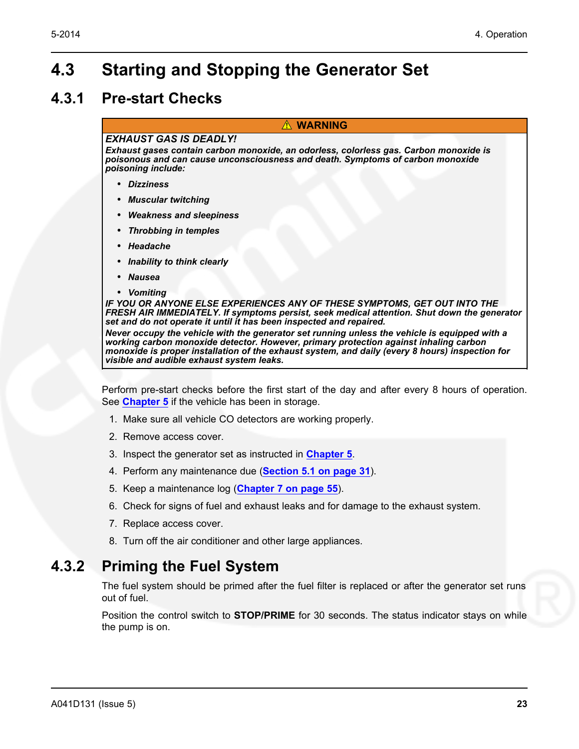## 4.3 Starting and Stopping the Generator Set

### 4.3.1 Pre-start Checks

> ⚠ **WARNING**
>
> ***EXHAUST GAS IS DEADLY!***
>
> ***Exhaust gases contain carbon monoxide, an odorless, colorless gas. Carbon monoxide is poisonous and can cause unconsciousness and death. Symptoms of carbon monoxide poisoning include:***
>
> - ***Dizziness***
> - ***Muscular twitching***
> - ***Weakness and sleepiness***
> - ***Throbbing in temples***
> - ***Headache***
> - ***Inability to think clearly***
> - ***Nausea***
> - ***Vomiting***
>
> ***IF YOU OR ANYONE ELSE EXPERIENCES ANY OF THESE SYMPTOMS, GET OUT INTO THE FRESH AIR IMMEDIATELY. If symptoms persist, seek medical attention. Shut down the generator set and do not operate it until it has been inspected and repaired.***
>
> ***Never occupy the vehicle with the generator set running unless the vehicle is equipped with a working carbon monoxide detector. However, primary protection against inhaling carbon monoxide is proper installation of the exhaust system, and daily (every 8 hours) inspection for visible and audible exhaust system leaks.***

Perform pre-start checks before the first start of the day and after every 8 hours of operation. See **Chapter 5** if the vehicle has been in storage.

1. Make sure all vehicle CO detectors are working properly.
2. Remove access cover.
3. Inspect the generator set as instructed in **Chapter 5**.
4. Perform any maintenance due (**Section 5.1 on page 31**).
5. Keep a maintenance log (**Chapter 7 on page 55**).
6. Check for signs of fuel and exhaust leaks and for damage to the exhaust system.
7. Replace access cover.
8. Turn off the air conditioner and other large appliances.

### 4.3.2 Priming the Fuel System

The fuel system should be primed after the fuel filter is replaced or after the generator set runs out of fuel.

Position the control switch to **STOP/PRIME** for 30 seconds. The status indicator stays on while the pump is on.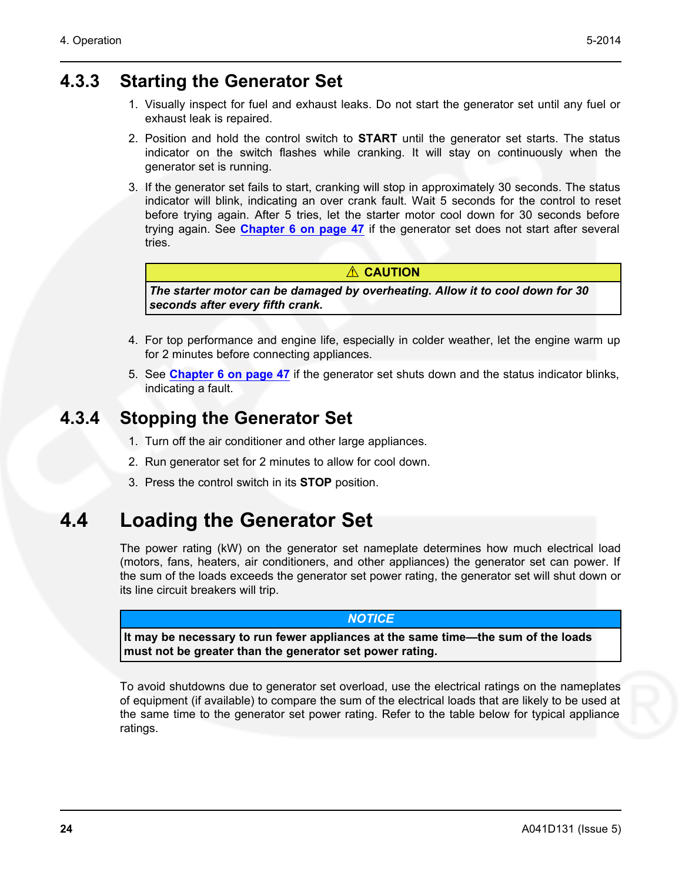### 4.3.3 Starting the Generator Set

1. Visually inspect for fuel and exhaust leaks. Do not start the generator set until any fuel or exhaust leak is repaired.
2. Position and hold the control switch to **START** until the generator set starts. The status indicator on the switch flashes while cranking. It will stay on continuously when the generator set is running.
3. If the generator set fails to start, cranking will stop in approximately 30 seconds. The status indicator will blink, indicating an over crank fault. Wait 5 seconds for the control to reset before trying again. After 5 tries, let the starter motor cool down for 30 seconds before trying again. See **Chapter 6 on page 47** if the generator set does not start after several tries.

> **⚠ CAUTION**
>
> ***The starter motor can be damaged by overheating. Allow it to cool down for 30 seconds after every fifth crank.***

4. For top performance and engine life, especially in colder weather, let the engine warm up for 2 minutes before connecting appliances.
5. See **Chapter 6 on page 47** if the generator set shuts down and the status indicator blinks, indicating a fault.

### 4.3.4 Stopping the Generator Set

1. Turn off the air conditioner and other large appliances.
2. Run generator set for 2 minutes to allow for cool down.
3. Press the control switch in its **STOP** position.

## 4.4 Loading the Generator Set

The power rating (kW) on the generator set nameplate determines how much electrical load (motors, fans, heaters, air conditioners, and other appliances) the generator set can power. If the sum of the loads exceeds the generator set power rating, the generator set will shut down or its line circuit breakers will trip.

> ***NOTICE***
>
> **It may be necessary to run fewer appliances at the same time—the sum of the loads must not be greater than the generator set power rating.**

To avoid shutdowns due to generator set overload, use the electrical ratings on the nameplates of equipment (if available) to compare the sum of the electrical loads that are likely to be used at the same time to the generator set power rating. Refer to the table below for typical appliance ratings.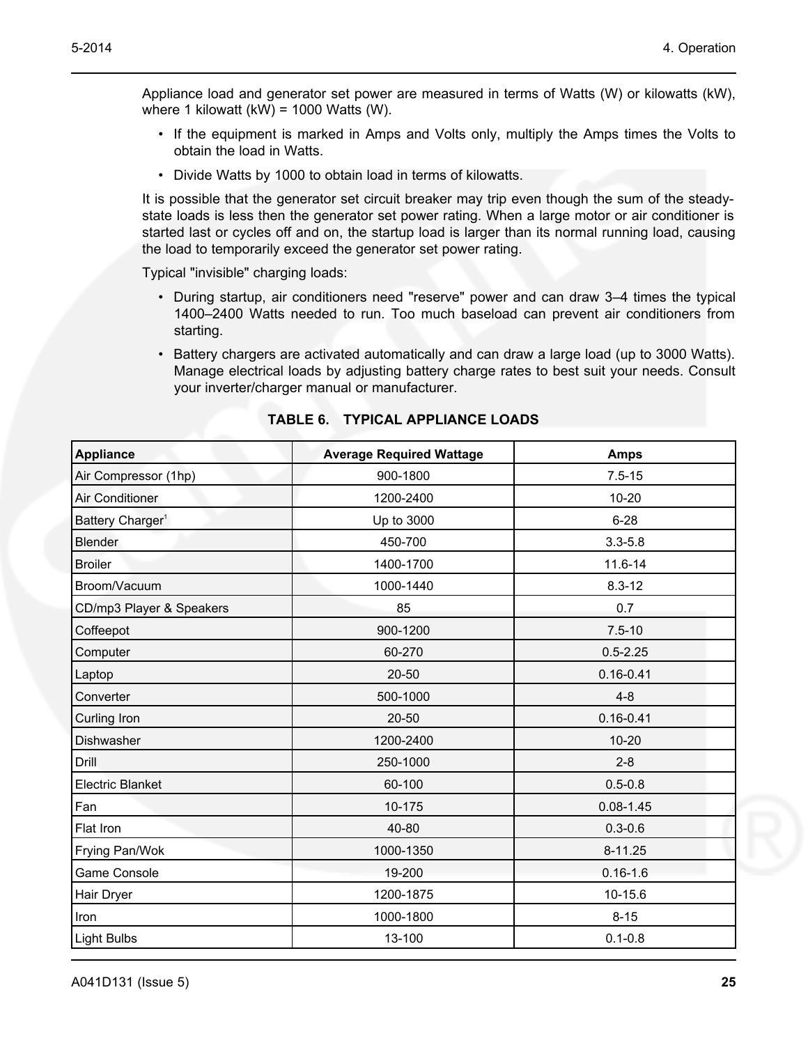Appliance load and generator set power are measured in terms of Watts (W) or kilowatts (kW), where 1 kilowatt (kW) = 1000 Watts (W).

- If the equipment is marked in Amps and Volts only, multiply the Amps times the Volts to obtain the load in Watts.
- Divide Watts by 1000 to obtain load in terms of kilowatts.

It is possible that the generator set circuit breaker may trip even though the sum of the steady-state loads is less then the generator set power rating. When a large motor or air conditioner is started last or cycles off and on, the startup load is larger than its normal running load, causing the load to temporarily exceed the generator set power rating.

Typical "invisible" charging loads:

- During startup, air conditioners need "reserve" power and can draw 3–4 times the typical 1400–2400 Watts needed to run. Too much baseload can prevent air conditioners from starting.
- Battery chargers are activated automatically and can draw a large load (up to 3000 Watts). Manage electrical loads by adjusting battery charge rates to best suit your needs. Consult your inverter/charger manual or manufacturer.

**TABLE 6. TYPICAL APPLIANCE LOADS**

| Appliance | Average Required Wattage | Amps |
|---|---|---|
| Air Compressor (1hp) | 900-1800 | 7.5-15 |
| Air Conditioner | 1200-2400 | 10-20 |
| Battery Charger[1] | Up to 3000 | 6-28 |
| Blender | 450-700 | 3.3-5.8 |
| Broiler | 1400-1700 | 11.6-14 |
| Broom/Vacuum | 1000-1440 | 8.3-12 |
| CD/mp3 Player & Speakers | 85 | 0.7 |
| Coffeepot | 900-1200 | 7.5-10 |
| Computer | 60-270 | 0.5-2.25 |
| Laptop | 20-50 | 0.16-0.41 |
| Converter | 500-1000 | 4-8 |
| Curling Iron | 20-50 | 0.16-0.41 |
| Dishwasher | 1200-2400 | 10-20 |
| Drill | 250-1000 | 2-8 |
| Electric Blanket | 60-100 | 0.5-0.8 |
| Fan | 10-175 | 0.08-1.45 |
| Flat Iron | 40-80 | 0.3-0.6 |
| Frying Pan/Wok | 1000-1350 | 8-11.25 |
| Game Console | 19-200 | 0.16-1.6 |
| Hair Dryer | 1200-1875 | 10-15.6 |
| Iron | 1000-1800 | 8-15 |
| Light Bulbs | 13-100 | 0.1-0.8 |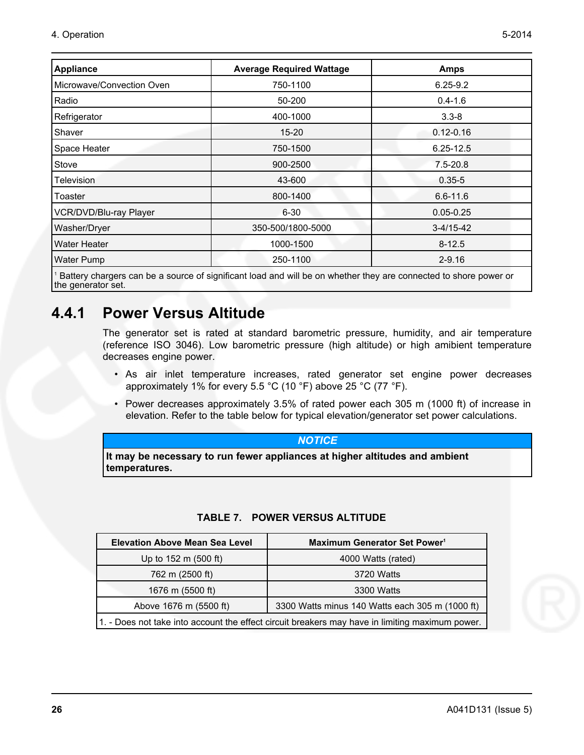| Appliance | Average Required Wattage | Amps |
|---|---|---|
| Microwave/Convection Oven | 750-1100 | 6.25-9.2 |
| Radio | 50-200 | 0.4-1.6 |
| Refrigerator | 400-1000 | 3.3-8 |
| Shaver | 15-20 | 0.12-0.16 |
| Space Heater | 750-1500 | 6.25-12.5 |
| Stove | 900-2500 | 7.5-20.8 |
| Television | 43-600 | 0.35-5 |
| Toaster | 800-1400 | 6.6-11.6 |
| VCR/DVD/Blu-ray Player | 6-30 | 0.05-0.25 |
| Washer/Dryer | 350-500/1800-5000 | 3-4/15-42 |
| Water Heater | 1000-1500 | 8-12.5 |
| Water Pump | 250-1100 | 2-9.16 |
| [1] Battery chargers can be a source of significant load and will be on whether they are connected to shore power or the generator set. | | |

## 4.4.1 Power Versus Altitude

The generator set is rated at standard barometric pressure, humidity, and air temperature (reference ISO 3046). Low barometric pressure (high altitude) or high amibient temperature decreases engine power.

- As air inlet temperature increases, rated generator set engine power decreases approximately 1% for every 5.5 °C (10 °F) above 25 °C (77 °F).
- Power decreases approximately 3.5% of rated power each 305 m (1000 ft) of increase in elevation. Refer to the table below for typical elevation/generator set power calculations.

**NOTICE**

**It may be necessary to run fewer appliances at higher altitudes and ambient temperatures.**

**TABLE 7. POWER VERSUS ALTITUDE**

| Elevation Above Mean Sea Level | Maximum Generator Set Power[1] |
|---|---|
| Up to 152 m (500 ft) | 4000 Watts (rated) |
| 762 m (2500 ft) | 3720 Watts |
| 1676 m (5500 ft) | 3300 Watts |
| Above 1676 m (5500 ft) | 3300 Watts minus 140 Watts each 305 m (1000 ft) |
| 1. - Does not take into account the effect circuit breakers may have in limiting maximum power. | |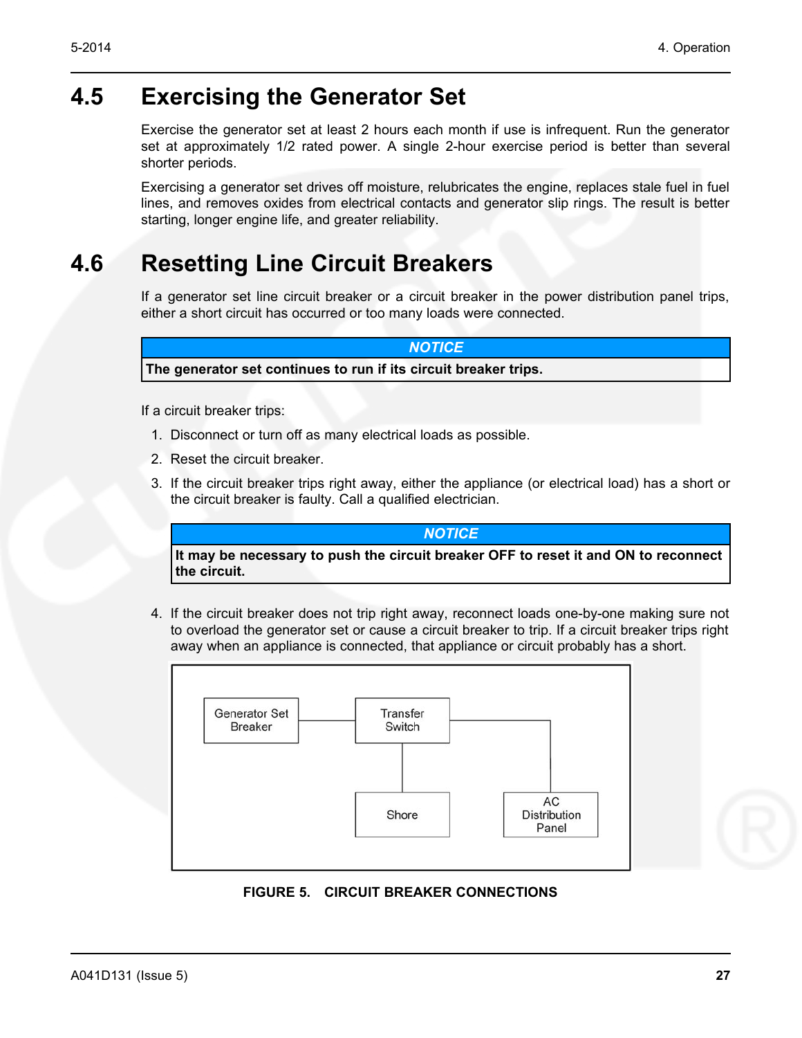## 4.5 Exercising the Generator Set

Exercise the generator set at least 2 hours each month if use is infrequent. Run the generator set at approximately 1/2 rated power. A single 2-hour exercise period is better than several shorter periods.

Exercising a generator set drives off moisture, relubricates the engine, replaces stale fuel in fuel lines, and removes oxides from electrical contacts and generator slip rings. The result is better starting, longer engine life, and greater reliability.

## 4.6 Resetting Line Circuit Breakers

If a generator set line circuit breaker or a circuit breaker in the power distribution panel trips, either a short circuit has occurred or too many loads were connected.

| *NOTICE* |
| --- |
| **The generator set continues to run if its circuit breaker trips.** |

If a circuit breaker trips:

1. Disconnect or turn off as many electrical loads as possible.
2. Reset the circuit breaker.
3. If the circuit breaker trips right away, either the appliance (or electrical load) has a short or the circuit breaker is faulty. Call a qualified electrician.

| *NOTICE* |
| --- |
| **It may be necessary to push the circuit breaker OFF to reset it and ON to reconnect the circuit.** |

4. If the circuit breaker does not trip right away, reconnect loads one-by-one making sure not to overload the generator set or cause a circuit breaker to trip. If a circuit breaker trips right away when an appliance is connected, that appliance or circuit probably has a short.

Generator Set Breaker — Transfer Switch — AC Distribution Panel; Shore — Transfer Switch

**FIGURE 5. CIRCUIT BREAKER CONNECTIONS**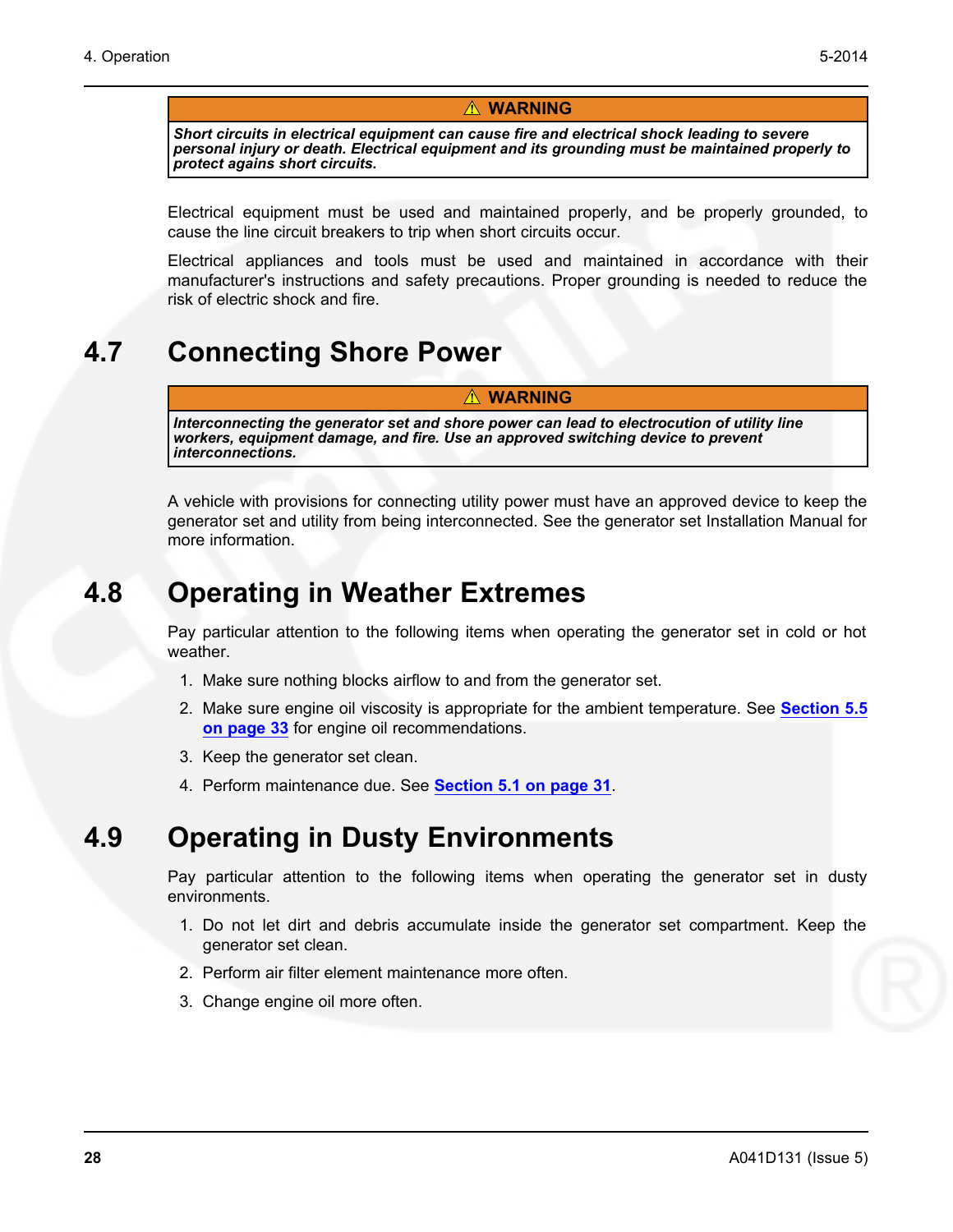**⚠ WARNING**

***Short circuits in electrical equipment can cause fire and electrical shock leading to severe personal injury or death. Electrical equipment and its grounding must be maintained properly to protect agains short circuits.***

Electrical equipment must be used and maintained properly, and be properly grounded, to cause the line circuit breakers to trip when short circuits occur.

Electrical appliances and tools must be used and maintained in accordance with their manufacturer's instructions and safety precautions. Proper grounding is needed to reduce the risk of electric shock and fire.

## 4.7 Connecting Shore Power

**⚠ WARNING**

***Interconnecting the generator set and shore power can lead to electrocution of utility line workers, equipment damage, and fire. Use an approved switching device to prevent interconnections.***

A vehicle with provisions for connecting utility power must have an approved device to keep the generator set and utility from being interconnected. See the generator set Installation Manual for more information.

## 4.8 Operating in Weather Extremes

Pay particular attention to the following items when operating the generator set in cold or hot weather.

1. Make sure nothing blocks airflow to and from the generator set.
2. Make sure engine oil viscosity is appropriate for the ambient temperature. See **Section 5.5 on page 33** for engine oil recommendations.
3. Keep the generator set clean.
4. Perform maintenance due. See **Section 5.1 on page 31**.

## 4.9 Operating in Dusty Environments

Pay particular attention to the following items when operating the generator set in dusty environments.

1. Do not let dirt and debris accumulate inside the generator set compartment. Keep the generator set clean.
2. Perform air filter element maintenance more often.
3. Change engine oil more often.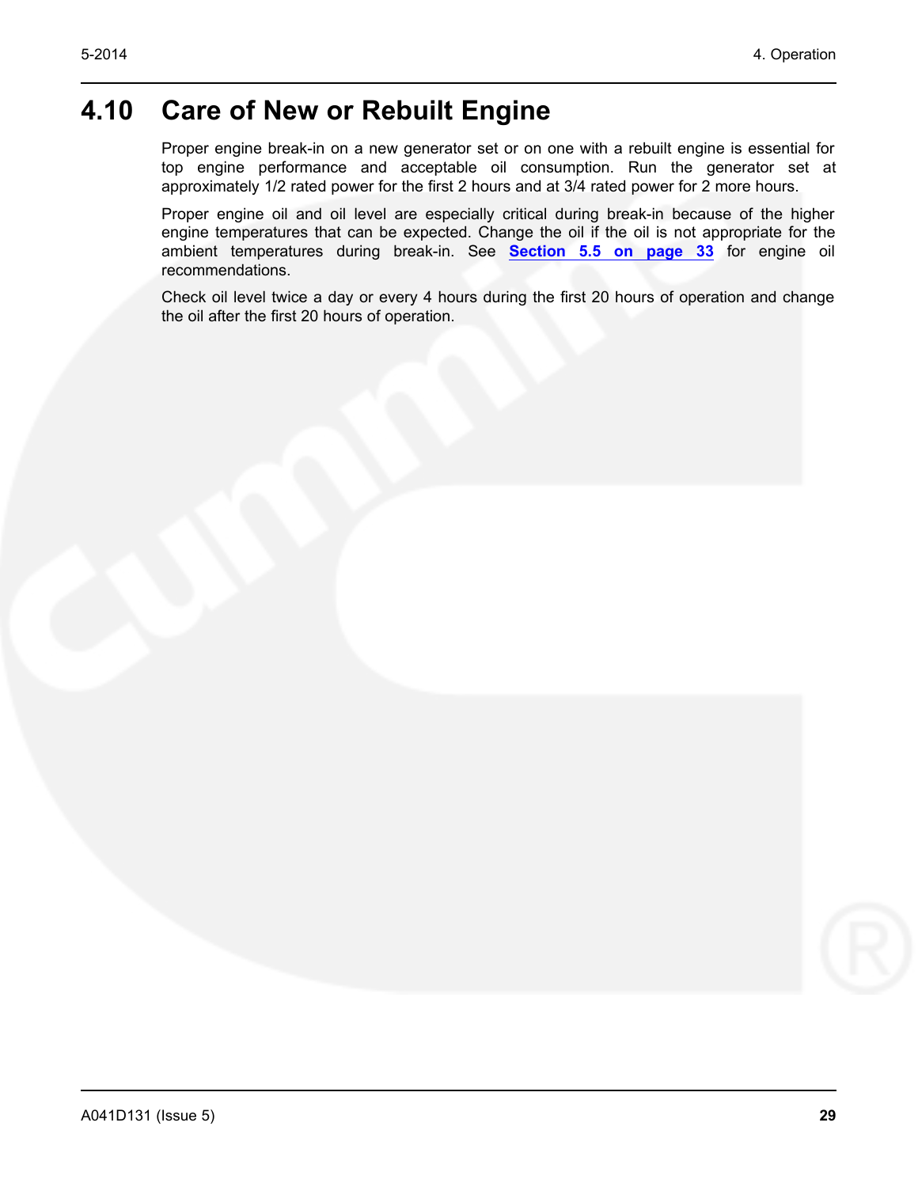## 4.10 Care of New or Rebuilt Engine

Proper engine break-in on a new generator set or on one with a rebuilt engine is essential for top engine performance and acceptable oil consumption. Run the generator set at approximately 1/2 rated power for the first 2 hours and at 3/4 rated power for 2 more hours.

Proper engine oil and oil level are especially critical during break-in because of the higher engine temperatures that can be expected. Change the oil if the oil is not appropriate for the ambient temperatures during break-in. See **Section 5.5 on page 33** for engine oil recommendations.

Check oil level twice a day or every 4 hours during the first 20 hours of operation and change the oil after the first 20 hours of operation.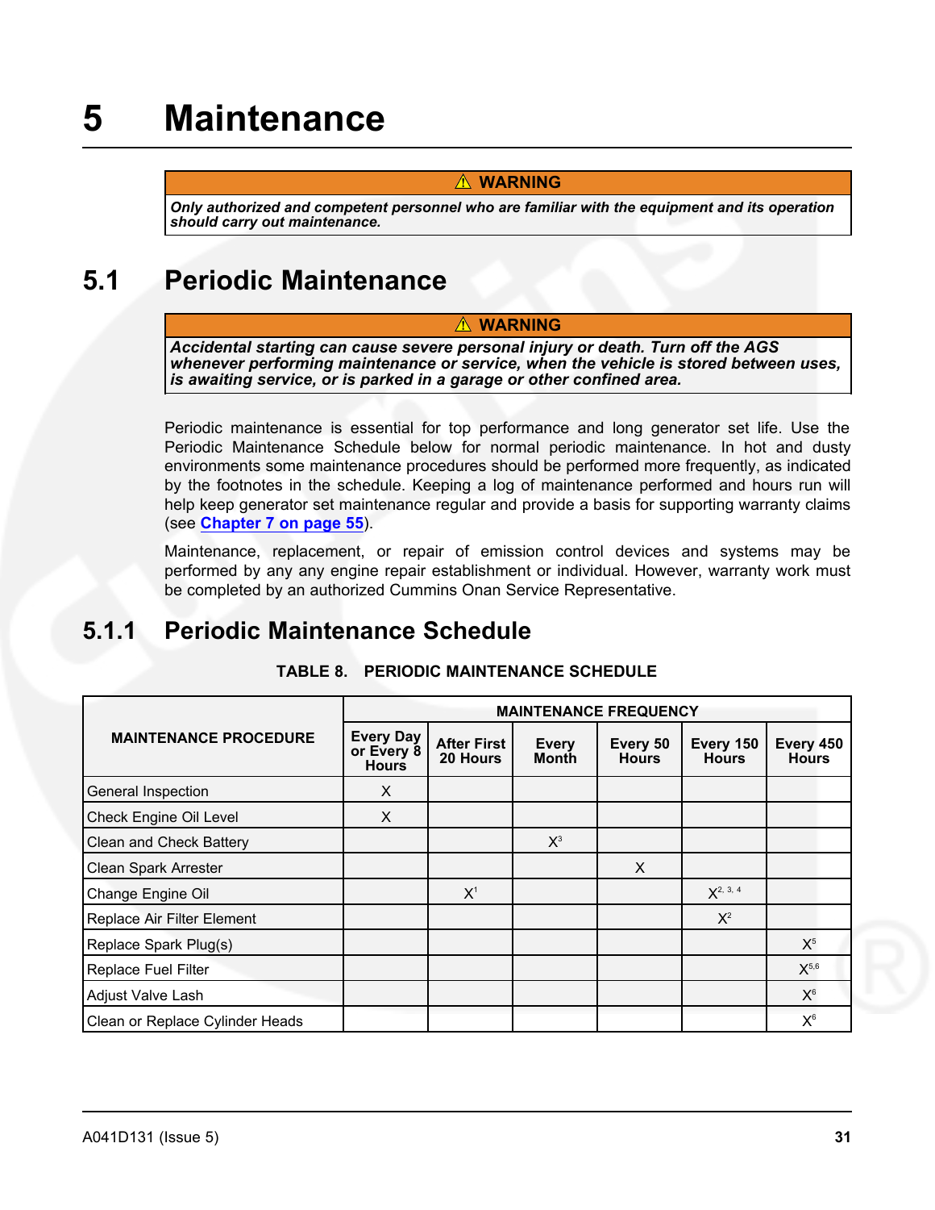# 5 Maintenance

**⚠ WARNING**

***Only authorized and competent personnel who are familiar with the equipment and its operation should carry out maintenance.***

## 5.1 Periodic Maintenance

**⚠ WARNING**

***Accidental starting can cause severe personal injury or death. Turn off the AGS whenever performing maintenance or service, when the vehicle is stored between uses, is awaiting service, or is parked in a garage or other confined area.***

Periodic maintenance is essential for top performance and long generator set life. Use the Periodic Maintenance Schedule below for normal periodic maintenance. In hot and dusty environments some maintenance procedures should be performed more frequently, as indicated by the footnotes in the schedule. Keeping a log of maintenance performed and hours run will help keep generator set maintenance regular and provide a basis for supporting warranty claims (see **Chapter 7 on page 55**).

Maintenance, replacement, or repair of emission control devices and systems may be performed by any any engine repair establishment or individual. However, warranty work must be completed by an authorized Cummins Onan Service Representative.

### 5.1.1 Periodic Maintenance Schedule

**TABLE 8. PERIODIC MAINTENANCE SCHEDULE**

| MAINTENANCE PROCEDURE | MAINTENANCE FREQUENCY | | | | | |
|---|---|---|---|---|---|---|
| | Every Day or Every 8 Hours | After First 20 Hours | Every Month | Every 50 Hours | Every 150 Hours | Every 450 Hours |
| General Inspection | X | | | | | |
| Check Engine Oil Level | X | | | | | |
| Clean and Check Battery | | | X[3] | | | |
| Clean Spark Arrester | | | | X | | |
| Change Engine Oil | | X[1] | | | X[2, 3, 4] | |
| Replace Air Filter Element | | | | | X[2] | |
| Replace Spark Plug(s) | | | | | | X[5] |
| Replace Fuel Filter | | | | | | X[5,6] |
| Adjust Valve Lash | | | | | | X[6] |
| Clean or Replace Cylinder Heads | | | | | | X[6] |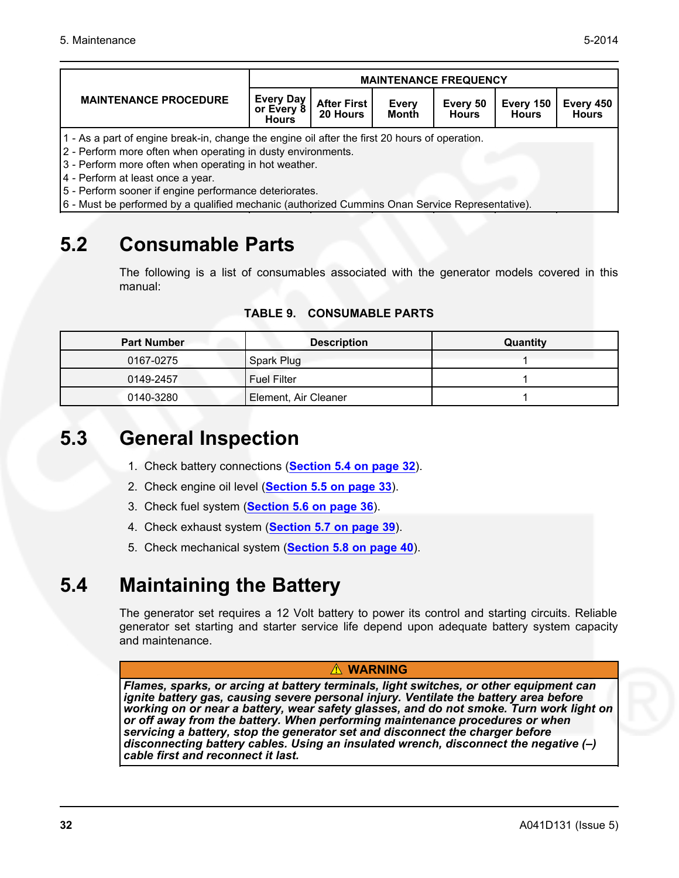| MAINTENANCE PROCEDURE | MAINTENANCE FREQUENCY | | | | | |
|---|---|---|---|---|---|---|
| | Every Day or Every 8 Hours | After First 20 Hours | Every Month | Every 50 Hours | Every 150 Hours | Every 450 Hours |

1 - As a part of engine break-in, change the engine oil after the first 20 hours of operation.
2 - Perform more often when operating in dusty environments.
3 - Perform more often when operating in hot weather.
4 - Perform at least once a year.
5 - Perform sooner if engine performance deteriorates.
6 - Must be performed by a qualified mechanic (authorized Cummins Onan Service Representative).

## 5.2 Consumable Parts

The following is a list of consumables associated with the generator models covered in this manual:

**TABLE 9. CONSUMABLE PARTS**

| Part Number | Description | Quantity |
|---|---|---|
| 0167-0275 | Spark Plug | 1 |
| 0149-2457 | Fuel Filter | 1 |
| 0140-3280 | Element, Air Cleaner | 1 |

## 5.3 General Inspection

1. Check battery connections (**Section 5.4 on page 32**).
2. Check engine oil level (**Section 5.5 on page 33**).
3. Check fuel system (**Section 5.6 on page 36**).
4. Check exhaust system (**Section 5.7 on page 39**).
5. Check mechanical system (**Section 5.8 on page 40**).

## 5.4 Maintaining the Battery

The generator set requires a 12 Volt battery to power its control and starting circuits. Reliable generator set starting and starter service life depend upon adequate battery system capacity and maintenance.

**⚠ WARNING**

***Flames, sparks, or arcing at battery terminals, light switches, or other equipment can ignite battery gas, causing severe personal injury. Ventilate the battery area before working on or near a battery, wear safety glasses, and do not smoke. Turn work light on or off away from the battery. When performing maintenance procedures or when servicing a battery, stop the generator set and disconnect the charger before disconnecting battery cables. Using an insulated wrench, disconnect the negative (–) cable first and reconnect it last.***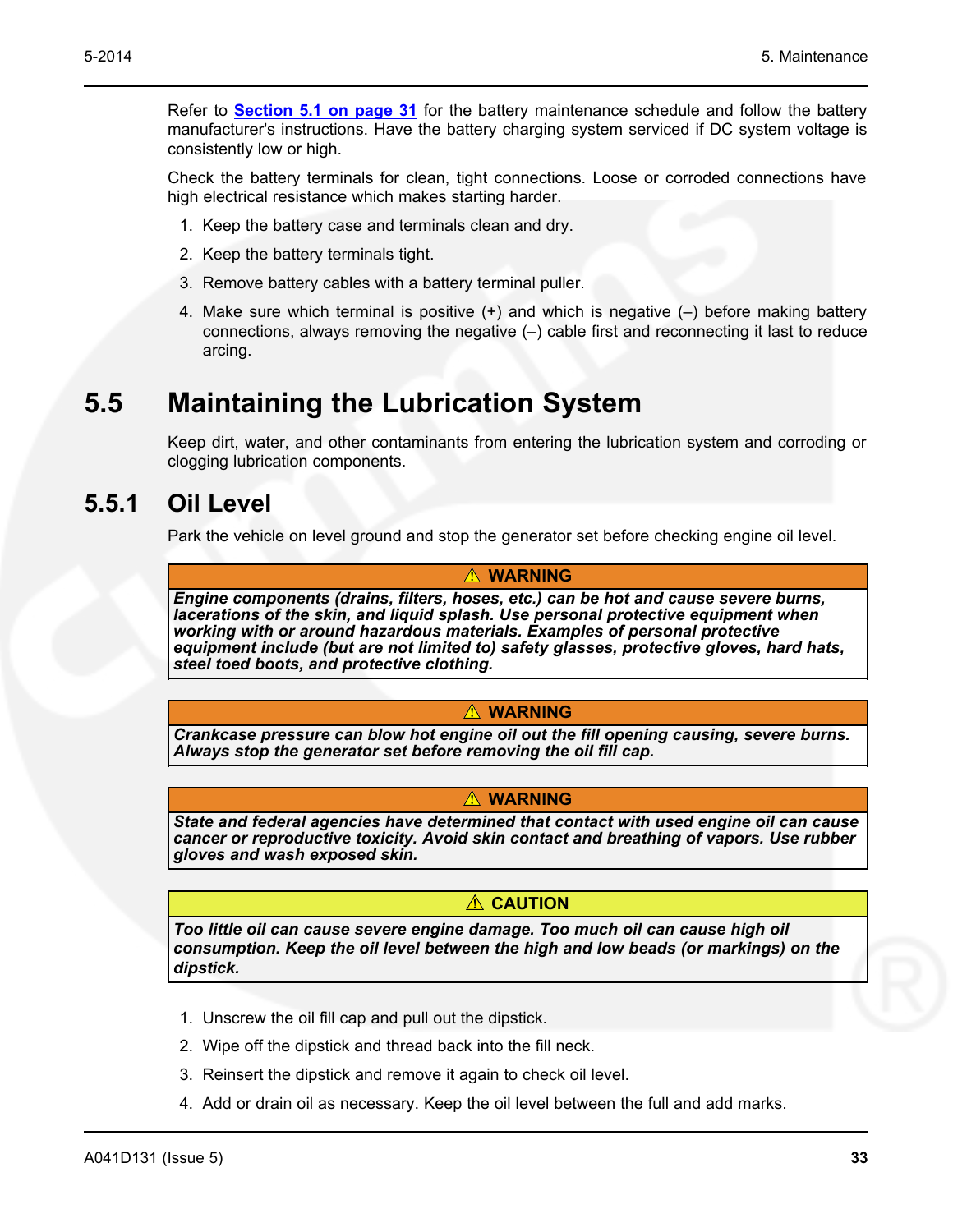Refer to [Section 5.1 on page 31](#) for the battery maintenance schedule and follow the battery manufacturer's instructions. Have the battery charging system serviced if DC system voltage is consistently low or high.

Check the battery terminals for clean, tight connections. Loose or corroded connections have high electrical resistance which makes starting harder.

1. Keep the battery case and terminals clean and dry.
2. Keep the battery terminals tight.
3. Remove battery cables with a battery terminal puller.
4. Make sure which terminal is positive (+) and which is negative (–) before making battery connections, always removing the negative (–) cable first and reconnecting it last to reduce arcing.

## 5.5 Maintaining the Lubrication System

Keep dirt, water, and other contaminants from entering the lubrication system and corroding or clogging lubrication components.

### 5.5.1 Oil Level

Park the vehicle on level ground and stop the generator set before checking engine oil level.

**⚠ WARNING**

***Engine components (drains, filters, hoses, etc.) can be hot and cause severe burns, lacerations of the skin, and liquid splash. Use personal protective equipment when working with or around hazardous materials. Examples of personal protective equipment include (but are not limited to) safety glasses, protective gloves, hard hats, steel toed boots, and protective clothing.***

**⚠ WARNING**

***Crankcase pressure can blow hot engine oil out the fill opening causing, severe burns. Always stop the generator set before removing the oil fill cap.***

**⚠ WARNING**

***State and federal agencies have determined that contact with used engine oil can cause cancer or reproductive toxicity. Avoid skin contact and breathing of vapors. Use rubber gloves and wash exposed skin.***

**⚠ CAUTION**

***Too little oil can cause severe engine damage. Too much oil can cause high oil consumption. Keep the oil level between the high and low beads (or markings) on the dipstick.***

1. Unscrew the oil fill cap and pull out the dipstick.
2. Wipe off the dipstick and thread back into the fill neck.
3. Reinsert the dipstick and remove it again to check oil level.
4. Add or drain oil as necessary. Keep the oil level between the full and add marks.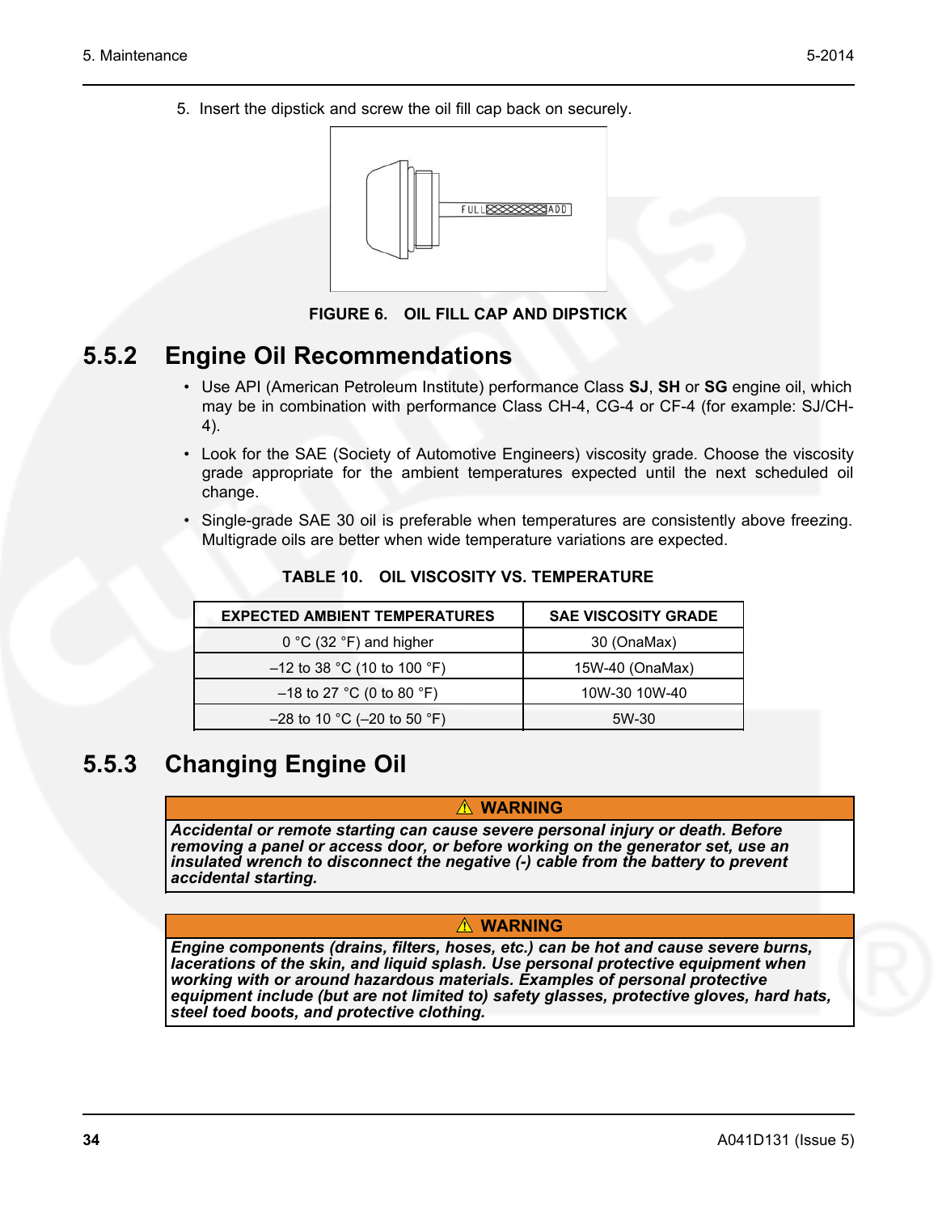5. Insert the dipstick and screw the oil fill cap back on securely.

**FIGURE 6. OIL FILL CAP AND DIPSTICK**

## 5.5.2 Engine Oil Recommendations

- Use API (American Petroleum Institute) performance Class **SJ**, **SH** or **SG** engine oil, which may be in combination with performance Class CH-4, CG-4 or CF-4 (for example: SJ/CH-4).
- Look for the SAE (Society of Automotive Engineers) viscosity grade. Choose the viscosity grade appropriate for the ambient temperatures expected until the next scheduled oil change.
- Single-grade SAE 30 oil is preferable when temperatures are consistently above freezing. Multigrade oils are better when wide temperature variations are expected.

**TABLE 10. OIL VISCOSITY VS. TEMPERATURE**

| EXPECTED AMBIENT TEMPERATURES | SAE VISCOSITY GRADE |
|---|---|
| 0 °C (32 °F) and higher | 30 (OnaMax) |
| –12 to 38 °C (10 to 100 °F) | 15W-40 (OnaMax) |
| –18 to 27 °C (0 to 80 °F) | 10W-30 10W-40 |
| –28 to 10 °C (–20 to 50 °F) | 5W-30 |

## 5.5.3 Changing Engine Oil

**⚠ WARNING**

***Accidental or remote starting can cause severe personal injury or death. Before removing a panel or access door, or before working on the generator set, use an insulated wrench to disconnect the negative (-) cable from the battery to prevent accidental starting.***

**⚠ WARNING**

***Engine components (drains, filters, hoses, etc.) can be hot and cause severe burns, lacerations of the skin, and liquid splash. Use personal protective equipment when working with or around hazardous materials. Examples of personal protective equipment include (but are not limited to) safety glasses, protective gloves, hard hats, steel toed boots, and protective clothing.***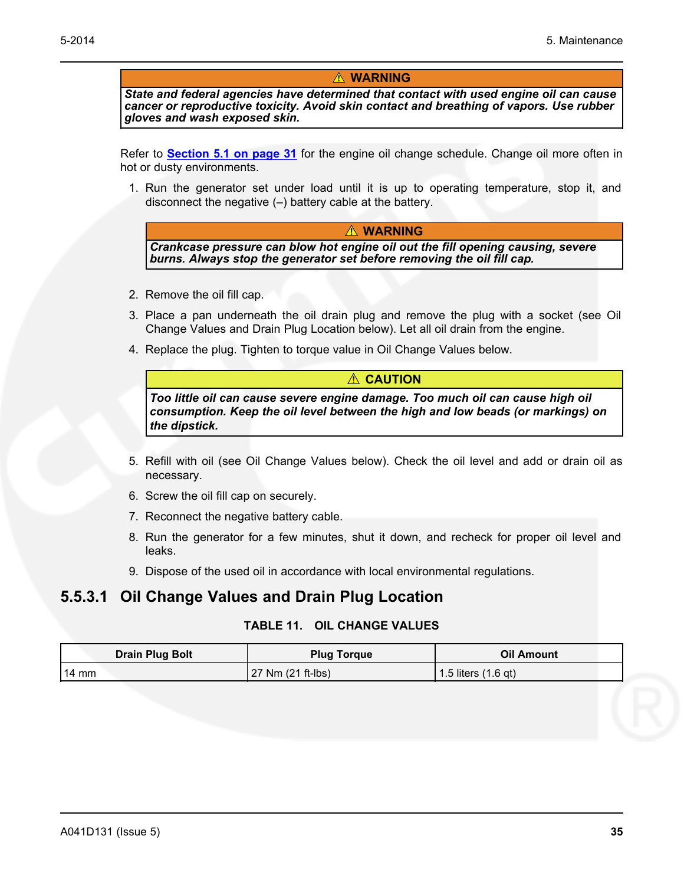**⚠ WARNING**

***State and federal agencies have determined that contact with used engine oil can cause cancer or reproductive toxicity. Avoid skin contact and breathing of vapors. Use rubber gloves and wash exposed skin.***

Refer to Section 5.1 on page 31 for the engine oil change schedule. Change oil more often in hot or dusty environments.

1. Run the generator set under load until it is up to operating temperature, stop it, and disconnect the negative (–) battery cable at the battery.

   **⚠ WARNING**

   ***Crankcase pressure can blow hot engine oil out the fill opening causing, severe burns. Always stop the generator set before removing the oil fill cap.***

2. Remove the oil fill cap.
3. Place a pan underneath the oil drain plug and remove the plug with a socket (see Oil Change Values and Drain Plug Location below). Let all oil drain from the engine.
4. Replace the plug. Tighten to torque value in Oil Change Values below.

   **⚠ CAUTION**

   ***Too little oil can cause severe engine damage. Too much oil can cause high oil consumption. Keep the oil level between the high and low beads (or markings) on the dipstick.***

5. Refill with oil (see Oil Change Values below). Check the oil level and add or drain oil as necessary.
6. Screw the oil fill cap on securely.
7. Reconnect the negative battery cable.
8. Run the generator for a few minutes, shut it down, and recheck for proper oil level and leaks.
9. Dispose of the used oil in accordance with local environmental regulations.

### 5.5.3.1 Oil Change Values and Drain Plug Location

**TABLE 11. OIL CHANGE VALUES**

| Drain Plug Bolt | Plug Torque | Oil Amount |
|---|---|---|
| 14 mm | 27 Nm (21 ft-lbs) | 1.5 liters (1.6 qt) |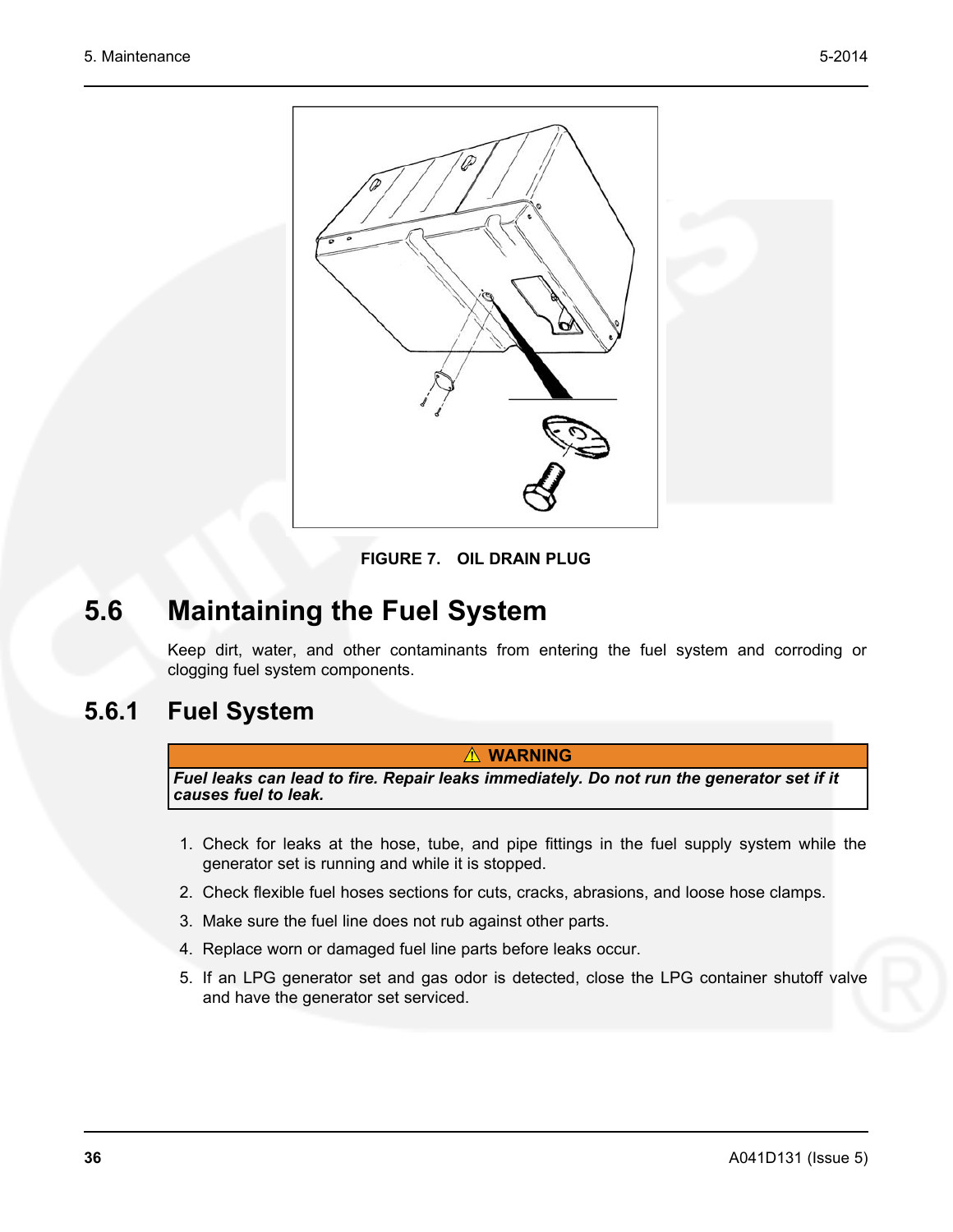FIGURE 7. OIL DRAIN PLUG

## 5.6 Maintaining the Fuel System

Keep dirt, water, and other contaminants from entering the fuel system and corroding or clogging fuel system components.

### 5.6.1 Fuel System

| ⚠ WARNING |
| --- |
| ***Fuel leaks can lead to fire. Repair leaks immediately. Do not run the generator set if it causes fuel to leak.*** |

1. Check for leaks at the hose, tube, and pipe fittings in the fuel supply system while the generator set is running and while it is stopped.
2. Check flexible fuel hoses sections for cuts, cracks, abrasions, and loose hose clamps.
3. Make sure the fuel line does not rub against other parts.
4. Replace worn or damaged fuel line parts before leaks occur.
5. If an LPG generator set and gas odor is detected, close the LPG container shutoff valve and have the generator set serviced.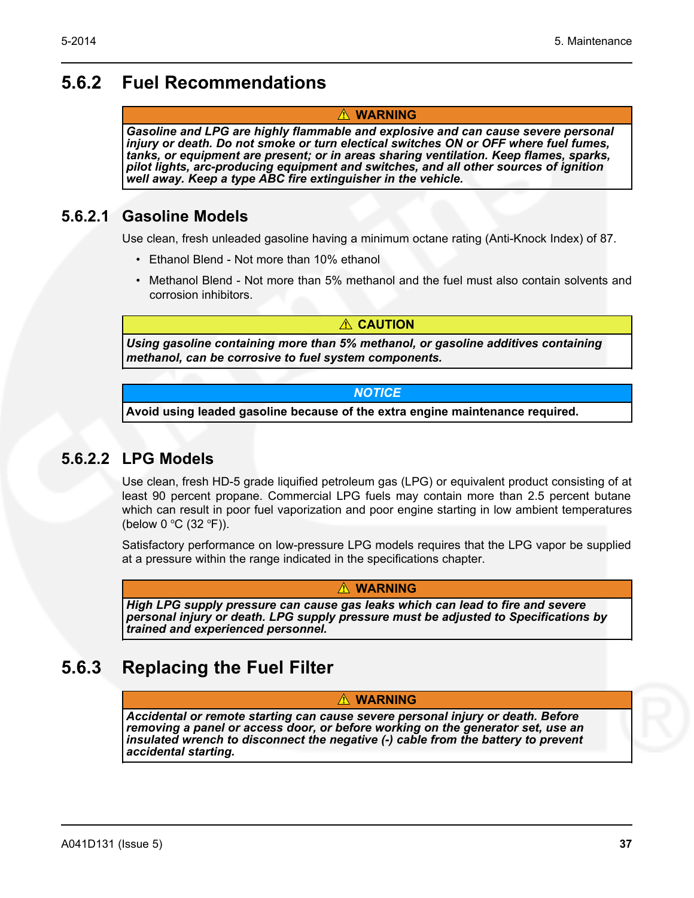## 5.6.2 Fuel Recommendations

> **⚠ WARNING**
>
> ***Gasoline and LPG are highly flammable and explosive and can cause severe personal injury or death. Do not smoke or turn electrical switches ON or OFF where fuel fumes, tanks, or equipment are present; or in areas sharing ventilation. Keep flames, sparks, pilot lights, arc-producing equipment and switches, and all other sources of ignition well away. Keep a type ABC fire extinguisher in the vehicle.***

### 5.6.2.1 Gasoline Models

Use clean, fresh unleaded gasoline having a minimum octane rating (Anti-Knock Index) of 87.

- Ethanol Blend - Not more than 10% ethanol
- Methanol Blend - Not more than 5% methanol and the fuel must also contain solvents and corrosion inhibitors.

> **⚠ CAUTION**
>
> ***Using gasoline containing more than 5% methanol, or gasoline additives containing methanol, can be corrosive to fuel system components.***

> ***NOTICE***
>
> **Avoid using leaded gasoline because of the extra engine maintenance required.**

### 5.6.2.2 LPG Models

Use clean, fresh HD-5 grade liquified petroleum gas (LPG) or equivalent product consisting of at least 90 percent propane. Commercial LPG fuels may contain more than 2.5 percent butane which can result in poor fuel vaporization and poor engine starting in low ambient temperatures (below 0 °C (32 °F)).

Satisfactory performance on low-pressure LPG models requires that the LPG vapor be supplied at a pressure within the range indicated in the specifications chapter.

> **⚠ WARNING**
>
> ***High LPG supply pressure can cause gas leaks which can lead to fire and severe personal injury or death. LPG supply pressure must be adjusted to Specifications by trained and experienced personnel.***

## 5.6.3 Replacing the Fuel Filter

> **⚠ WARNING**
>
> ***Accidental or remote starting can cause severe personal injury or death. Before removing a panel or access door, or before working on the generator set, use an insulated wrench to disconnect the negative (-) cable from the battery to prevent accidental starting.***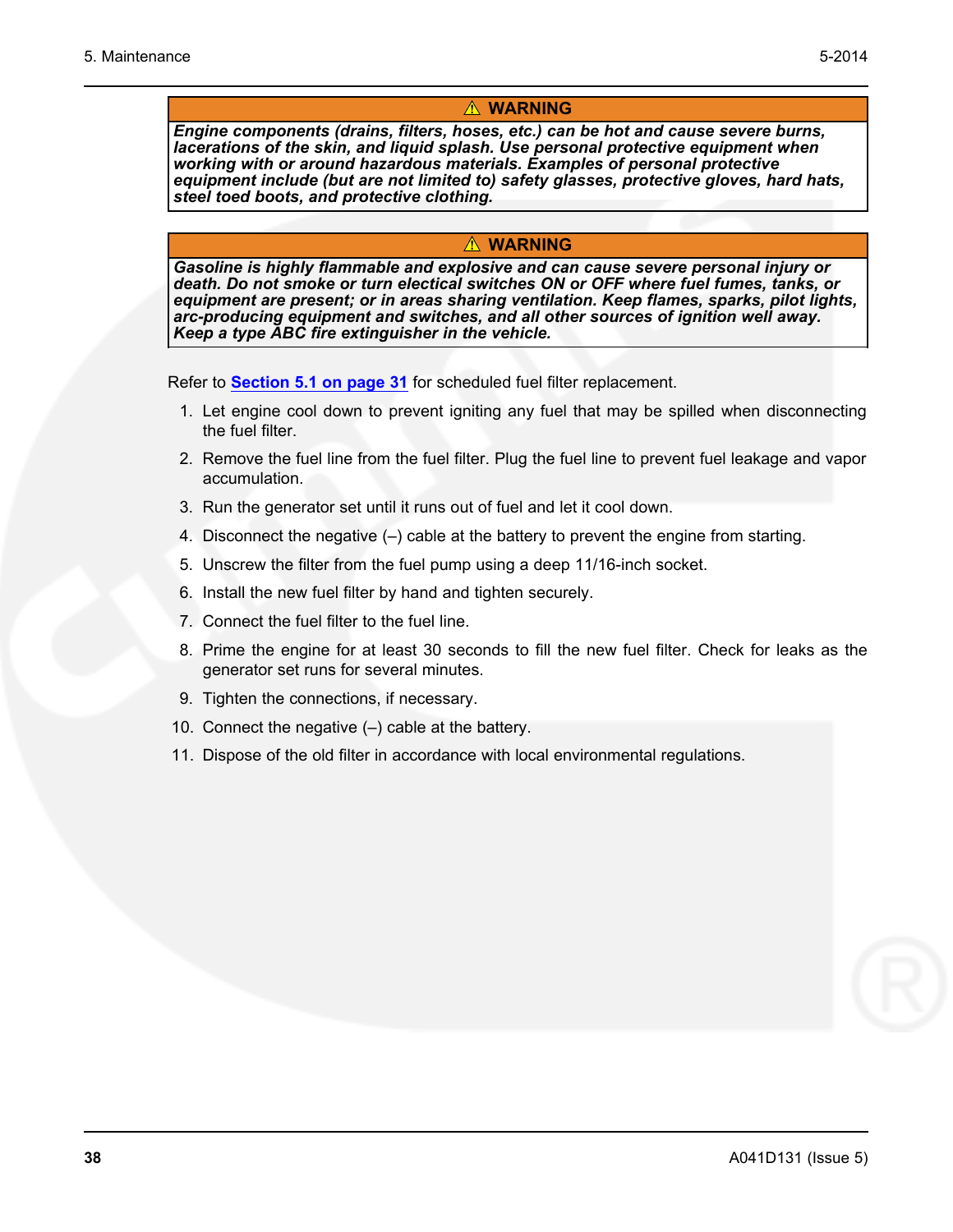**⚠ WARNING**

***Engine components (drains, filters, hoses, etc.) can be hot and cause severe burns, lacerations of the skin, and liquid splash. Use personal protective equipment when working with or around hazardous materials. Examples of personal protective equipment include (but are not limited to) safety glasses, protective gloves, hard hats, steel toed boots, and protective clothing.***

**⚠ WARNING**

***Gasoline is highly flammable and explosive and can cause severe personal injury or death. Do not smoke or turn electical switches ON or OFF where fuel fumes, tanks, or equipment are present; or in areas sharing ventilation. Keep flames, sparks, pilot lights, arc-producing equipment and switches, and all other sources of ignition well away. Keep a type ABC fire extinguisher in the vehicle.***

Refer to **Section 5.1 on page 31** for scheduled fuel filter replacement.

1. Let engine cool down to prevent igniting any fuel that may be spilled when disconnecting the fuel filter.
2. Remove the fuel line from the fuel filter. Plug the fuel line to prevent fuel leakage and vapor accumulation.
3. Run the generator set until it runs out of fuel and let it cool down.
4. Disconnect the negative (–) cable at the battery to prevent the engine from starting.
5. Unscrew the filter from the fuel pump using a deep 11/16-inch socket.
6. Install the new fuel filter by hand and tighten securely.
7. Connect the fuel filter to the fuel line.
8. Prime the engine for at least 30 seconds to fill the new fuel filter. Check for leaks as the generator set runs for several minutes.
9. Tighten the connections, if necessary.
10. Connect the negative (–) cable at the battery.
11. Dispose of the old filter in accordance with local environmental regulations.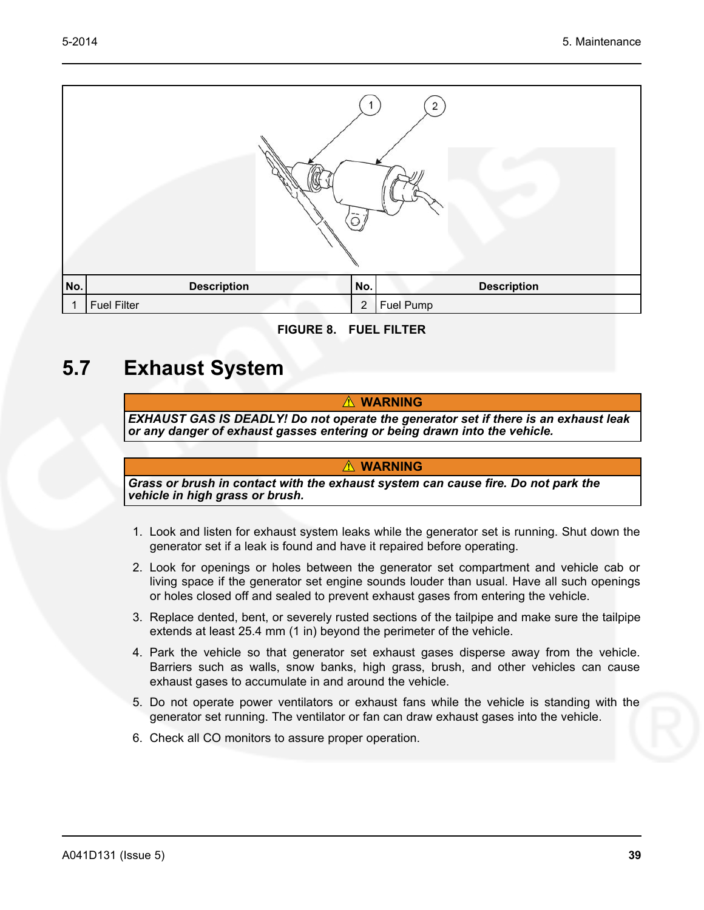| No. | Description | No. | Description |
|---|---|---|---|
| 1 | Fuel Filter | 2 | Fuel Pump |

**FIGURE 8. FUEL FILTER**

## 5.7 Exhaust System

**⚠ WARNING**

***EXHAUST GAS IS DEADLY! Do not operate the generator set if there is an exhaust leak or any danger of exhaust gasses entering or being drawn into the vehicle.***

**⚠ WARNING**

***Grass or brush in contact with the exhaust system can cause fire. Do not park the vehicle in high grass or brush.***

1. Look and listen for exhaust system leaks while the generator set is running. Shut down the generator set if a leak is found and have it repaired before operating.
2. Look for openings or holes between the generator set compartment and vehicle cab or living space if the generator set engine sounds louder than usual. Have all such openings or holes closed off and sealed to prevent exhaust gases from entering the vehicle.
3. Replace dented, bent, or severely rusted sections of the tailpipe and make sure the tailpipe extends at least 25.4 mm (1 in) beyond the perimeter of the vehicle.
4. Park the vehicle so that generator set exhaust gases disperse away from the vehicle. Barriers such as walls, snow banks, high grass, brush, and other vehicles can cause exhaust gases to accumulate in and around the vehicle.
5. Do not operate power ventilators or exhaust fans while the vehicle is standing with the generator set running. The ventilator or fan can draw exhaust gases into the vehicle.
6. Check all CO monitors to assure proper operation.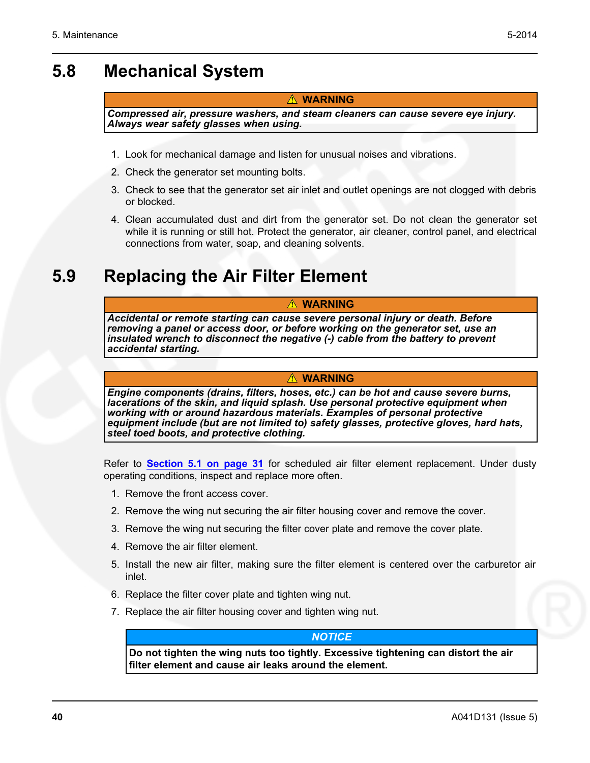## 5.8 Mechanical System

> **⚠ WARNING**
>
> ***Compressed air, pressure washers, and steam cleaners can cause severe eye injury. Always wear safety glasses when using.***

1. Look for mechanical damage and listen for unusual noises and vibrations.
2. Check the generator set mounting bolts.
3. Check to see that the generator set air inlet and outlet openings are not clogged with debris or blocked.
4. Clean accumulated dust and dirt from the generator set. Do not clean the generator set while it is running or still hot. Protect the generator, air cleaner, control panel, and electrical connections from water, soap, and cleaning solvents.

## 5.9 Replacing the Air Filter Element

> **⚠ WARNING**
>
> ***Accidental or remote starting can cause severe personal injury or death. Before removing a panel or access door, or before working on the generator set, use an insulated wrench to disconnect the negative (-) cable from the battery to prevent accidental starting.***

> **⚠ WARNING**
>
> ***Engine components (drains, filters, hoses, etc.) can be hot and cause severe burns, lacerations of the skin, and liquid splash. Use personal protective equipment when working with or around hazardous materials. Examples of personal protective equipment include (but are not limited to) safety glasses, protective gloves, hard hats, steel toed boots, and protective clothing.***

Refer to Section 5.1 on page 31 for scheduled air filter element replacement. Under dusty operating conditions, inspect and replace more often.

1. Remove the front access cover.
2. Remove the wing nut securing the air filter housing cover and remove the cover.
3. Remove the wing nut securing the filter cover plate and remove the cover plate.
4. Remove the air filter element.
5. Install the new air filter, making sure the filter element is centered over the carburetor air inlet.
6. Replace the filter cover plate and tighten wing nut.
7. Replace the air filter housing cover and tighten wing nut.

> ***NOTICE***
>
> **Do not tighten the wing nuts too tightly. Excessive tightening can distort the air filter element and cause air leaks around the element.**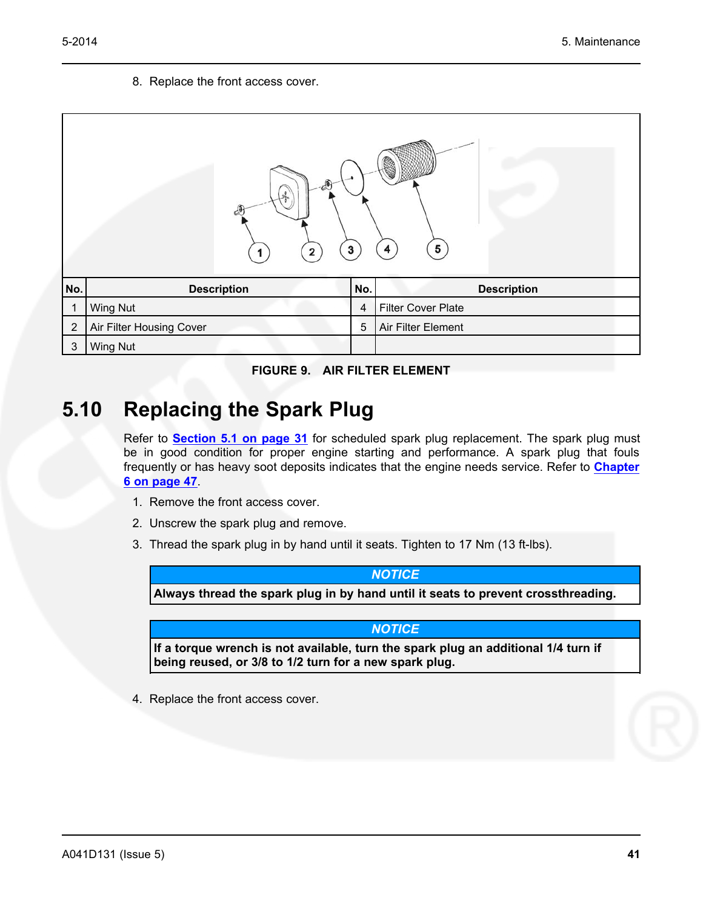8. Replace the front access cover.

| No. | Description | No. | Description |
|---|---|---|---|
| 1 | Wing Nut | 4 | Filter Cover Plate |
| 2 | Air Filter Housing Cover | 5 | Air Filter Element |
| 3 | Wing Nut | | |

**FIGURE 9. AIR FILTER ELEMENT**

## 5.10 Replacing the Spark Plug

Refer to Section 5.1 on page 31 for scheduled spark plug replacement. The spark plug must be in good condition for proper engine starting and performance. A spark plug that fouls frequently or has heavy soot deposits indicates that the engine needs service. Refer to Chapter 6 on page 47.

1. Remove the front access cover.
2. Unscrew the spark plug and remove.
3. Thread the spark plug in by hand until it seats. Tighten to 17 Nm (13 ft-lbs).

| ***NOTICE*** |
|---|
| **Always thread the spark plug in by hand until it seats to prevent crossthreading.** |

| ***NOTICE*** |
|---|
| **If a torque wrench is not available, turn the spark plug an additional 1/4 turn if being reused, or 3/8 to 1/2 turn for a new spark plug.** |

4. Replace the front access cover.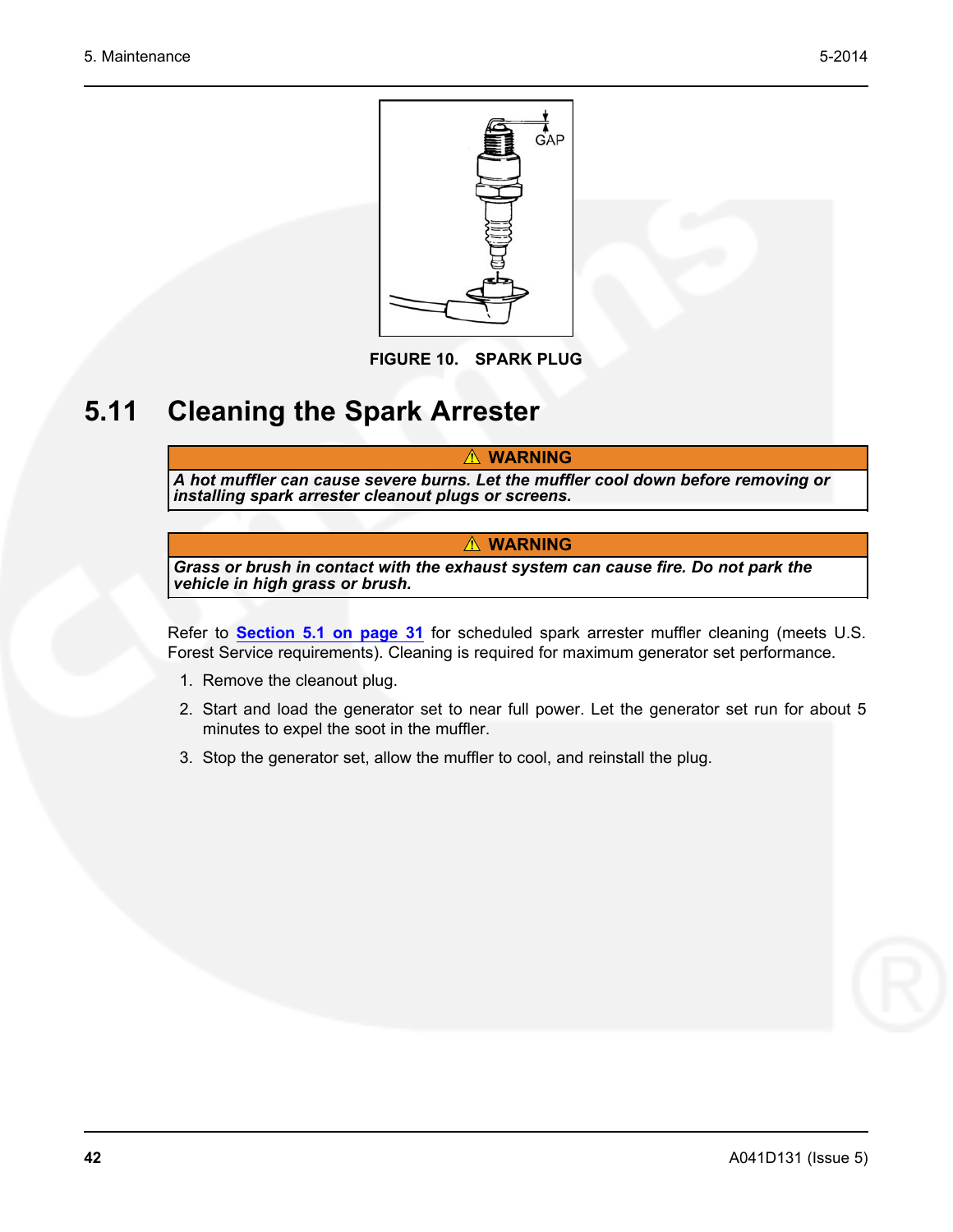FIGURE 10. SPARK PLUG

## 5.11 Cleaning the Spark Arrester

| ⚠ WARNING |
| --- |
| ***A hot muffler can cause severe burns. Let the muffler cool down before removing or installing spark arrester cleanout plugs or screens.*** |

| ⚠ WARNING |
| --- |
| ***Grass or brush in contact with the exhaust system can cause fire. Do not park the vehicle in high grass or brush.*** |

Refer to **Section 5.1 on page 31** for scheduled spark arrester muffler cleaning (meets U.S. Forest Service requirements). Cleaning is required for maximum generator set performance.

1. Remove the cleanout plug.
2. Start and load the generator set to near full power. Let the generator set run for about 5 minutes to expel the soot in the muffler.
3. Stop the generator set, allow the muffler to cool, and reinstall the plug.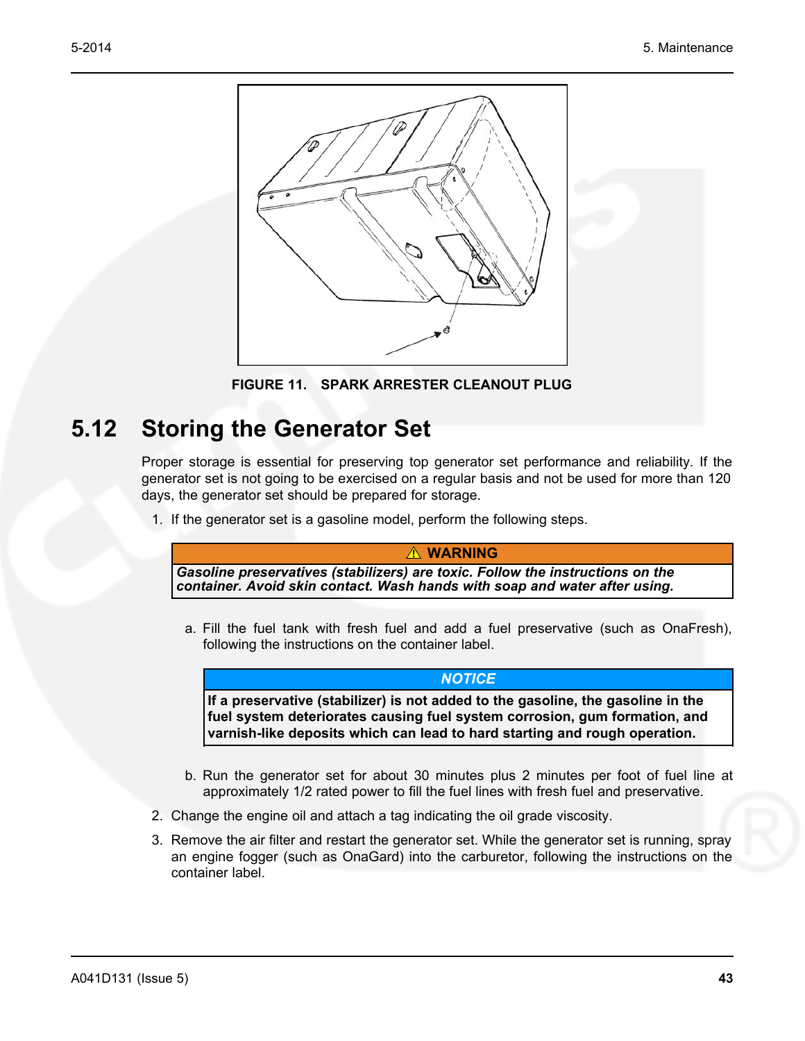**FIGURE 11. SPARK ARRESTER CLEANOUT PLUG**

## 5.12 Storing the Generator Set

Proper storage is essential for preserving top generator set performance and reliability. If the generator set is not going to be exercised on a regular basis and not be used for more than 120 days, the generator set should be prepared for storage.

1. If the generator set is a gasoline model, perform the following steps.

| ⚠ WARNING |
|---|
| ***Gasoline preservatives (stabilizers) are toxic. Follow the instructions on the container. Avoid skin contact. Wash hands with soap and water after using.*** |

   a. Fill the fuel tank with fresh fuel and add a fuel preservative (such as OnaFresh), following the instructions on the container label.

| *NOTICE* |
|---|
| **If a preservative (stabilizer) is not added to the gasoline, the gasoline in the fuel system deteriorates causing fuel system corrosion, gum formation, and varnish-like deposits which can lead to hard starting and rough operation.** |

   b. Run the generator set for about 30 minutes plus 2 minutes per foot of fuel line at approximately 1/2 rated power to fill the fuel lines with fresh fuel and preservative.

2. Change the engine oil and attach a tag indicating the oil grade viscosity.

3. Remove the air filter and restart the generator set. While the generator set is running, spray an engine fogger (such as OnaGard) into the carburetor, following the instructions on the container label.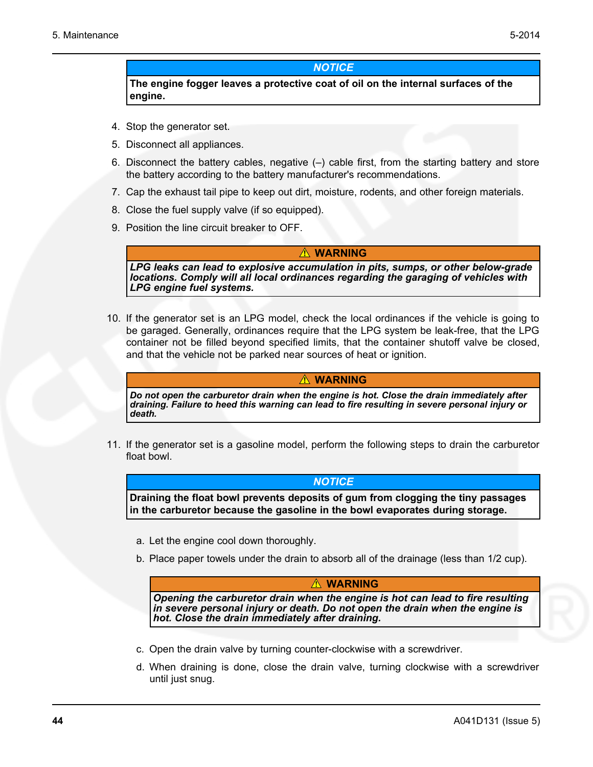**NOTICE**

**The engine fogger leaves a protective coat of oil on the internal surfaces of the engine.**

4. Stop the generator set.
5. Disconnect all appliances.
6. Disconnect the battery cables, negative (–) cable first, from the starting battery and store the battery according to the battery manufacturer's recommendations.
7. Cap the exhaust tail pipe to keep out dirt, moisture, rodents, and other foreign materials.
8. Close the fuel supply valve (if so equipped).
9. Position the line circuit breaker to OFF.

**⚠ WARNING**

***LPG leaks can lead to explosive accumulation in pits, sumps, or other below-grade locations. Comply will all local ordinances regarding the garaging of vehicles with LPG engine fuel systems.***

10. If the generator set is an LPG model, check the local ordinances if the vehicle is going to be garaged. Generally, ordinances require that the LPG system be leak-free, that the LPG container not be filled beyond specified limits, that the container shutoff valve be closed, and that the vehicle not be parked near sources of heat or ignition.

**⚠ WARNING**

***Do not open the carburetor drain when the engine is hot. Close the drain immediately after draining. Failure to heed this warning can lead to fire resulting in severe personal injury or death.***

11. If the generator set is a gasoline model, perform the following steps to drain the carburetor float bowl.

**NOTICE**

**Draining the float bowl prevents deposits of gum from clogging the tiny passages in the carburetor because the gasoline in the bowl evaporates during storage.**

   a. Let the engine cool down thoroughly.
   b. Place paper towels under the drain to absorb all of the drainage (less than 1/2 cup).

**⚠ WARNING**

***Opening the carburetor drain when the engine is hot can lead to fire resulting in severe personal injury or death. Do not open the drain when the engine is hot. Close the drain immediately after draining.***

   c. Open the drain valve by turning counter-clockwise with a screwdriver.
   d. When draining is done, close the drain valve, turning clockwise with a screwdriver until just snug.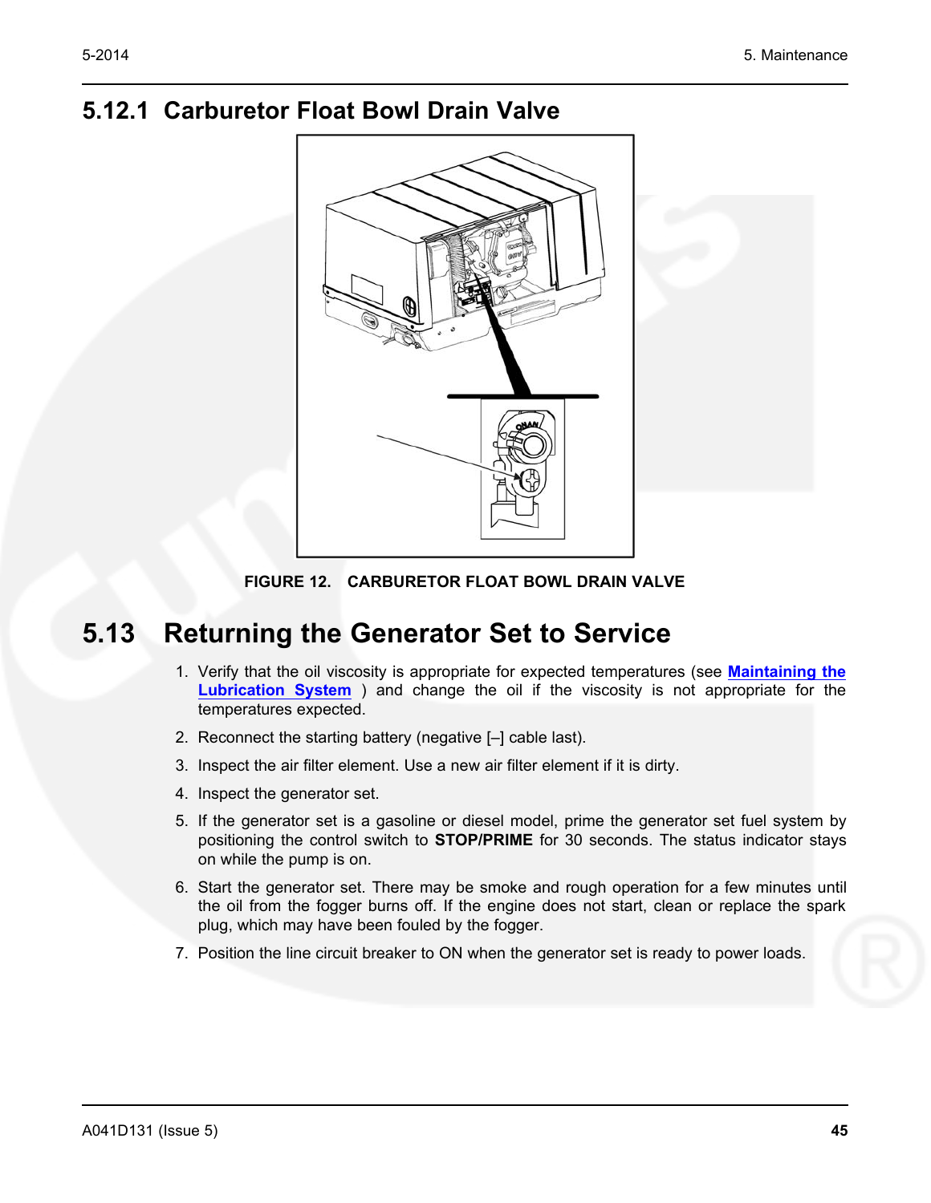## 5.12.1 Carburetor Float Bowl Drain Valve

FIGURE 12. CARBURETOR FLOAT BOWL DRAIN VALVE

# 5.13 Returning the Generator Set to Service

1. Verify that the oil viscosity is appropriate for expected temperatures (see **Maintaining the Lubrication System** ) and change the oil if the viscosity is not appropriate for the temperatures expected.
2. Reconnect the starting battery (negative [–] cable last).
3. Inspect the air filter element. Use a new air filter element if it is dirty.
4. Inspect the generator set.
5. If the generator set is a gasoline or diesel model, prime the generator set fuel system by positioning the control switch to **STOP/PRIME** for 30 seconds. The status indicator stays on while the pump is on.
6. Start the generator set. There may be smoke and rough operation for a few minutes until the oil from the fogger burns off. If the engine does not start, clean or replace the spark plug, which may have been fouled by the fogger.
7. Position the line circuit breaker to ON when the generator set is ready to power loads.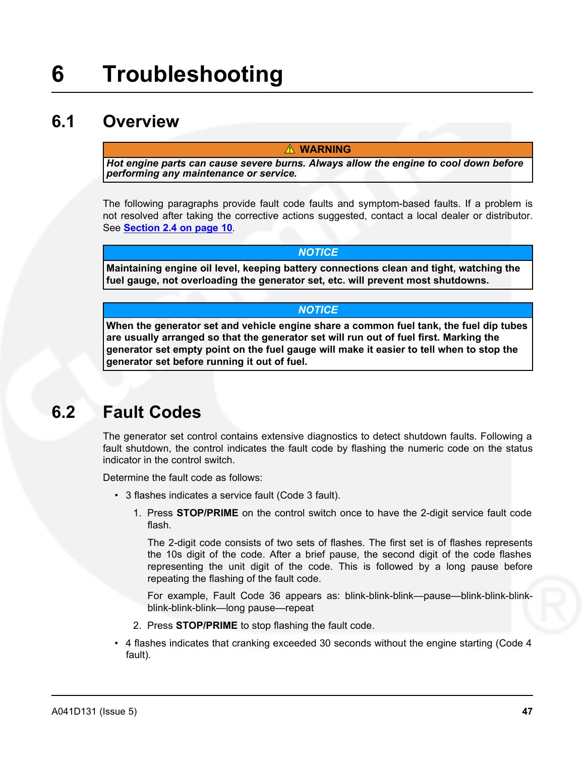# 6 Troubleshooting

## 6.1 Overview

| ⚠ WARNING |
|---|
| ***Hot engine parts can cause severe burns. Always allow the engine to cool down before performing any maintenance or service.*** |

The following paragraphs provide fault code faults and symptom-based faults. If a problem is not resolved after taking the corrective actions suggested, contact a local dealer or distributor. See **Section 2.4 on page 10**.

| *NOTICE* |
|---|
| **Maintaining engine oil level, keeping battery connections clean and tight, watching the fuel gauge, not overloading the generator set, etc. will prevent most shutdowns.** |

| *NOTICE* |
|---|
| **When the generator set and vehicle engine share a common fuel tank, the fuel dip tubes are usually arranged so that the generator set will run out of fuel first. Marking the generator set empty point on the fuel gauge will make it easier to tell when to stop the generator set before running it out of fuel.** |

## 6.2 Fault Codes

The generator set control contains extensive diagnostics to detect shutdown faults. Following a fault shutdown, the control indicates the fault code by flashing the numeric code on the status indicator in the control switch.

Determine the fault code as follows:

- 3 flashes indicates a service fault (Code 3 fault).
  1. Press **STOP/PRIME** on the control switch once to have the 2-digit service fault code flash.

     The 2-digit code consists of two sets of flashes. The first set is of flashes represents the 10s digit of the code. After a brief pause, the second digit of the code flashes representing the unit digit of the code. This is followed by a long pause before repeating the flashing of the fault code.

     For example, Fault Code 36 appears as: blink-blink-blink—pause—blink-blink-blink-blink-blink-blink—long pause—repeat
  2. Press **STOP/PRIME** to stop flashing the fault code.
- 4 flashes indicates that cranking exceeded 30 seconds without the engine starting (Code 4 fault).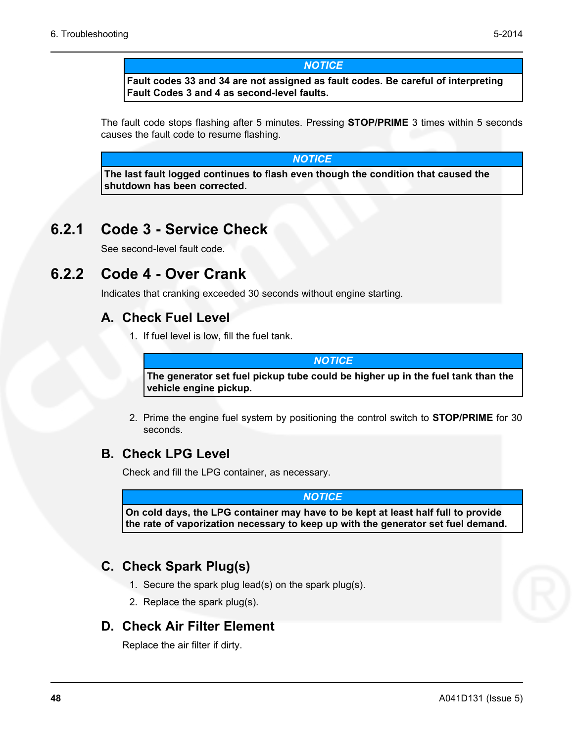**NOTICE**

**Fault codes 33 and 34 are not assigned as fault codes. Be careful of interpreting Fault Codes 3 and 4 as second-level faults.**

The fault code stops flashing after 5 minutes. Pressing **STOP/PRIME** 3 times within 5 seconds causes the fault code to resume flashing.

**NOTICE**

**The last fault logged continues to flash even though the condition that caused the shutdown has been corrected.**

## 6.2.1 Code 3 - Service Check

See second-level fault code.

## 6.2.2 Code 4 - Over Crank

Indicates that cranking exceeded 30 seconds without engine starting.

### A. Check Fuel Level

1. If fuel level is low, fill the fuel tank.

**NOTICE**

**The generator set fuel pickup tube could be higher up in the fuel tank than the vehicle engine pickup.**

2. Prime the engine fuel system by positioning the control switch to **STOP/PRIME** for 30 seconds.

### B. Check LPG Level

Check and fill the LPG container, as necessary.

**NOTICE**

**On cold days, the LPG container may have to be kept at least half full to provide the rate of vaporization necessary to keep up with the generator set fuel demand.**

### C. Check Spark Plug(s)

1. Secure the spark plug lead(s) on the spark plug(s).
2. Replace the spark plug(s).

### D. Check Air Filter Element

Replace the air filter if dirty.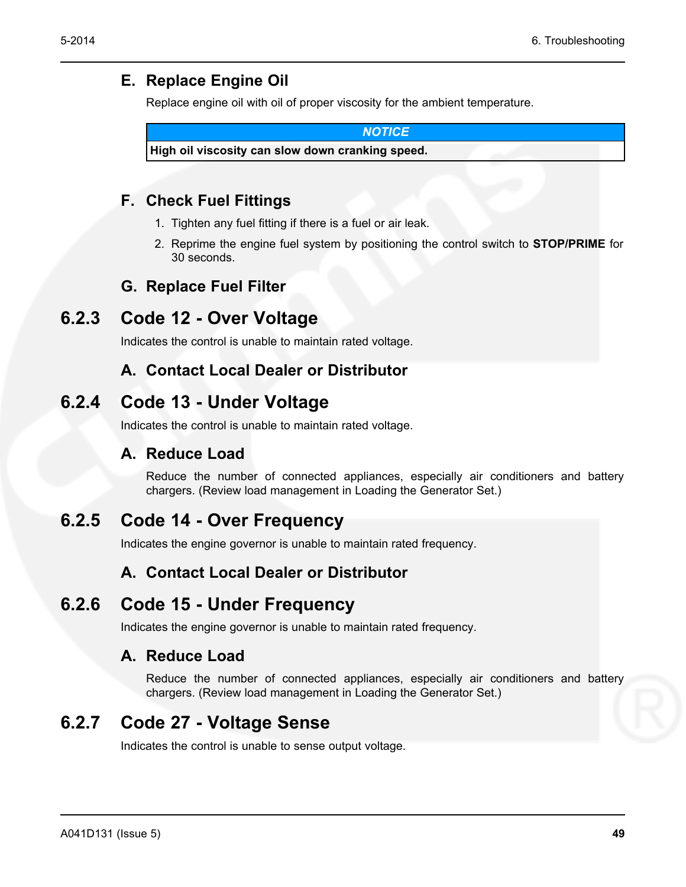### E. Replace Engine Oil

Replace engine oil with oil of proper viscosity for the ambient temperature.

| ***NOTICE*** |
| --- |
| **High oil viscosity can slow down cranking speed.** |

### F. Check Fuel Fittings

1. Tighten any fuel fitting if there is a fuel or air leak.
2. Reprime the engine fuel system by positioning the control switch to **STOP/PRIME** for 30 seconds.

### G. Replace Fuel Filter

## 6.2.3 Code 12 - Over Voltage

Indicates the control is unable to maintain rated voltage.

### A. Contact Local Dealer or Distributor

## 6.2.4 Code 13 - Under Voltage

Indicates the control is unable to maintain rated voltage.

### A. Reduce Load

Reduce the number of connected appliances, especially air conditioners and battery chargers. (Review load management in Loading the Generator Set.)

## 6.2.5 Code 14 - Over Frequency

Indicates the engine governor is unable to maintain rated frequency.

### A. Contact Local Dealer or Distributor

## 6.2.6 Code 15 - Under Frequency

Indicates the engine governor is unable to maintain rated frequency.

### A. Reduce Load

Reduce the number of connected appliances, especially air conditioners and battery chargers. (Review load management in Loading the Generator Set.)

## 6.2.7 Code 27 - Voltage Sense

Indicates the control is unable to sense output voltage.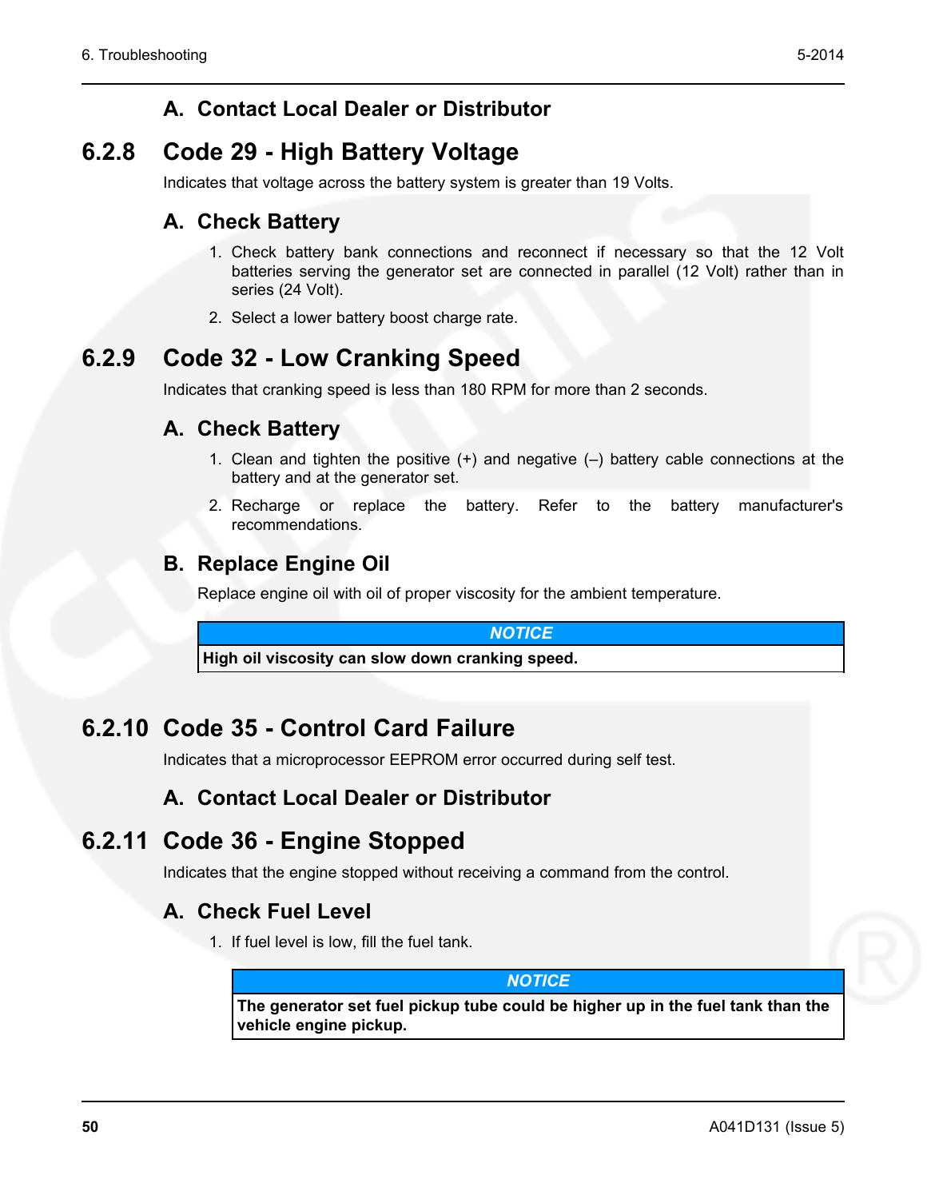### A. Contact Local Dealer or Distributor

## 6.2.8 Code 29 - High Battery Voltage

Indicates that voltage across the battery system is greater than 19 Volts.

### A. Check Battery

1. Check battery bank connections and reconnect if necessary so that the 12 Volt batteries serving the generator set are connected in parallel (12 Volt) rather than in series (24 Volt).
2. Select a lower battery boost charge rate.

## 6.2.9 Code 32 - Low Cranking Speed

Indicates that cranking speed is less than 180 RPM for more than 2 seconds.

### A. Check Battery

1. Clean and tighten the positive (+) and negative (–) battery cable connections at the battery and at the generator set.
2. Recharge or replace the battery. Refer to the battery manufacturer's recommendations.

### B. Replace Engine Oil

Replace engine oil with oil of proper viscosity for the ambient temperature.

| *NOTICE* |
|---|
| **High oil viscosity can slow down cranking speed.** |

## 6.2.10 Code 35 - Control Card Failure

Indicates that a microprocessor EEPROM error occurred during self test.

### A. Contact Local Dealer or Distributor

## 6.2.11 Code 36 - Engine Stopped

Indicates that the engine stopped without receiving a command from the control.

### A. Check Fuel Level

1. If fuel level is low, fill the fuel tank.

| *NOTICE* |
|---|
| **The generator set fuel pickup tube could be higher up in the fuel tank than the vehicle engine pickup.** |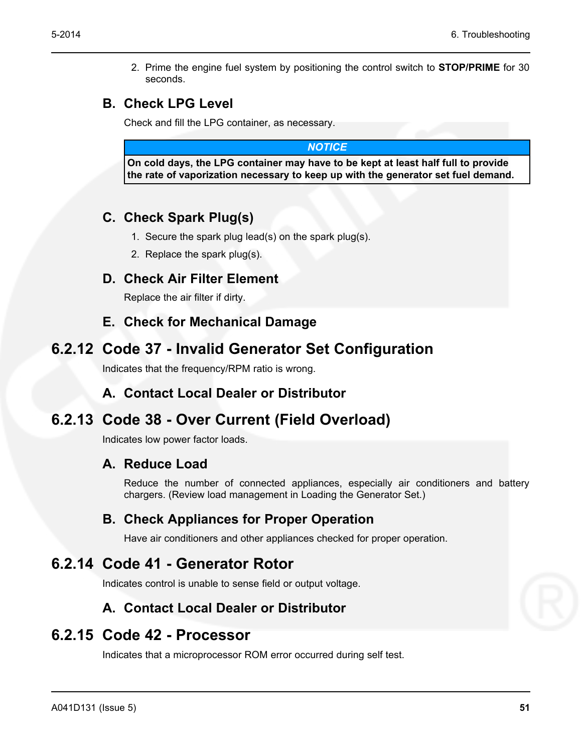2. Prime the engine fuel system by positioning the control switch to **STOP/PRIME** for 30 seconds.

#### B. Check LPG Level

Check and fill the LPG container, as necessary.

| ***NOTICE*** |
| --- |
| **On cold days, the LPG container may have to be kept at least half full to provide the rate of vaporization necessary to keep up with the generator set fuel demand.** |

#### C. Check Spark Plug(s)

1. Secure the spark plug lead(s) on the spark plug(s).
2. Replace the spark plug(s).

#### D. Check Air Filter Element

Replace the air filter if dirty.

#### E. Check for Mechanical Damage

### 6.2.12 Code 37 - Invalid Generator Set Configuration

Indicates that the frequency/RPM ratio is wrong.

#### A. Contact Local Dealer or Distributor

### 6.2.13 Code 38 - Over Current (Field Overload)

Indicates low power factor loads.

#### A. Reduce Load

Reduce the number of connected appliances, especially air conditioners and battery chargers. (Review load management in Loading the Generator Set.)

#### B. Check Appliances for Proper Operation

Have air conditioners and other appliances checked for proper operation.

### 6.2.14 Code 41 - Generator Rotor

Indicates control is unable to sense field or output voltage.

#### A. Contact Local Dealer or Distributor

### 6.2.15 Code 42 - Processor

Indicates that a microprocessor ROM error occurred during self test.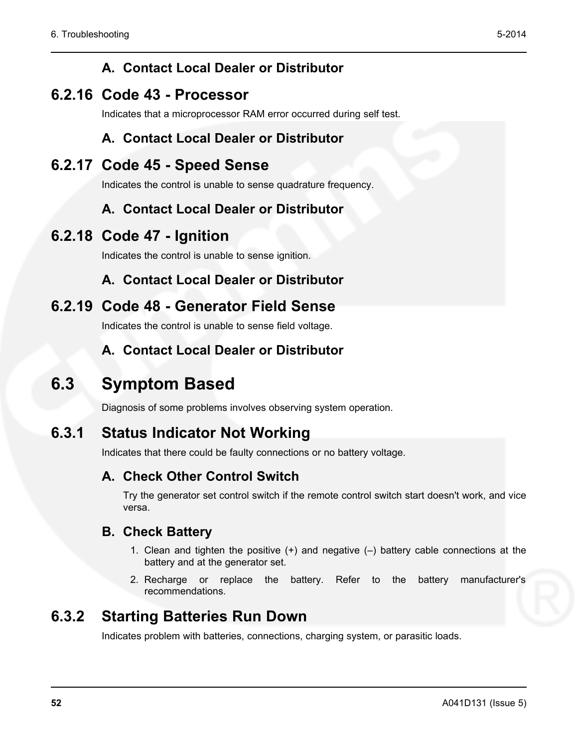#### A. Contact Local Dealer or Distributor

### 6.2.16 Code 43 - Processor

Indicates that a microprocessor RAM error occurred during self test.

#### A. Contact Local Dealer or Distributor

### 6.2.17 Code 45 - Speed Sense

Indicates the control is unable to sense quadrature frequency.

#### A. Contact Local Dealer or Distributor

### 6.2.18 Code 47 - Ignition

Indicates the control is unable to sense ignition.

#### A. Contact Local Dealer or Distributor

### 6.2.19 Code 48 - Generator Field Sense

Indicates the control is unable to sense field voltage.

#### A. Contact Local Dealer or Distributor

## 6.3 Symptom Based

Diagnosis of some problems involves observing system operation.

### 6.3.1 Status Indicator Not Working

Indicates that there could be faulty connections or no battery voltage.

#### A. Check Other Control Switch

Try the generator set control switch if the remote control switch start doesn't work, and vice versa.

#### B. Check Battery

1. Clean and tighten the positive (+) and negative (–) battery cable connections at the battery and at the generator set.
2. Recharge or replace the battery. Refer to the battery manufacturer's recommendations.

### 6.3.2 Starting Batteries Run Down

Indicates problem with batteries, connections, charging system, or parasitic loads.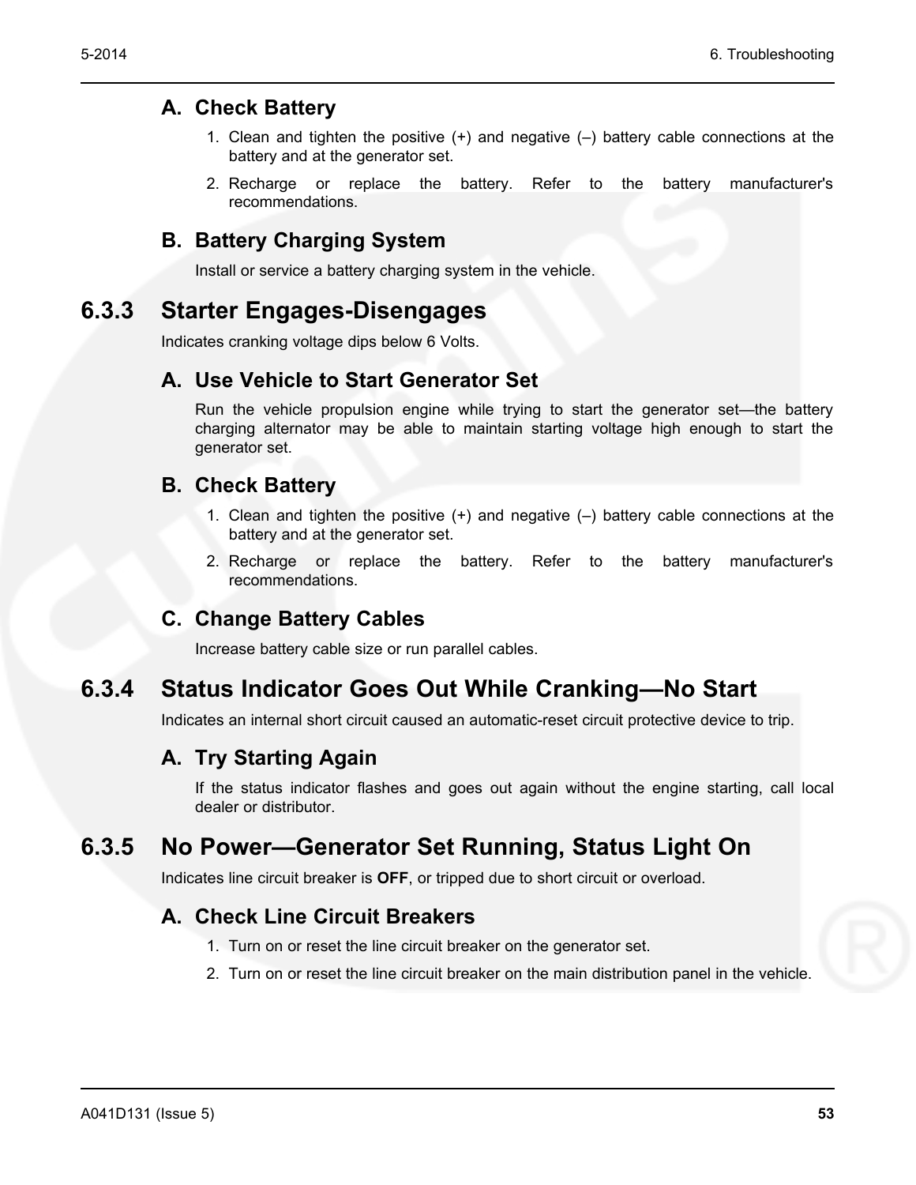### A. Check Battery

1. Clean and tighten the positive (+) and negative (–) battery cable connections at the battery and at the generator set.
2. Recharge or replace the battery. Refer to the battery manufacturer's recommendations.

### B. Battery Charging System

Install or service a battery charging system in the vehicle.

## 6.3.3 Starter Engages-Disengages

Indicates cranking voltage dips below 6 Volts.

### A. Use Vehicle to Start Generator Set

Run the vehicle propulsion engine while trying to start the generator set—the battery charging alternator may be able to maintain starting voltage high enough to start the generator set.

### B. Check Battery

1. Clean and tighten the positive (+) and negative (–) battery cable connections at the battery and at the generator set.
2. Recharge or replace the battery. Refer to the battery manufacturer's recommendations.

### C. Change Battery Cables

Increase battery cable size or run parallel cables.

## 6.3.4 Status Indicator Goes Out While Cranking—No Start

Indicates an internal short circuit caused an automatic-reset circuit protective device to trip.

### A. Try Starting Again

If the status indicator flashes and goes out again without the engine starting, call local dealer or distributor.

## 6.3.5 No Power—Generator Set Running, Status Light On

Indicates line circuit breaker is **OFF**, or tripped due to short circuit or overload.

### A. Check Line Circuit Breakers

1. Turn on or reset the line circuit breaker on the generator set.
2. Turn on or reset the line circuit breaker on the main distribution panel in the vehicle.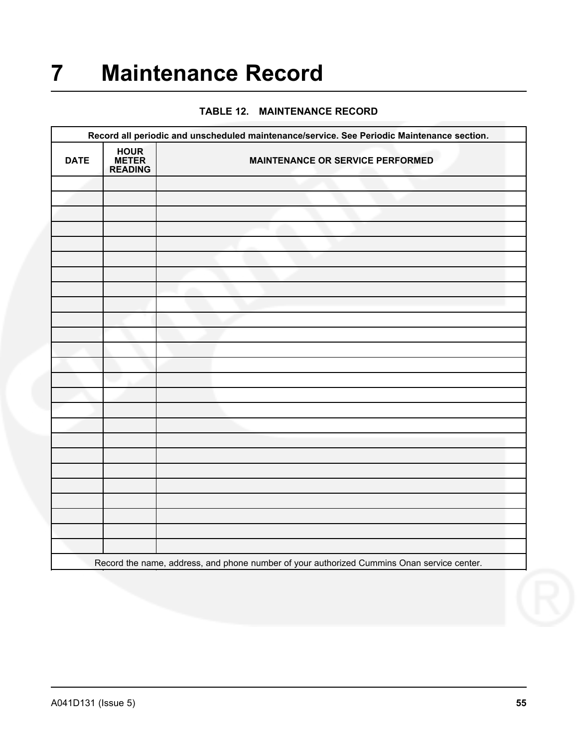# 7 Maintenance Record

**TABLE 12. MAINTENANCE RECORD**

| Record all periodic and unscheduled maintenance/service. See Periodic Maintenance section. | | |
|---|---|---|
| **DATE** | **HOUR METER READING** | **MAINTENANCE OR SERVICE PERFORMED** |
| | | |
| | | |
| | | |
| | | |
| | | |
| | | |
| | | |
| | | |
| | | |
| | | |
| | | |
| | | |
| | | |
| | | |
| | | |
| | | |
| | | |
| | | |
| | | |
| | | |
| | | |
| | | |
| | | |
| | | |
| | | |
| Record the name, address, and phone number of your authorized Cummins Onan service center. | | |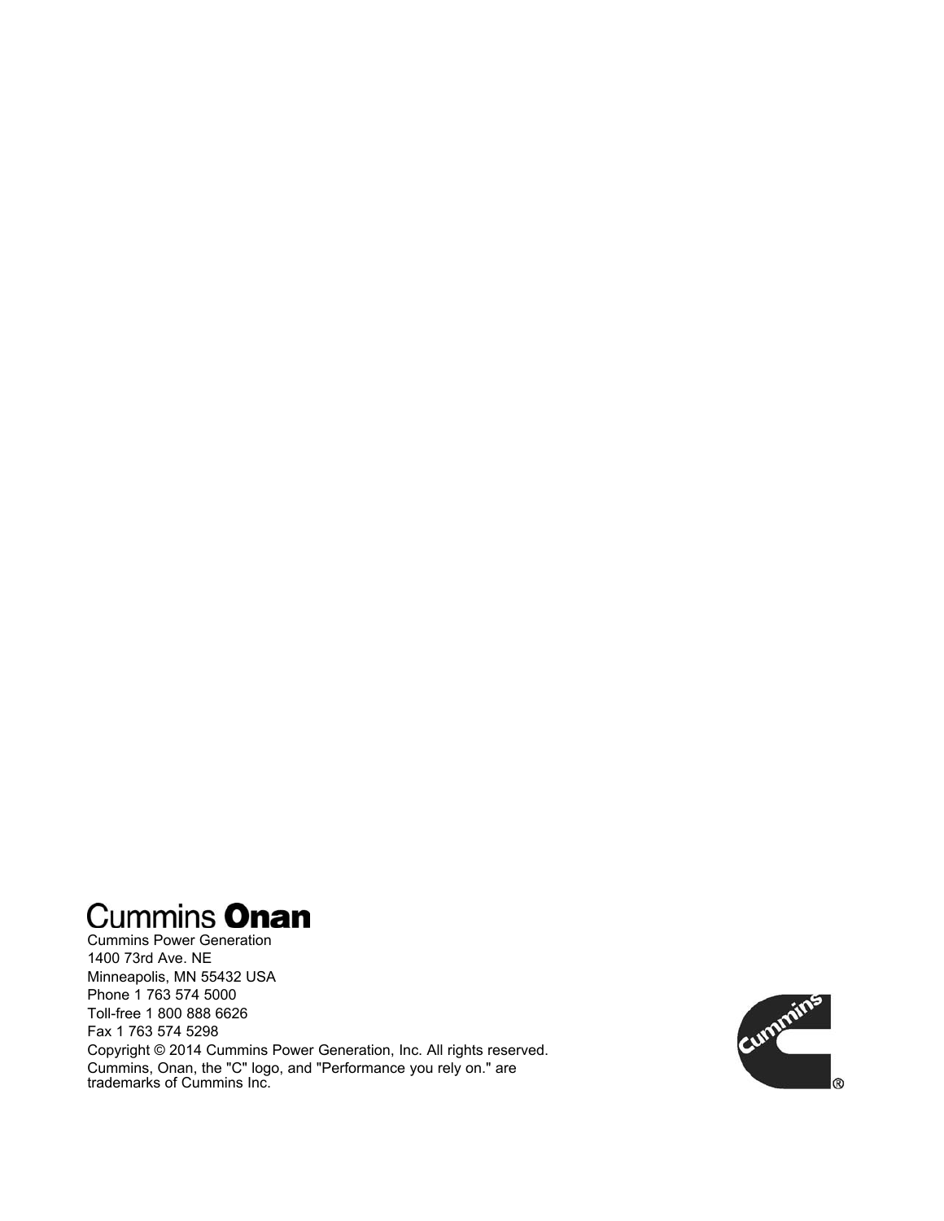**Cummins Onan**

Cummins Power Generation
1400 73rd Ave. NE
Minneapolis, MN 55432 USA
Phone 1 763 574 5000
Toll-free 1 800 888 6626
Fax 1 763 574 5298

Copyright © 2014 Cummins Power Generation, Inc. All rights reserved.
Cummins, Onan, the "C" logo, and "Performance you rely on." are trademarks of Cummins Inc.